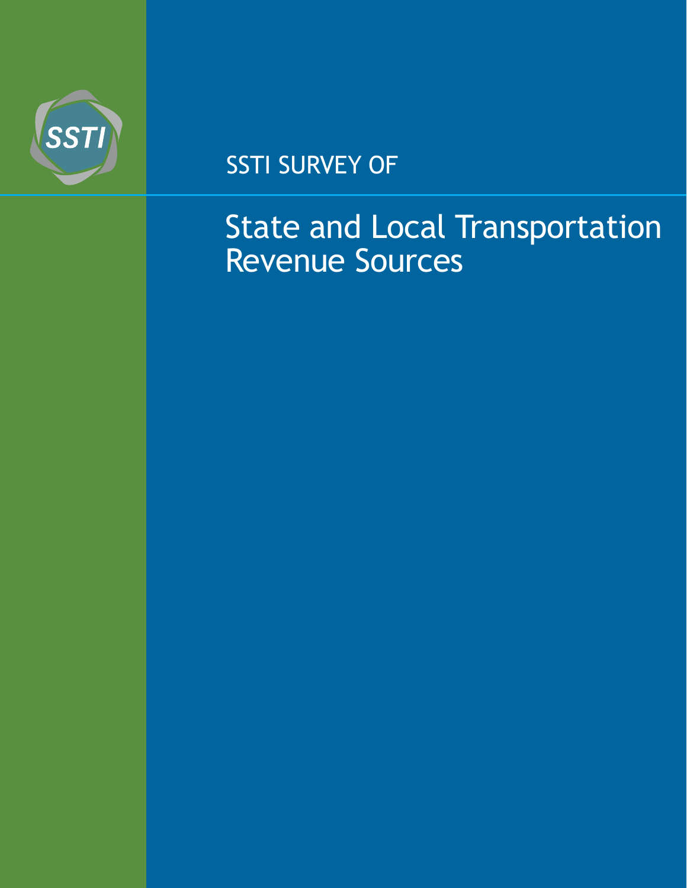SSTI

SSTI SURVEY OF

# State and Local Transportation Revenue Sources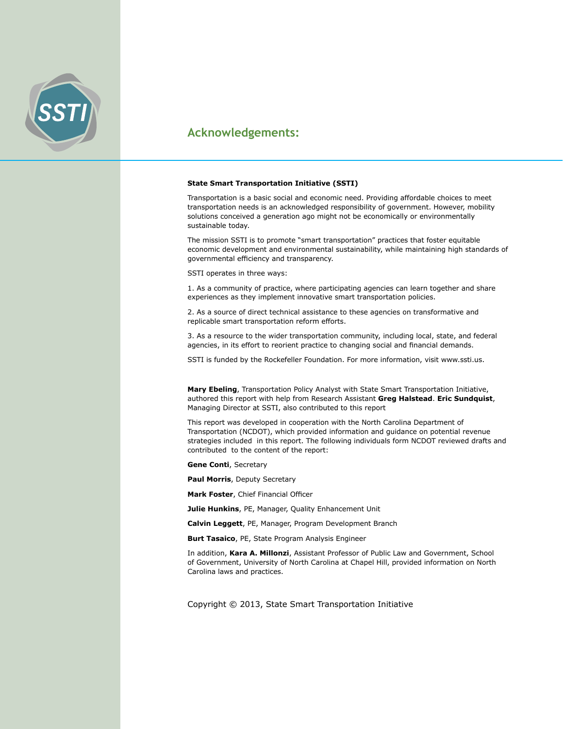## Acknowledgements:

**State Smart Transportation Initiative (SSTI)**

Transportation is a basic social and economic need. Providing affordable choices to meet transportation needs is an acknowledged responsibility of government. However, mobility solutions conceived a generation ago might not be economically or environmentally sustainable today.

The mission SSTI is to promote "smart transportation" practices that foster equitable economic development and environmental sustainability, while maintaining high standards of governmental efficiency and transparency.

SSTI operates in three ways:

1. As a community of practice, where participating agencies can learn together and share experiences as they implement innovative smart transportation policies.

2. As a source of direct technical assistance to these agencies on transformative and replicable smart transportation reform efforts.

3. As a resource to the wider transportation community, including local, state, and federal agencies, in its effort to reorient practice to changing social and financial demands.

SSTI is funded by the Rockefeller Foundation. For more information, visit www.ssti.us.

**Mary Ebeling**, Transportation Policy Analyst with State Smart Transportation Initiative, authored this report with help from Research Assistant **Greg Halstead**. **Eric Sundquist**, Managing Director at SSTI, also contributed to this report

This report was developed in cooperation with the North Carolina Department of Transportation (NCDOT), which provided information and guidance on potential revenue strategies included in this report. The following individuals form NCDOT reviewed drafts and contributed to the content of the report:

**Gene Conti**, Secretary

**Paul Morris**, Deputy Secretary

**Mark Foster**, Chief Financial Officer

**Julie Hunkins**, PE, Manager, Quality Enhancement Unit

**Calvin Leggett**, PE, Manager, Program Development Branch

**Burt Tasaico**, PE, State Program Analysis Engineer

In addition, **Kara A. Millonzi**, Assistant Professor of Public Law and Government, School of Government, University of North Carolina at Chapel Hill, provided information on North Carolina laws and practices.

Copyright © 2013, State Smart Transportation Initiative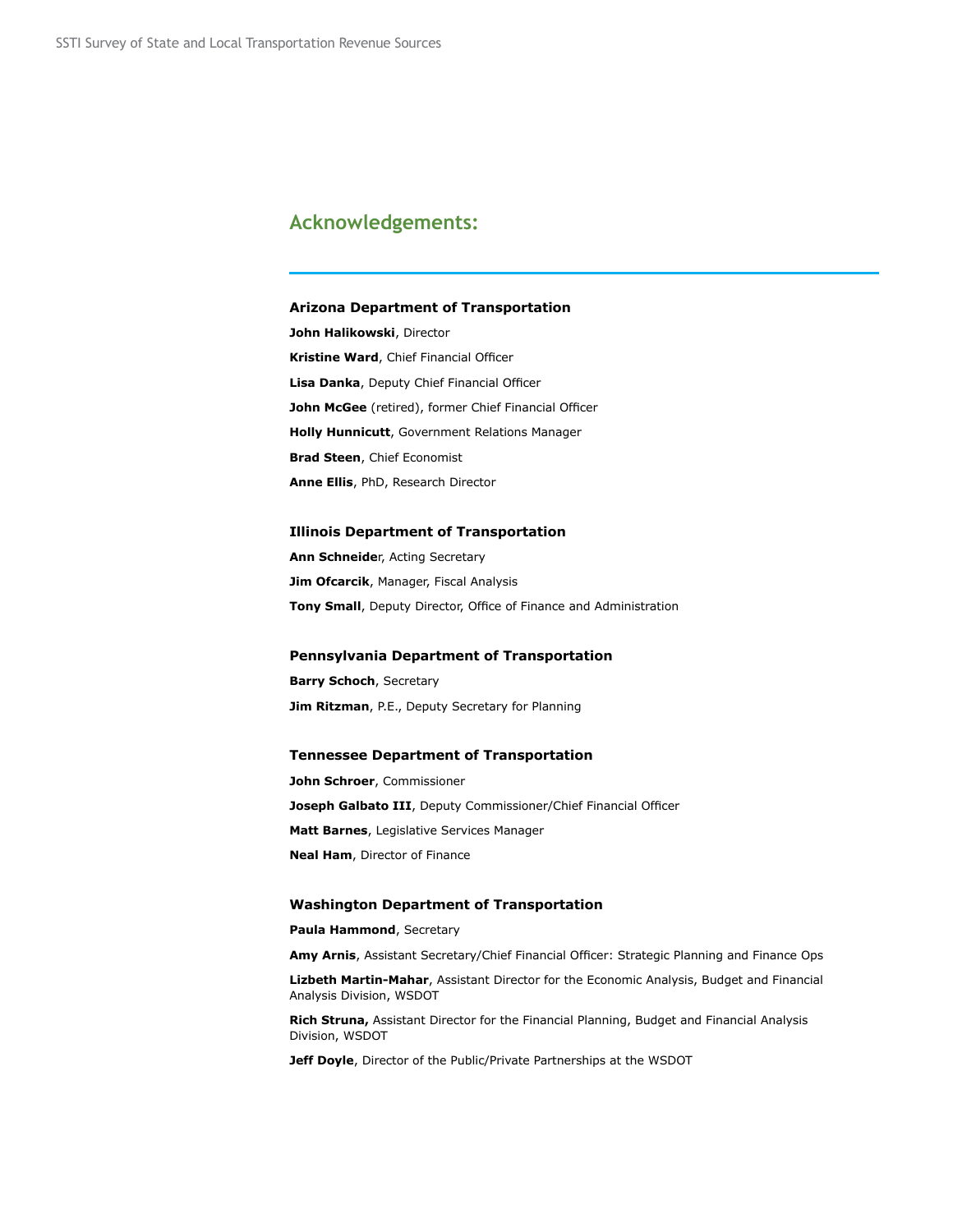## Acknowledgements:

### Arizona Department of Transportation

**John Halikowski**, Director

**Kristine Ward**, Chief Financial Officer

**Lisa Danka**, Deputy Chief Financial Officer

**John McGee** (retired), former Chief Financial Officer

**Holly Hunnicutt**, Government Relations Manager

**Brad Steen**, Chief Economist

**Anne Ellis**, PhD, Research Director

### Illinois Department of Transportation

**Ann Schneide**r, Acting Secretary

**Jim Ofcarcik**, Manager, Fiscal Analysis

**Tony Small**, Deputy Director, Office of Finance and Administration

### Pennsylvania Department of Transportation

**Barry Schoch**, Secretary

**Jim Ritzman**, P.E., Deputy Secretary for Planning

### Tennessee Department of Transportation

**John Schroer**, Commissioner

**Joseph Galbato III**, Deputy Commissioner/Chief Financial Officer

**Matt Barnes**, Legislative Services Manager

**Neal Ham**, Director of Finance

### Washington Department of Transportation

**Paula Hammond**, Secretary

**Amy Arnis**, Assistant Secretary/Chief Financial Officer: Strategic Planning and Finance Ops

**Lizbeth Martin-Mahar**, Assistant Director for the Economic Analysis, Budget and Financial Analysis Division, WSDOT

**Rich Struna,** Assistant Director for the Financial Planning, Budget and Financial Analysis Division, WSDOT

**Jeff Doyle**, Director of the Public/Private Partnerships at the WSDOT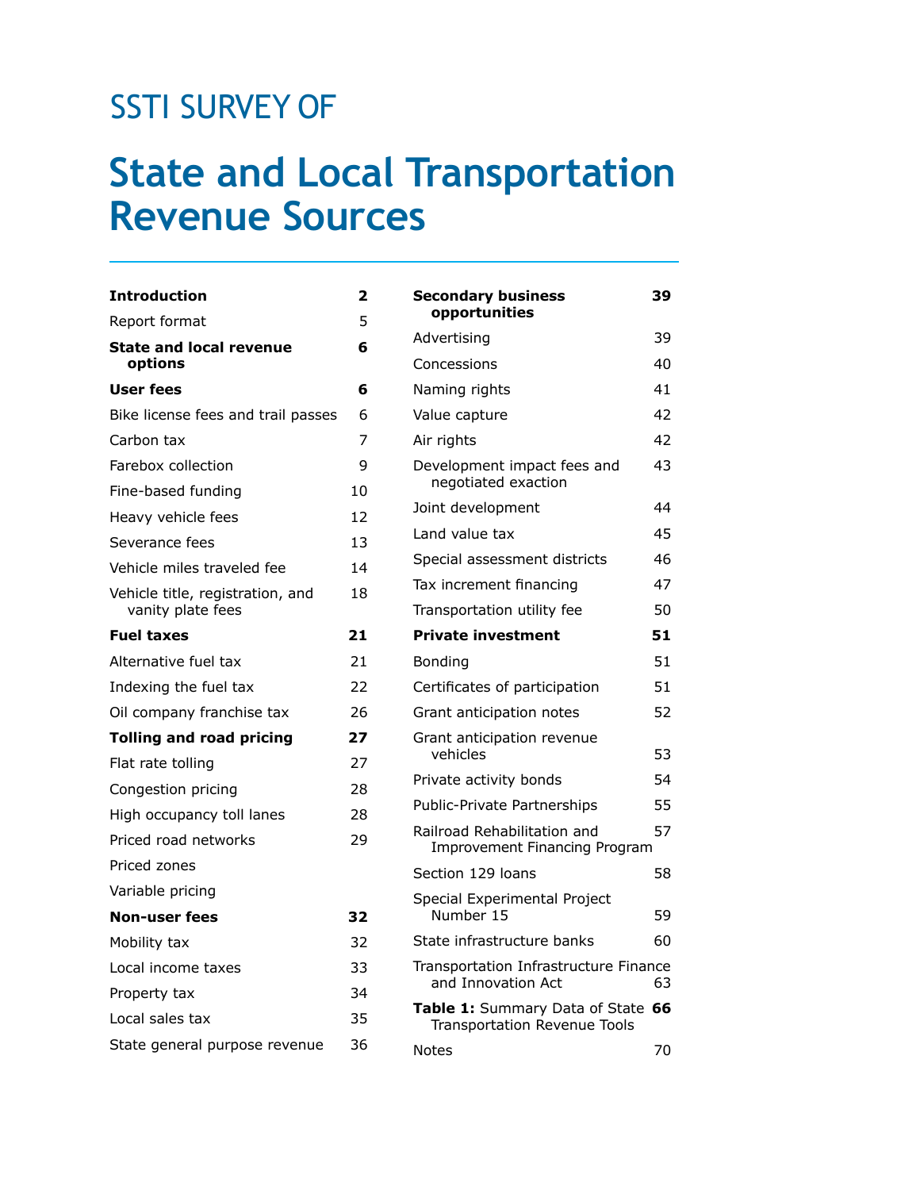SSTI SURVEY OF

# State and Local Transportation Revenue Sources

| | |
|---|---|
| **Introduction** | **2** |
| Report format | 5 |
| **State and local revenue options** | **6** |
| **User fees** | **6** |
| Bike license fees and trail passes | 6 |
| Carbon tax | 7 |
| Farebox collection | 9 |
| Fine-based funding | 10 |
| Heavy vehicle fees | 12 |
| Severance fees | 13 |
| Vehicle miles traveled fee | 14 |
| Vehicle title, registration, and vanity plate fees | 18 |
| **Fuel taxes** | **21** |
| Alternative fuel tax | 21 |
| Indexing the fuel tax | 22 |
| Oil company franchise tax | 26 |
| **Tolling and road pricing** | **27** |
| Flat rate tolling | 27 |
| Congestion pricing | 28 |
| High occupancy toll lanes | 28 |
| Priced road networks | 29 |
| Priced zones | |
| Variable pricing | |
| **Non-user fees** | **32** |
| Mobility tax | 32 |
| Local income taxes | 33 |
| Property tax | 34 |
| Local sales tax | 35 |
| State general purpose revenue | 36 |
| **Secondary business opportunities** | **39** |
| Advertising | 39 |
| Concessions | 40 |
| Naming rights | 41 |
| Value capture | 42 |
| Air rights | 42 |
| Development impact fees and negotiated exaction | 43 |
| Joint development | 44 |
| Land value tax | 45 |
| Special assessment districts | 46 |
| Tax increment financing | 47 |
| Transportation utility fee | 50 |
| **Private investment** | **51** |
| Bonding | 51 |
| Certificates of participation | 51 |
| Grant anticipation notes | 52 |
| Grant anticipation revenue vehicles | 53 |
| Private activity bonds | 54 |
| Public-Private Partnerships | 55 |
| Railroad Rehabilitation and Improvement Financing Program | 57 |
| Section 129 loans | 58 |
| Special Experimental Project Number 15 | 59 |
| State infrastructure banks | 60 |
| Transportation Infrastructure Finance and Innovation Act | 63 |
| **Table 1:** Summary Data of State Transportation Revenue Tools | **66** |
| Notes | 70 |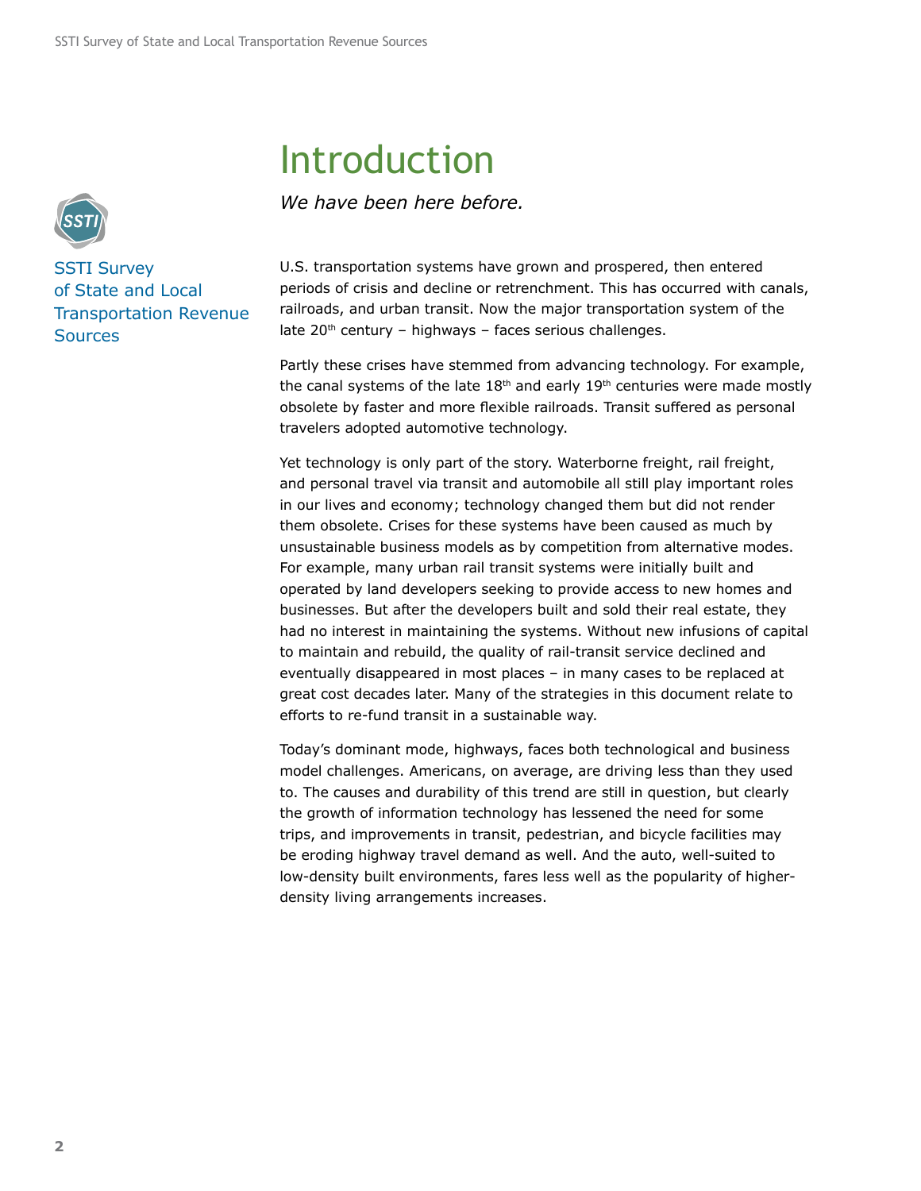# Introduction

*We have been here before.*

U.S. transportation systems have grown and prospered, then entered periods of crisis and decline or retrenchment. This has occurred with canals, railroads, and urban transit. Now the major transportation system of the late 20th century – highways – faces serious challenges.

Partly these crises have stemmed from advancing technology. For example, the canal systems of the late 18th and early 19th centuries were made mostly obsolete by faster and more flexible railroads. Transit suffered as personal travelers adopted automotive technology.

Yet technology is only part of the story. Waterborne freight, rail freight, and personal travel via transit and automobile all still play important roles in our lives and economy; technology changed them but did not render them obsolete. Crises for these systems have been caused as much by unsustainable business models as by competition from alternative modes. For example, many urban rail transit systems were initially built and operated by land developers seeking to provide access to new homes and businesses. But after the developers built and sold their real estate, they had no interest in maintaining the systems. Without new infusions of capital to maintain and rebuild, the quality of rail-transit service declined and eventually disappeared in most places – in many cases to be replaced at great cost decades later. Many of the strategies in this document relate to efforts to re-fund transit in a sustainable way.

Today's dominant mode, highways, faces both technological and business model challenges. Americans, on average, are driving less than they used to. The causes and durability of this trend are still in question, but clearly the growth of information technology has lessened the need for some trips, and improvements in transit, pedestrian, and bicycle facilities may be eroding highway travel demand as well. And the auto, well-suited to low-density built environments, fares less well as the popularity of higher-density living arrangements increases.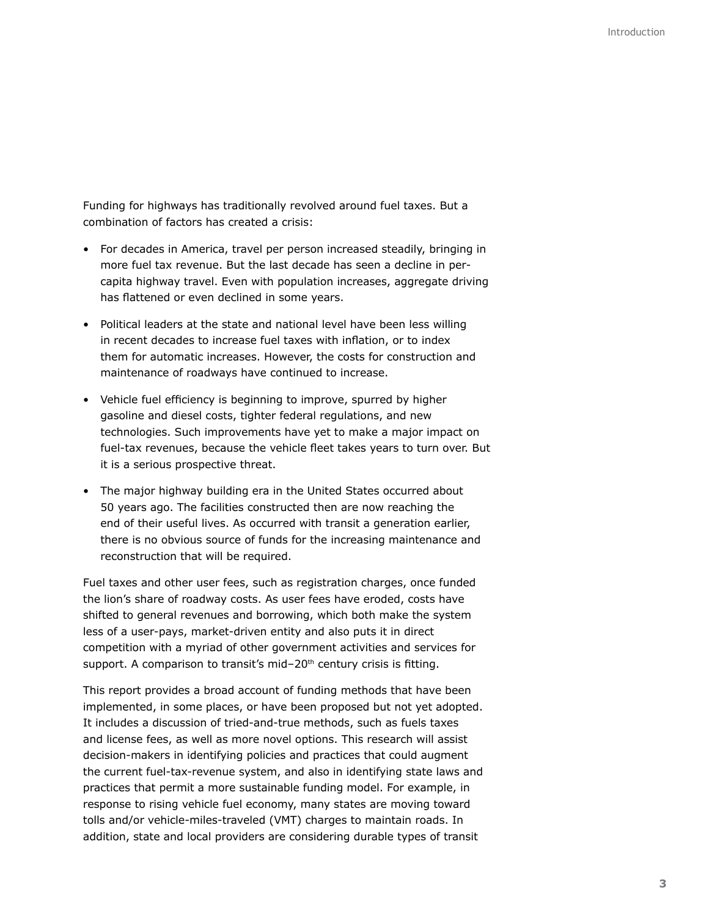Funding for highways has traditionally revolved around fuel taxes. But a combination of factors has created a crisis:

- For decades in America, travel per person increased steadily, bringing in more fuel tax revenue. But the last decade has seen a decline in per-capita highway travel. Even with population increases, aggregate driving has flattened or even declined in some years.
- Political leaders at the state and national level have been less willing in recent decades to increase fuel taxes with inflation, or to index them for automatic increases. However, the costs for construction and maintenance of roadways have continued to increase.
- Vehicle fuel efficiency is beginning to improve, spurred by higher gasoline and diesel costs, tighter federal regulations, and new technologies. Such improvements have yet to make a major impact on fuel-tax revenues, because the vehicle fleet takes years to turn over. But it is a serious prospective threat.
- The major highway building era in the United States occurred about 50 years ago. The facilities constructed then are now reaching the end of their useful lives. As occurred with transit a generation earlier, there is no obvious source of funds for the increasing maintenance and reconstruction that will be required.

Fuel taxes and other user fees, such as registration charges, once funded the lion's share of roadway costs. As user fees have eroded, costs have shifted to general revenues and borrowing, which both make the system less of a user-pays, market-driven entity and also puts it in direct competition with a myriad of other government activities and services for support. A comparison to transit's mid–20th century crisis is fitting.

This report provides a broad account of funding methods that have been implemented, in some places, or have been proposed but not yet adopted. It includes a discussion of tried-and-true methods, such as fuels taxes and license fees, as well as more novel options. This research will assist decision-makers in identifying policies and practices that could augment the current fuel-tax-revenue system, and also in identifying state laws and practices that permit a more sustainable funding model. For example, in response to rising vehicle fuel economy, many states are moving toward tolls and/or vehicle-miles-traveled (VMT) charges to maintain roads. In addition, state and local providers are considering durable types of transit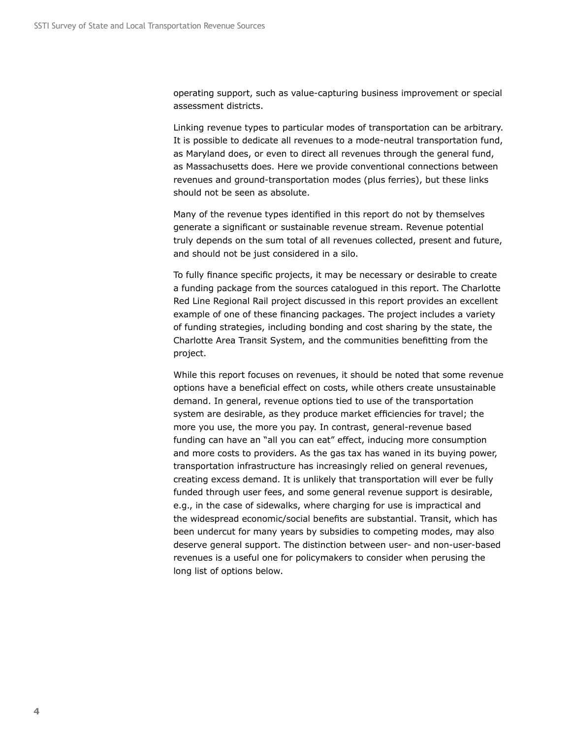operating support, such as value-capturing business improvement or special assessment districts.

Linking revenue types to particular modes of transportation can be arbitrary. It is possible to dedicate all revenues to a mode-neutral transportation fund, as Maryland does, or even to direct all revenues through the general fund, as Massachusetts does. Here we provide conventional connections between revenues and ground-transportation modes (plus ferries), but these links should not be seen as absolute.

Many of the revenue types identified in this report do not by themselves generate a significant or sustainable revenue stream. Revenue potential truly depends on the sum total of all revenues collected, present and future, and should not be just considered in a silo.

To fully finance specific projects, it may be necessary or desirable to create a funding package from the sources catalogued in this report. The Charlotte Red Line Regional Rail project discussed in this report provides an excellent example of one of these financing packages. The project includes a variety of funding strategies, including bonding and cost sharing by the state, the Charlotte Area Transit System, and the communities benefitting from the project.

While this report focuses on revenues, it should be noted that some revenue options have a beneficial effect on costs, while others create unsustainable demand. In general, revenue options tied to use of the transportation system are desirable, as they produce market efficiencies for travel; the more you use, the more you pay. In contrast, general-revenue based funding can have an "all you can eat" effect, inducing more consumption and more costs to providers. As the gas tax has waned in its buying power, transportation infrastructure has increasingly relied on general revenues, creating excess demand. It is unlikely that transportation will ever be fully funded through user fees, and some general revenue support is desirable, e.g., in the case of sidewalks, where charging for use is impractical and the widespread economic/social benefits are substantial. Transit, which has been undercut for many years by subsidies to competing modes, may also deserve general support. The distinction between user- and non-user-based revenues is a useful one for policymakers to consider when perusing the long list of options below.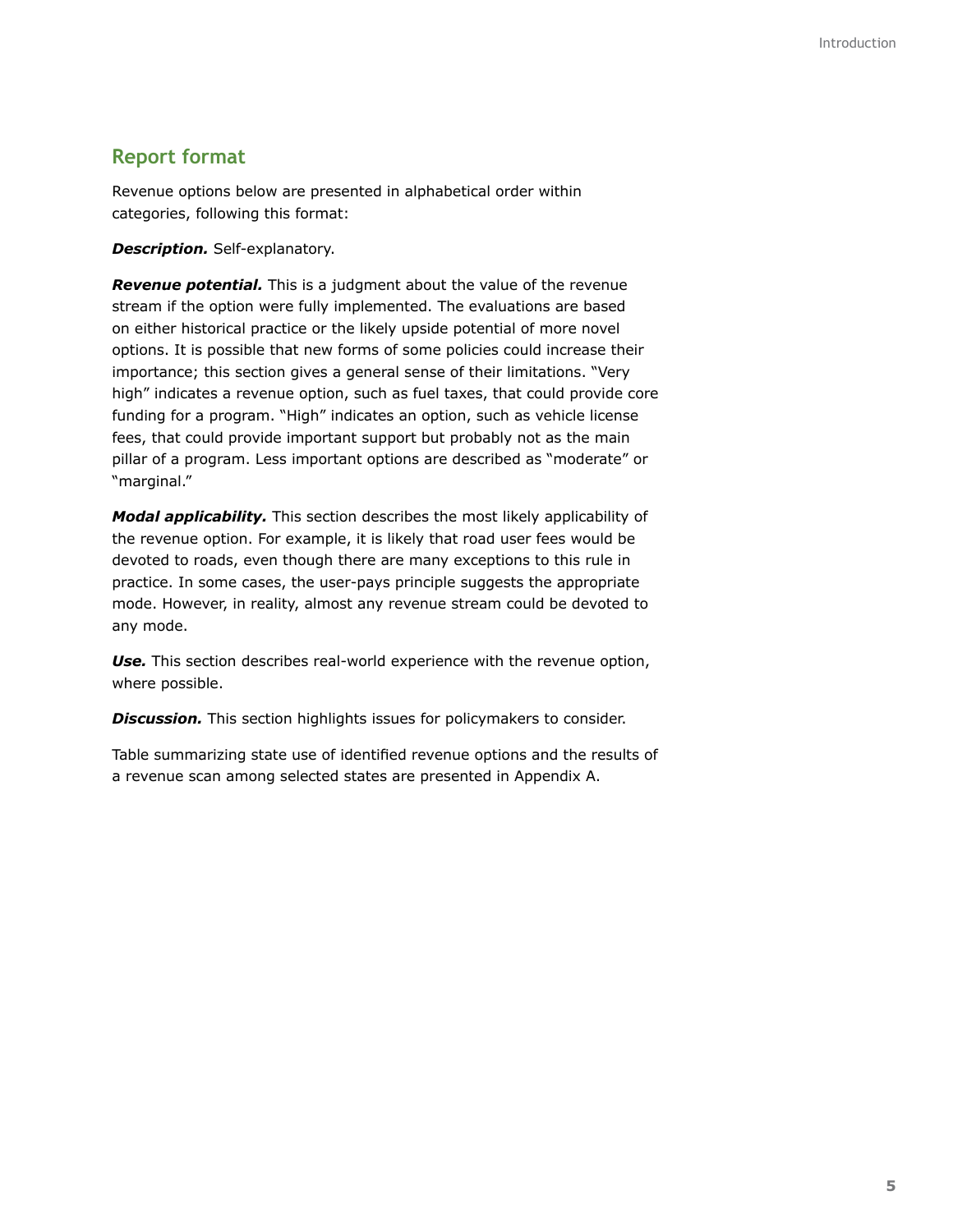## Report format

Revenue options below are presented in alphabetical order within categories, following this format:

***Description.*** Self-explanatory.

***Revenue potential.*** This is a judgment about the value of the revenue stream if the option were fully implemented. The evaluations are based on either historical practice or the likely upside potential of more novel options. It is possible that new forms of some policies could increase their importance; this section gives a general sense of their limitations. "Very high" indicates a revenue option, such as fuel taxes, that could provide core funding for a program. "High" indicates an option, such as vehicle license fees, that could provide important support but probably not as the main pillar of a program. Less important options are described as "moderate" or "marginal."

***Modal applicability.*** This section describes the most likely applicability of the revenue option. For example, it is likely that road user fees would be devoted to roads, even though there are many exceptions to this rule in practice. In some cases, the user-pays principle suggests the appropriate mode. However, in reality, almost any revenue stream could be devoted to any mode.

***Use.*** This section describes real-world experience with the revenue option, where possible.

***Discussion.*** This section highlights issues for policymakers to consider.

Table summarizing state use of identified revenue options and the results of a revenue scan among selected states are presented in Appendix A.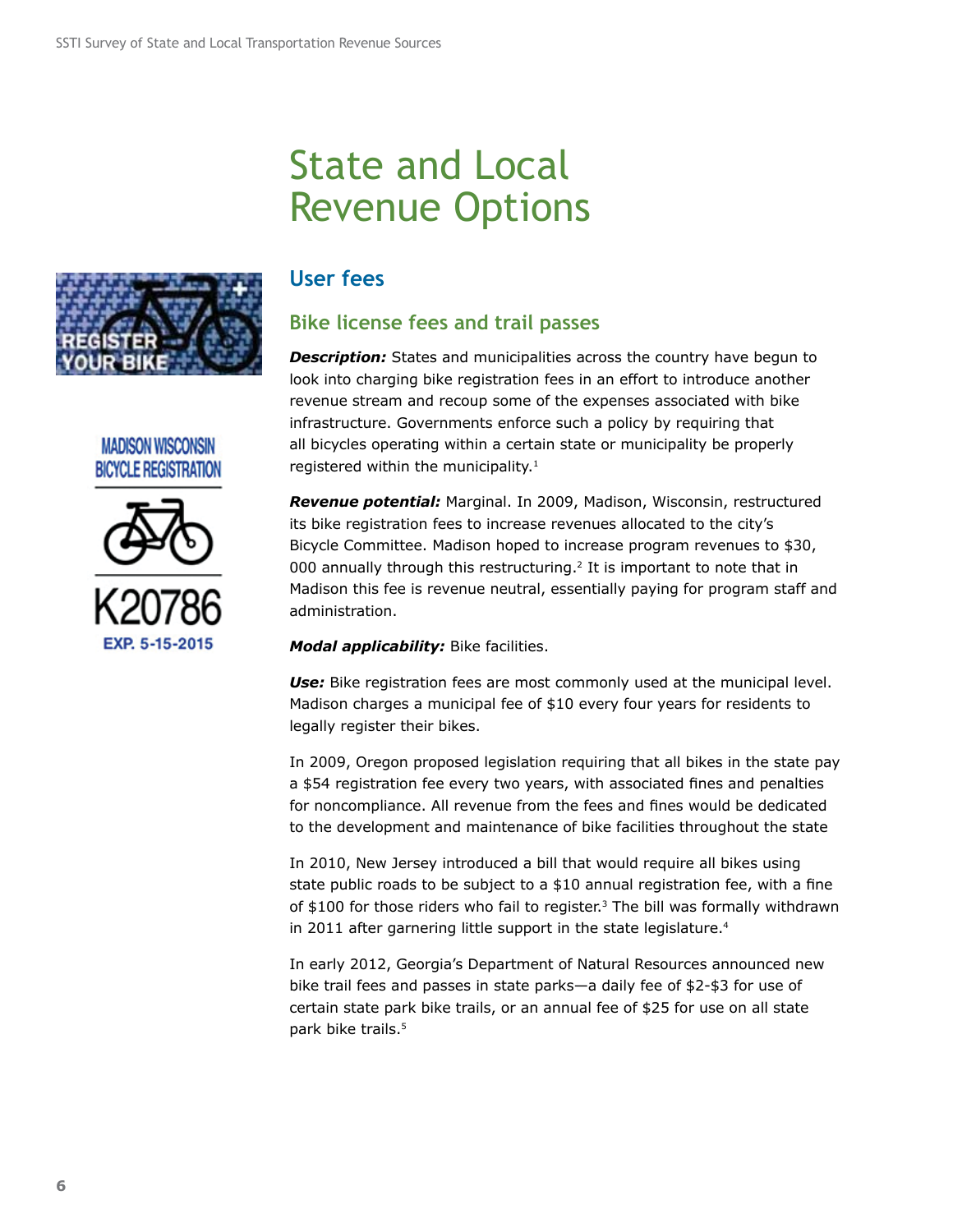# State and Local Revenue Options

## User fees

### Bike license fees and trail passes

***Description:*** States and municipalities across the country have begun to look into charging bike registration fees in an effort to introduce another revenue stream and recoup some of the expenses associated with bike infrastructure. Governments enforce such a policy by requiring that all bicycles operating within a certain state or municipality be properly registered within the municipality.[1]

***Revenue potential:*** Marginal. In 2009, Madison, Wisconsin, restructured its bike registration fees to increase revenues allocated to the city's Bicycle Committee. Madison hoped to increase program revenues to $30, 000 annually through this restructuring.[2] It is important to note that in Madison this fee is revenue neutral, essentially paying for program staff and administration.

***Modal applicability:*** Bike facilities.

***Use:*** Bike registration fees are most commonly used at the municipal level. Madison charges a municipal fee of $10 every four years for residents to legally register their bikes.

In 2009, Oregon proposed legislation requiring that all bikes in the state pay a $54 registration fee every two years, with associated fines and penalties for noncompliance. All revenue from the fees and fines would be dedicated to the development and maintenance of bike facilities throughout the state

In 2010, New Jersey introduced a bill that would require all bikes using state public roads to be subject to a $10 annual registration fee, with a fine of $100 for those riders who fail to register.[3] The bill was formally withdrawn in 2011 after garnering little support in the state legislature.[4]

In early 2012, Georgia's Department of Natural Resources announced new bike trail fees and passes in state parks—a daily fee of $2-$3 for use of certain state park bike trails, or an annual fee of $25 for use on all state park bike trails.[5]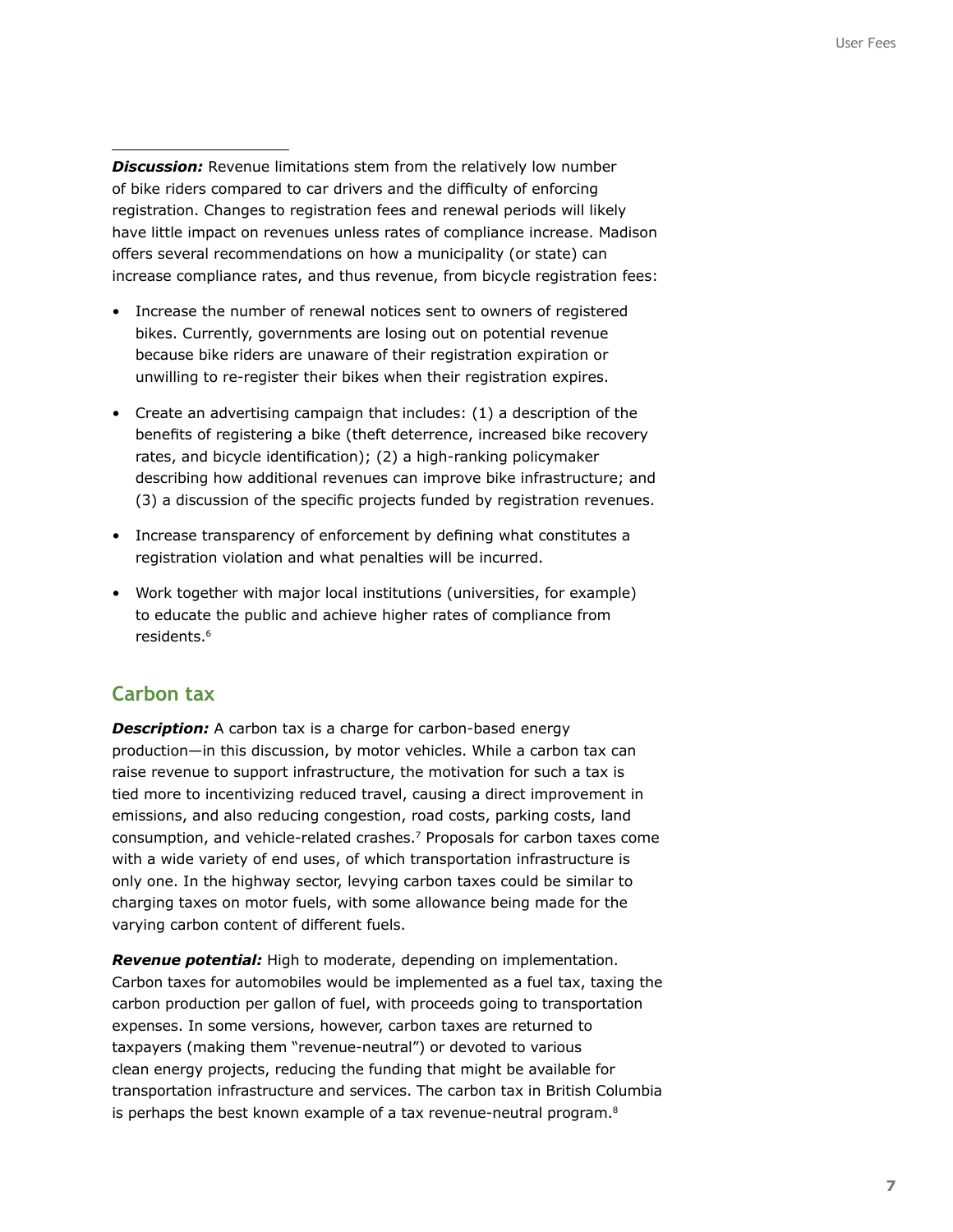***Discussion:*** Revenue limitations stem from the relatively low number of bike riders compared to car drivers and the difficulty of enforcing registration. Changes to registration fees and renewal periods will likely have little impact on revenues unless rates of compliance increase. Madison offers several recommendations on how a municipality (or state) can increase compliance rates, and thus revenue, from bicycle registration fees:

- Increase the number of renewal notices sent to owners of registered bikes. Currently, governments are losing out on potential revenue because bike riders are unaware of their registration expiration or unwilling to re-register their bikes when their registration expires.
- Create an advertising campaign that includes: (1) a description of the benefits of registering a bike (theft deterrence, increased bike recovery rates, and bicycle identification); (2) a high-ranking policymaker describing how additional revenues can improve bike infrastructure; and (3) a discussion of the specific projects funded by registration revenues.
- Increase transparency of enforcement by defining what constitutes a registration violation and what penalties will be incurred.
- Work together with major local institutions (universities, for example) to educate the public and achieve higher rates of compliance from residents.[6]

## Carbon tax

***Description:*** A carbon tax is a charge for carbon-based energy production—in this discussion, by motor vehicles. While a carbon tax can raise revenue to support infrastructure, the motivation for such a tax is tied more to incentivizing reduced travel, causing a direct improvement in emissions, and also reducing congestion, road costs, parking costs, land consumption, and vehicle-related crashes.[7] Proposals for carbon taxes come with a wide variety of end uses, of which transportation infrastructure is only one. In the highway sector, levying carbon taxes could be similar to charging taxes on motor fuels, with some allowance being made for the varying carbon content of different fuels.

***Revenue potential:*** High to moderate, depending on implementation. Carbon taxes for automobiles would be implemented as a fuel tax, taxing the carbon production per gallon of fuel, with proceeds going to transportation expenses. In some versions, however, carbon taxes are returned to taxpayers (making them "revenue-neutral") or devoted to various clean energy projects, reducing the funding that might be available for transportation infrastructure and services. The carbon tax in British Columbia is perhaps the best known example of a tax revenue-neutral program.[8]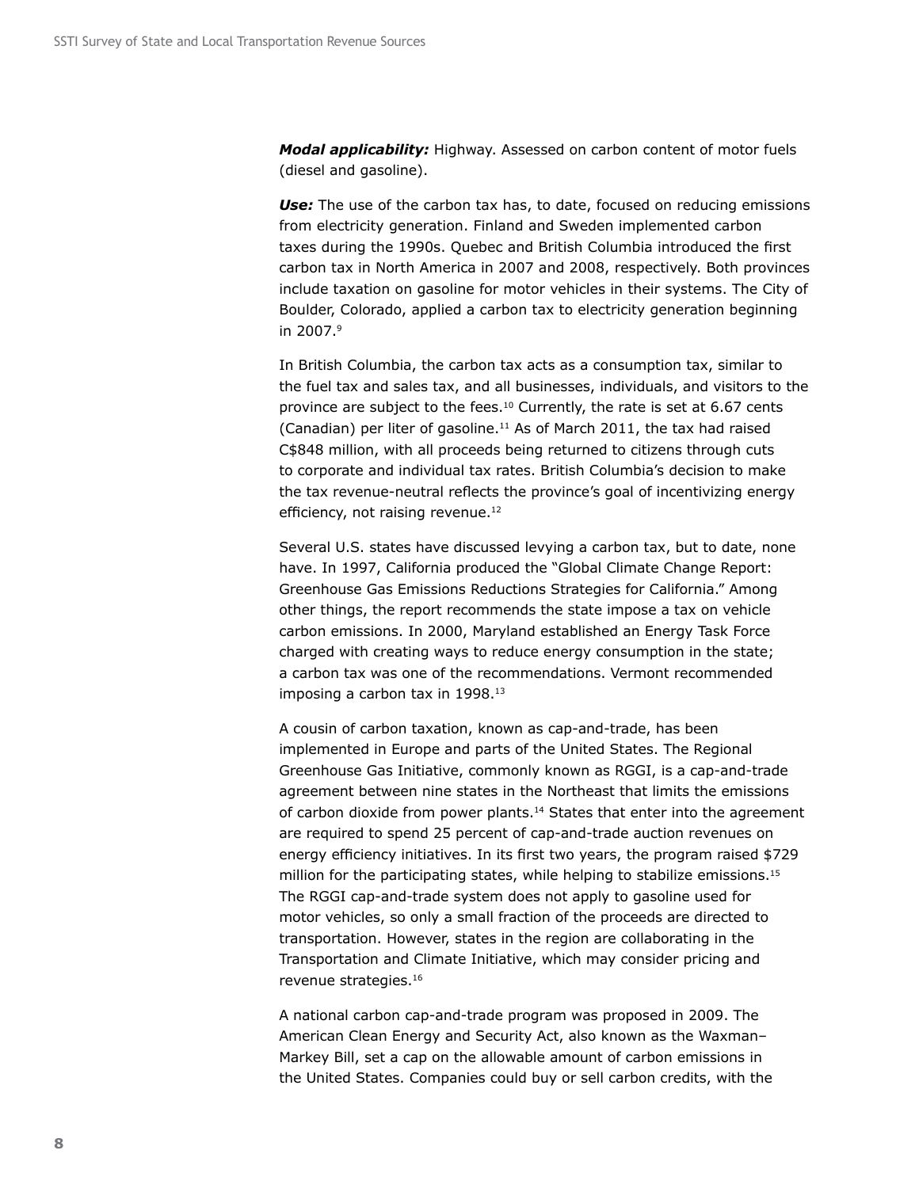***Modal applicability:*** Highway. Assessed on carbon content of motor fuels (diesel and gasoline).

***Use:*** The use of the carbon tax has, to date, focused on reducing emissions from electricity generation. Finland and Sweden implemented carbon taxes during the 1990s. Quebec and British Columbia introduced the first carbon tax in North America in 2007 and 2008, respectively. Both provinces include taxation on gasoline for motor vehicles in their systems. The City of Boulder, Colorado, applied a carbon tax to electricity generation beginning in 2007.[9]

In British Columbia, the carbon tax acts as a consumption tax, similar to the fuel tax and sales tax, and all businesses, individuals, and visitors to the province are subject to the fees.[10] Currently, the rate is set at 6.67 cents (Canadian) per liter of gasoline.[11] As of March 2011, the tax had raised C$848 million, with all proceeds being returned to citizens through cuts to corporate and individual tax rates. British Columbia's decision to make the tax revenue-neutral reflects the province's goal of incentivizing energy efficiency, not raising revenue.[12]

Several U.S. states have discussed levying a carbon tax, but to date, none have. In 1997, California produced the "Global Climate Change Report: Greenhouse Gas Emissions Reductions Strategies for California." Among other things, the report recommends the state impose a tax on vehicle carbon emissions. In 2000, Maryland established an Energy Task Force charged with creating ways to reduce energy consumption in the state; a carbon tax was one of the recommendations. Vermont recommended imposing a carbon tax in 1998.[13]

A cousin of carbon taxation, known as cap-and-trade, has been implemented in Europe and parts of the United States. The Regional Greenhouse Gas Initiative, commonly known as RGGI, is a cap-and-trade agreement between nine states in the Northeast that limits the emissions of carbon dioxide from power plants.[14] States that enter into the agreement are required to spend 25 percent of cap-and-trade auction revenues on energy efficiency initiatives. In its first two years, the program raised $729 million for the participating states, while helping to stabilize emissions.[15] The RGGI cap-and-trade system does not apply to gasoline used for motor vehicles, so only a small fraction of the proceeds are directed to transportation. However, states in the region are collaborating in the Transportation and Climate Initiative, which may consider pricing and revenue strategies.[16]

A national carbon cap-and-trade program was proposed in 2009. The American Clean Energy and Security Act, also known as the Waxman–Markey Bill, set a cap on the allowable amount of carbon emissions in the United States. Companies could buy or sell carbon credits, with the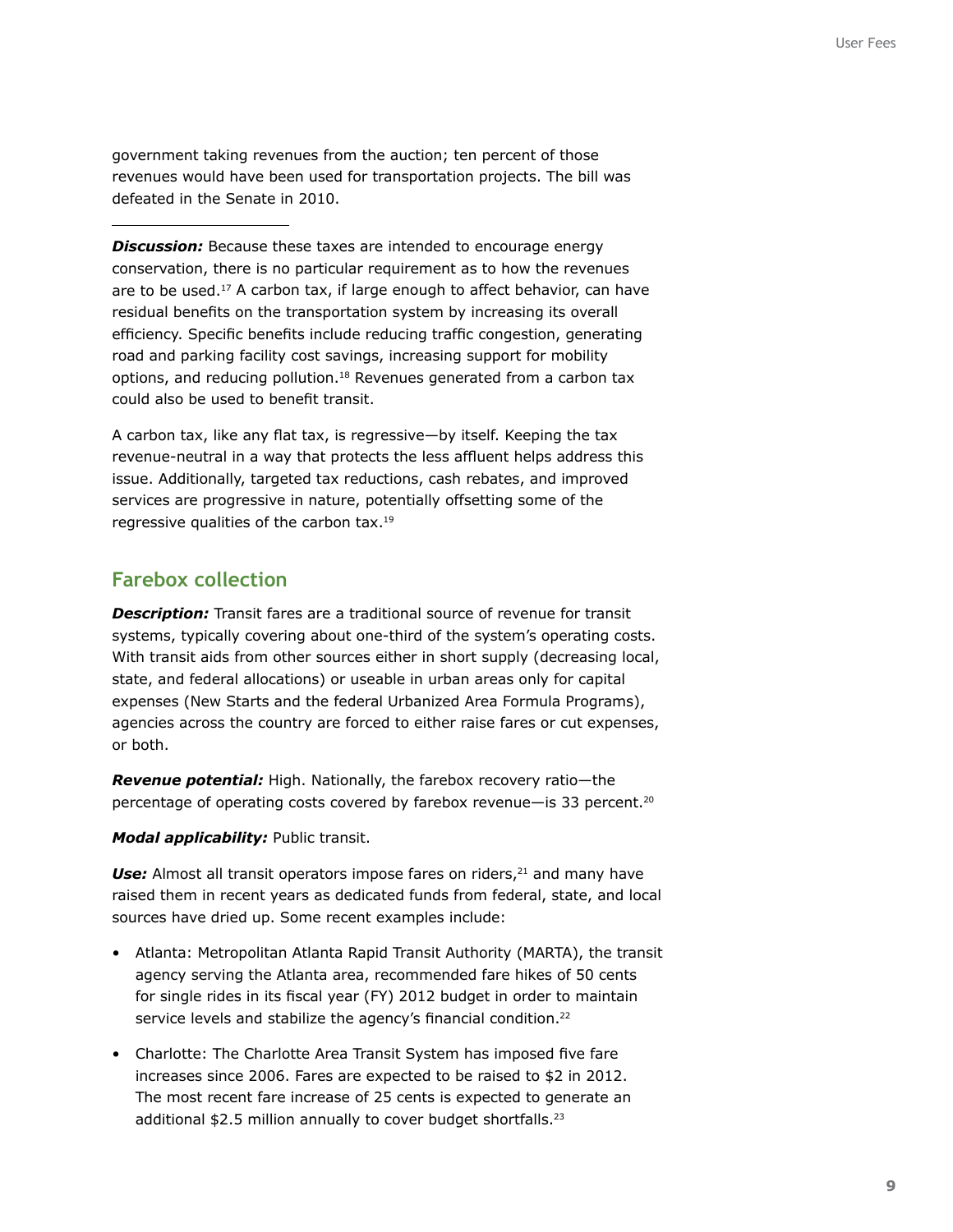government taking revenues from the auction; ten percent of those revenues would have been used for transportation projects. The bill was defeated in the Senate in 2010.

---

***Discussion:*** Because these taxes are intended to encourage energy conservation, there is no particular requirement as to how the revenues are to be used.[17] A carbon tax, if large enough to affect behavior, can have residual benefits on the transportation system by increasing its overall efficiency. Specific benefits include reducing traffic congestion, generating road and parking facility cost savings, increasing support for mobility options, and reducing pollution.[18] Revenues generated from a carbon tax could also be used to benefit transit.

A carbon tax, like any flat tax, is regressive—by itself. Keeping the tax revenue-neutral in a way that protects the less affluent helps address this issue. Additionally, targeted tax reductions, cash rebates, and improved services are progressive in nature, potentially offsetting some of the regressive qualities of the carbon tax.[19]

## Farebox collection

***Description:*** Transit fares are a traditional source of revenue for transit systems, typically covering about one-third of the system's operating costs. With transit aids from other sources either in short supply (decreasing local, state, and federal allocations) or useable in urban areas only for capital expenses (New Starts and the federal Urbanized Area Formula Programs), agencies across the country are forced to either raise fares or cut expenses, or both.

***Revenue potential:*** High. Nationally, the farebox recovery ratio—the percentage of operating costs covered by farebox revenue—is 33 percent.[20]

***Modal applicability:*** Public transit.

***Use:*** Almost all transit operators impose fares on riders,[21] and many have raised them in recent years as dedicated funds from federal, state, and local sources have dried up. Some recent examples include:

- Atlanta: Metropolitan Atlanta Rapid Transit Authority (MARTA), the transit agency serving the Atlanta area, recommended fare hikes of 50 cents for single rides in its fiscal year (FY) 2012 budget in order to maintain service levels and stabilize the agency's financial condition.[22]
- Charlotte: The Charlotte Area Transit System has imposed five fare increases since 2006. Fares are expected to be raised to $2 in 2012. The most recent fare increase of 25 cents is expected to generate an additional $2.5 million annually to cover budget shortfalls.[23]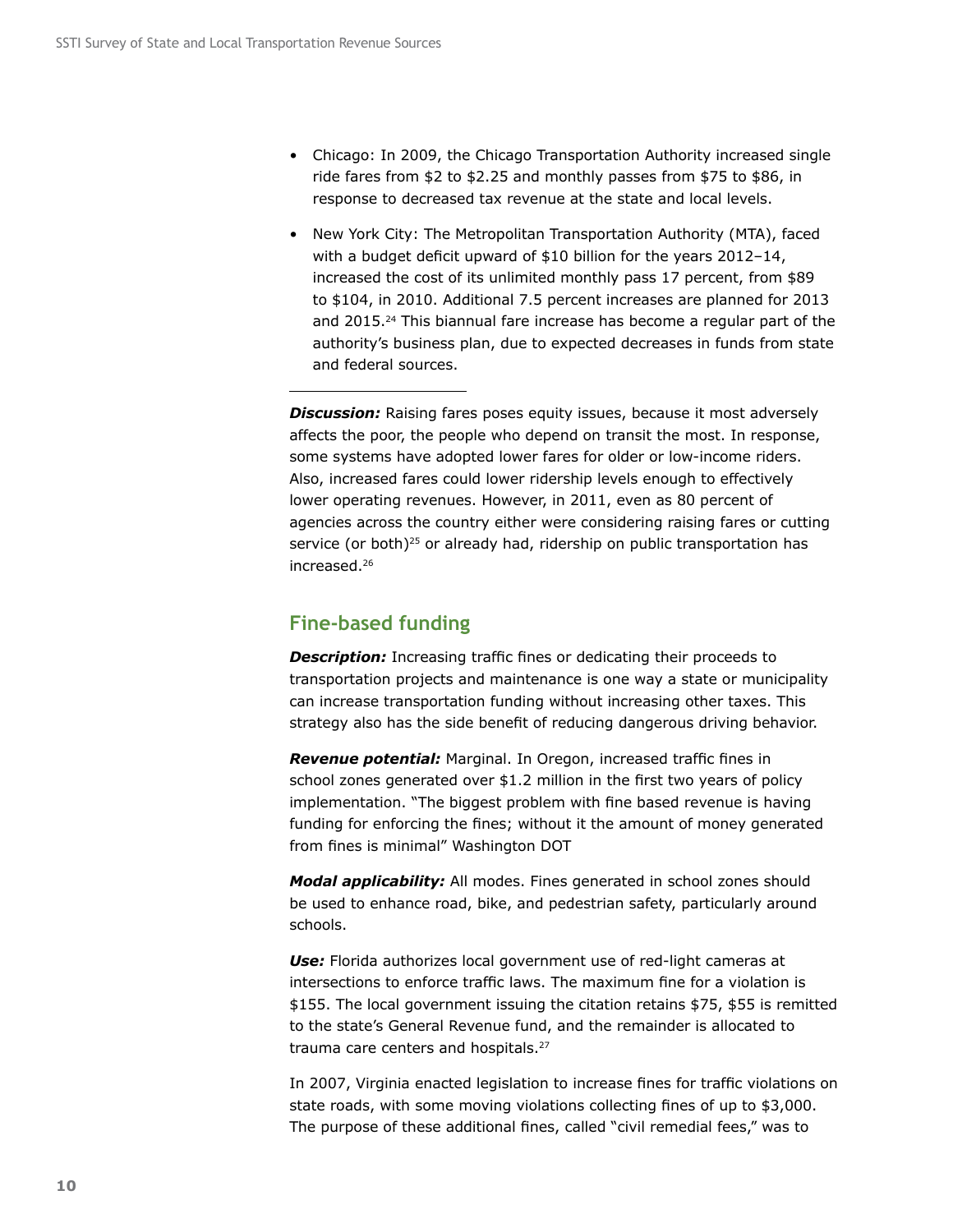- Chicago: In 2009, the Chicago Transportation Authority increased single ride fares from $2 to $2.25 and monthly passes from $75 to $86, in response to decreased tax revenue at the state and local levels.
- New York City: The Metropolitan Transportation Authority (MTA), faced with a budget deficit upward of $10 billion for the years 2012–14, increased the cost of its unlimited monthly pass 17 percent, from $89 to $104, in 2010. Additional 7.5 percent increases are planned for 2013 and 2015.[24] This biannual fare increase has become a regular part of the authority's business plan, due to expected decreases in funds from state and federal sources.

---

***Discussion:*** Raising fares poses equity issues, because it most adversely affects the poor, the people who depend on transit the most. In response, some systems have adopted lower fares for older or low-income riders. Also, increased fares could lower ridership levels enough to effectively lower operating revenues. However, in 2011, even as 80 percent of agencies across the country either were considering raising fares or cutting service (or both)[25] or already had, ridership on public transportation has increased.[26]

## Fine-based funding

***Description:*** Increasing traffic fines or dedicating their proceeds to transportation projects and maintenance is one way a state or municipality can increase transportation funding without increasing other taxes. This strategy also has the side benefit of reducing dangerous driving behavior.

***Revenue potential:*** Marginal. In Oregon, increased traffic fines in school zones generated over $1.2 million in the first two years of policy implementation. "The biggest problem with fine based revenue is having funding for enforcing the fines; without it the amount of money generated from fines is minimal" Washington DOT

***Modal applicability:*** All modes. Fines generated in school zones should be used to enhance road, bike, and pedestrian safety, particularly around schools.

***Use:*** Florida authorizes local government use of red-light cameras at intersections to enforce traffic laws. The maximum fine for a violation is $155. The local government issuing the citation retains $75, $55 is remitted to the state's General Revenue fund, and the remainder is allocated to trauma care centers and hospitals.[27]

In 2007, Virginia enacted legislation to increase fines for traffic violations on state roads, with some moving violations collecting fines of up to $3,000. The purpose of these additional fines, called "civil remedial fees," was to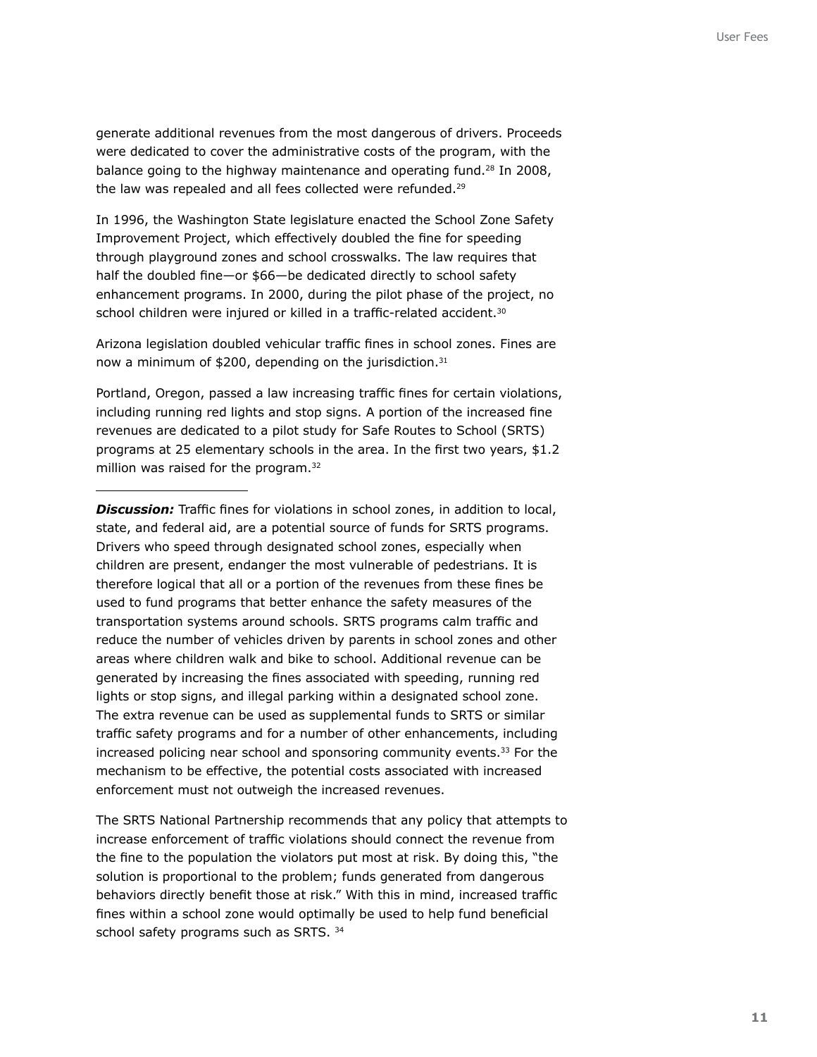generate additional revenues from the most dangerous of drivers. Proceeds were dedicated to cover the administrative costs of the program, with the balance going to the highway maintenance and operating fund.[28] In 2008, the law was repealed and all fees collected were refunded.[29]

In 1996, the Washington State legislature enacted the School Zone Safety Improvement Project, which effectively doubled the fine for speeding through playground zones and school crosswalks. The law requires that half the doubled fine—or $66—be dedicated directly to school safety enhancement programs. In 2000, during the pilot phase of the project, no school children were injured or killed in a traffic-related accident.[30]

Arizona legislation doubled vehicular traffic fines in school zones. Fines are now a minimum of $200, depending on the jurisdiction.[31]

Portland, Oregon, passed a law increasing traffic fines for certain violations, including running red lights and stop signs. A portion of the increased fine revenues are dedicated to a pilot study for Safe Routes to School (SRTS) programs at 25 elementary schools in the area. In the first two years, $1.2 million was raised for the program.[32]

---

***Discussion:*** Traffic fines for violations in school zones, in addition to local, state, and federal aid, are a potential source of funds for SRTS programs. Drivers who speed through designated school zones, especially when children are present, endanger the most vulnerable of pedestrians. It is therefore logical that all or a portion of the revenues from these fines be used to fund programs that better enhance the safety measures of the transportation systems around schools. SRTS programs calm traffic and reduce the number of vehicles driven by parents in school zones and other areas where children walk and bike to school. Additional revenue can be generated by increasing the fines associated with speeding, running red lights or stop signs, and illegal parking within a designated school zone. The extra revenue can be used as supplemental funds to SRTS or similar traffic safety programs and for a number of other enhancements, including increased policing near school and sponsoring community events.[33] For the mechanism to be effective, the potential costs associated with increased enforcement must not outweigh the increased revenues.

The SRTS National Partnership recommends that any policy that attempts to increase enforcement of traffic violations should connect the revenue from the fine to the population the violators put most at risk. By doing this, "the solution is proportional to the problem; funds generated from dangerous behaviors directly benefit those at risk." With this in mind, increased traffic fines within a school zone would optimally be used to help fund beneficial school safety programs such as SRTS. [34]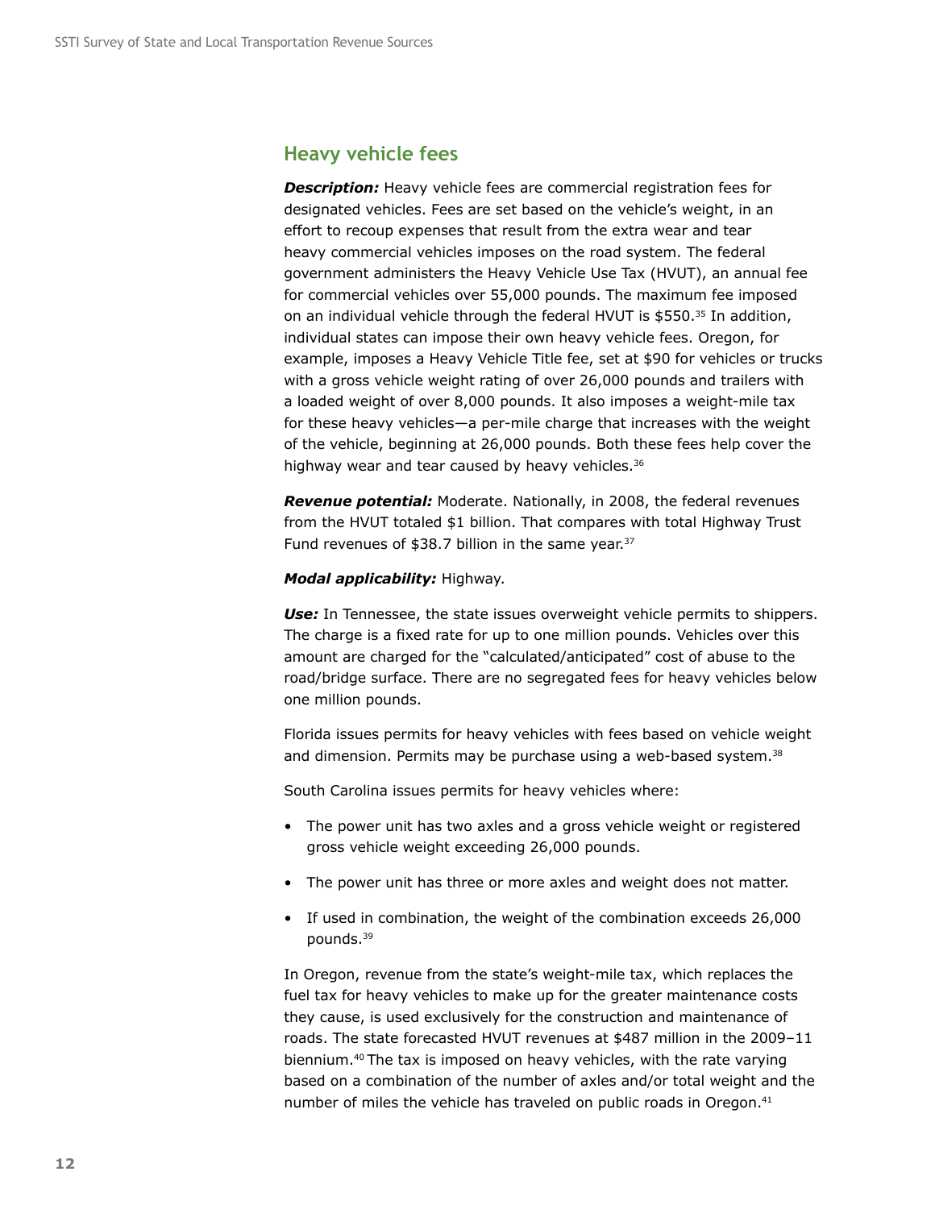## Heavy vehicle fees

***Description:*** Heavy vehicle fees are commercial registration fees for designated vehicles. Fees are set based on the vehicle's weight, in an effort to recoup expenses that result from the extra wear and tear heavy commercial vehicles imposes on the road system. The federal government administers the Heavy Vehicle Use Tax (HVUT), an annual fee for commercial vehicles over 55,000 pounds. The maximum fee imposed on an individual vehicle through the federal HVUT is $550.[35] In addition, individual states can impose their own heavy vehicle fees. Oregon, for example, imposes a Heavy Vehicle Title fee, set at $90 for vehicles or trucks with a gross vehicle weight rating of over 26,000 pounds and trailers with a loaded weight of over 8,000 pounds. It also imposes a weight-mile tax for these heavy vehicles—a per-mile charge that increases with the weight of the vehicle, beginning at 26,000 pounds. Both these fees help cover the highway wear and tear caused by heavy vehicles.[36]

***Revenue potential:*** Moderate. Nationally, in 2008, the federal revenues from the HVUT totaled $1 billion. That compares with total Highway Trust Fund revenues of $38.7 billion in the same year.[37]

***Modal applicability:*** Highway.

***Use:*** In Tennessee, the state issues overweight vehicle permits to shippers. The charge is a fixed rate for up to one million pounds. Vehicles over this amount are charged for the "calculated/anticipated" cost of abuse to the road/bridge surface. There are no segregated fees for heavy vehicles below one million pounds.

Florida issues permits for heavy vehicles with fees based on vehicle weight and dimension. Permits may be purchase using a web-based system.[38]

South Carolina issues permits for heavy vehicles where:

- The power unit has two axles and a gross vehicle weight or registered gross vehicle weight exceeding 26,000 pounds.
- The power unit has three or more axles and weight does not matter.
- If used in combination, the weight of the combination exceeds 26,000 pounds.[39]

In Oregon, revenue from the state's weight-mile tax, which replaces the fuel tax for heavy vehicles to make up for the greater maintenance costs they cause, is used exclusively for the construction and maintenance of roads. The state forecasted HVUT revenues at $487 million in the 2009–11 biennium.[40] The tax is imposed on heavy vehicles, with the rate varying based on a combination of the number of axles and/or total weight and the number of miles the vehicle has traveled on public roads in Oregon.[41]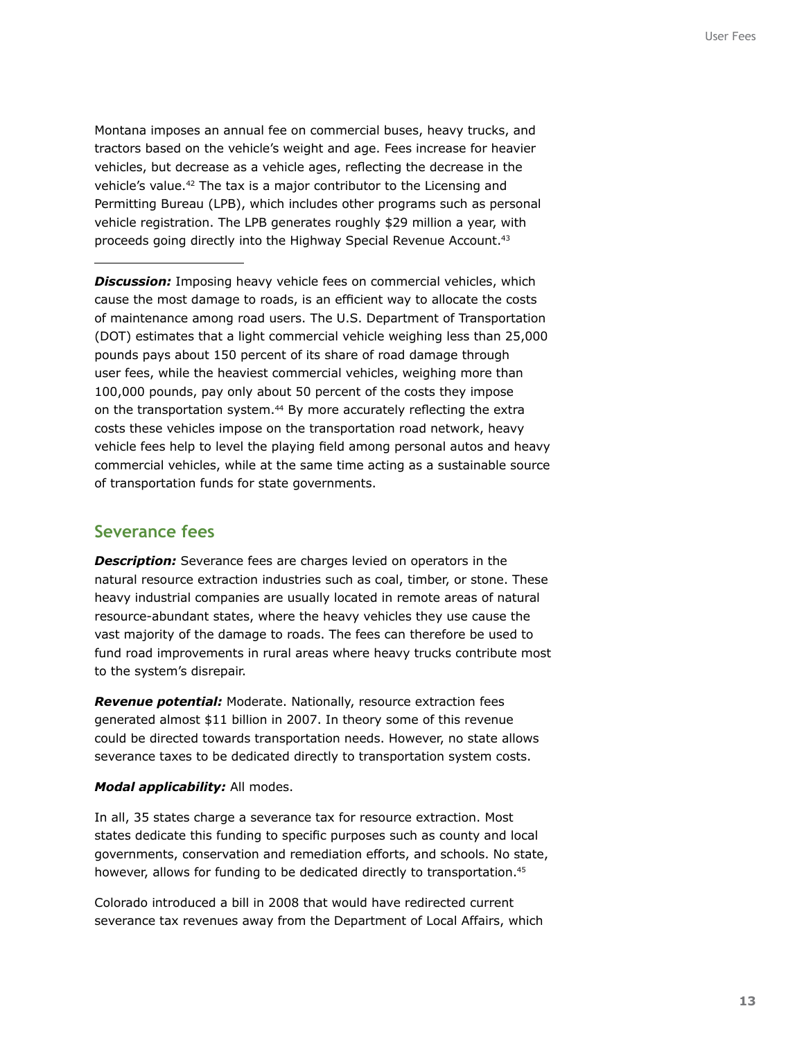Montana imposes an annual fee on commercial buses, heavy trucks, and tractors based on the vehicle's weight and age. Fees increase for heavier vehicles, but decrease as a vehicle ages, reflecting the decrease in the vehicle's value.[42] The tax is a major contributor to the Licensing and Permitting Bureau (LPB), which includes other programs such as personal vehicle registration. The LPB generates roughly $29 million a year, with proceeds going directly into the Highway Special Revenue Account.[43]

---

***Discussion:*** Imposing heavy vehicle fees on commercial vehicles, which cause the most damage to roads, is an efficient way to allocate the costs of maintenance among road users. The U.S. Department of Transportation (DOT) estimates that a light commercial vehicle weighing less than 25,000 pounds pays about 150 percent of its share of road damage through user fees, while the heaviest commercial vehicles, weighing more than 100,000 pounds, pay only about 50 percent of the costs they impose on the transportation system.[44] By more accurately reflecting the extra costs these vehicles impose on the transportation road network, heavy vehicle fees help to level the playing field among personal autos and heavy commercial vehicles, while at the same time acting as a sustainable source of transportation funds for state governments.

## Severance fees

***Description:*** Severance fees are charges levied on operators in the natural resource extraction industries such as coal, timber, or stone. These heavy industrial companies are usually located in remote areas of natural resource-abundant states, where the heavy vehicles they use cause the vast majority of the damage to roads. The fees can therefore be used to fund road improvements in rural areas where heavy trucks contribute most to the system's disrepair.

***Revenue potential:*** Moderate. Nationally, resource extraction fees generated almost $11 billion in 2007. In theory some of this revenue could be directed towards transportation needs. However, no state allows severance taxes to be dedicated directly to transportation system costs.

***Modal applicability:*** All modes.

In all, 35 states charge a severance tax for resource extraction. Most states dedicate this funding to specific purposes such as county and local governments, conservation and remediation efforts, and schools. No state, however, allows for funding to be dedicated directly to transportation.[45]

Colorado introduced a bill in 2008 that would have redirected current severance tax revenues away from the Department of Local Affairs, which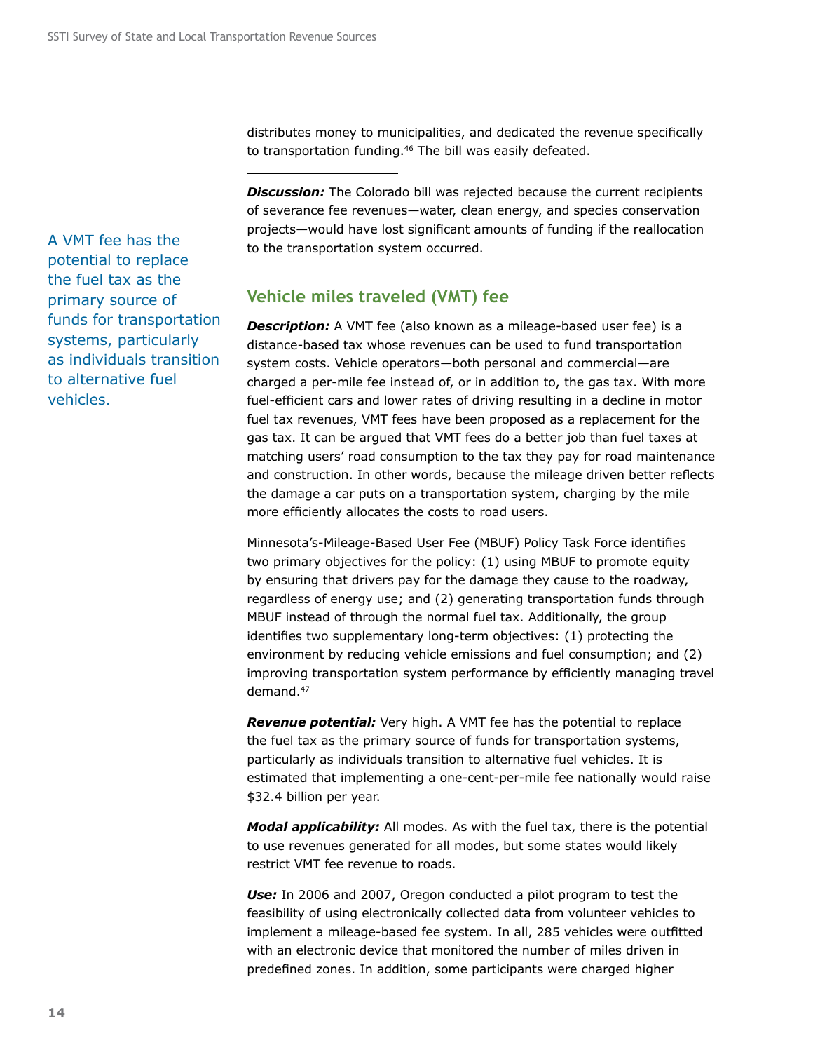distributes money to municipalities, and dedicated the revenue specifically to transportation funding.[46] The bill was easily defeated.

---

***Discussion:*** The Colorado bill was rejected because the current recipients of severance fee revenues—water, clean energy, and species conservation projects—would have lost significant amounts of funding if the reallocation to the transportation system occurred.

A VMT fee has the potential to replace the fuel tax as the primary source of funds for transportation systems, particularly as individuals transition to alternative fuel vehicles.

## Vehicle miles traveled (VMT) fee

***Description:*** A VMT fee (also known as a mileage-based user fee) is a distance-based tax whose revenues can be used to fund transportation system costs. Vehicle operators—both personal and commercial—are charged a per-mile fee instead of, or in addition to, the gas tax. With more fuel-efficient cars and lower rates of driving resulting in a decline in motor fuel tax revenues, VMT fees have been proposed as a replacement for the gas tax. It can be argued that VMT fees do a better job than fuel taxes at matching users' road consumption to the tax they pay for road maintenance and construction. In other words, because the mileage driven better reflects the damage a car puts on a transportation system, charging by the mile more efficiently allocates the costs to road users.

Minnesota's-Mileage-Based User Fee (MBUF) Policy Task Force identifies two primary objectives for the policy: (1) using MBUF to promote equity by ensuring that drivers pay for the damage they cause to the roadway, regardless of energy use; and (2) generating transportation funds through MBUF instead of through the normal fuel tax. Additionally, the group identifies two supplementary long-term objectives: (1) protecting the environment by reducing vehicle emissions and fuel consumption; and (2) improving transportation system performance by efficiently managing travel demand.[47]

***Revenue potential:*** Very high. A VMT fee has the potential to replace the fuel tax as the primary source of funds for transportation systems, particularly as individuals transition to alternative fuel vehicles. It is estimated that implementing a one-cent-per-mile fee nationally would raise $32.4 billion per year.

***Modal applicability:*** All modes. As with the fuel tax, there is the potential to use revenues generated for all modes, but some states would likely restrict VMT fee revenue to roads.

***Use:*** In 2006 and 2007, Oregon conducted a pilot program to test the feasibility of using electronically collected data from volunteer vehicles to implement a mileage-based fee system. In all, 285 vehicles were outfitted with an electronic device that monitored the number of miles driven in predefined zones. In addition, some participants were charged higher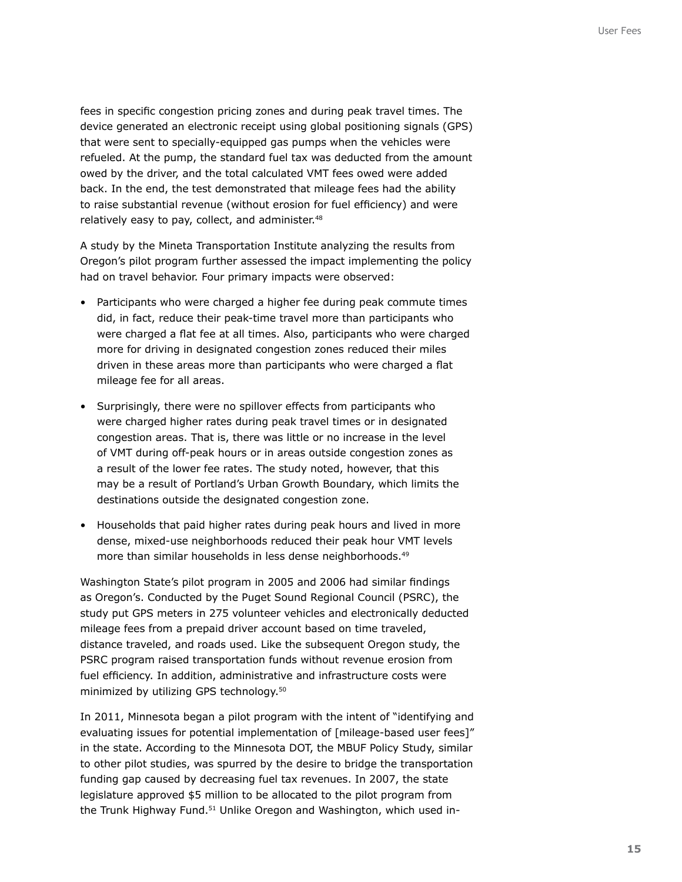fees in specific congestion pricing zones and during peak travel times. The device generated an electronic receipt using global positioning signals (GPS) that were sent to specially-equipped gas pumps when the vehicles were refueled. At the pump, the standard fuel tax was deducted from the amount owed by the driver, and the total calculated VMT fees owed were added back. In the end, the test demonstrated that mileage fees had the ability to raise substantial revenue (without erosion for fuel efficiency) and were relatively easy to pay, collect, and administer.[48]

A study by the Mineta Transportation Institute analyzing the results from Oregon's pilot program further assessed the impact implementing the policy had on travel behavior. Four primary impacts were observed:

- Participants who were charged a higher fee during peak commute times did, in fact, reduce their peak-time travel more than participants who were charged a flat fee at all times. Also, participants who were charged more for driving in designated congestion zones reduced their miles driven in these areas more than participants who were charged a flat mileage fee for all areas.
- Surprisingly, there were no spillover effects from participants who were charged higher rates during peak travel times or in designated congestion areas. That is, there was little or no increase in the level of VMT during off-peak hours or in areas outside congestion zones as a result of the lower fee rates. The study noted, however, that this may be a result of Portland's Urban Growth Boundary, which limits the destinations outside the designated congestion zone.
- Households that paid higher rates during peak hours and lived in more dense, mixed-use neighborhoods reduced their peak hour VMT levels more than similar households in less dense neighborhoods.[49]

Washington State's pilot program in 2005 and 2006 had similar findings as Oregon's. Conducted by the Puget Sound Regional Council (PSRC), the study put GPS meters in 275 volunteer vehicles and electronically deducted mileage fees from a prepaid driver account based on time traveled, distance traveled, and roads used. Like the subsequent Oregon study, the PSRC program raised transportation funds without revenue erosion from fuel efficiency. In addition, administrative and infrastructure costs were minimized by utilizing GPS technology.[50]

In 2011, Minnesota began a pilot program with the intent of "identifying and evaluating issues for potential implementation of [mileage-based user fees]" in the state. According to the Minnesota DOT, the MBUF Policy Study, similar to other pilot studies, was spurred by the desire to bridge the transportation funding gap caused by decreasing fuel tax revenues. In 2007, the state legislature approved $5 million to be allocated to the pilot program from the Trunk Highway Fund.[51] Unlike Oregon and Washington, which used in-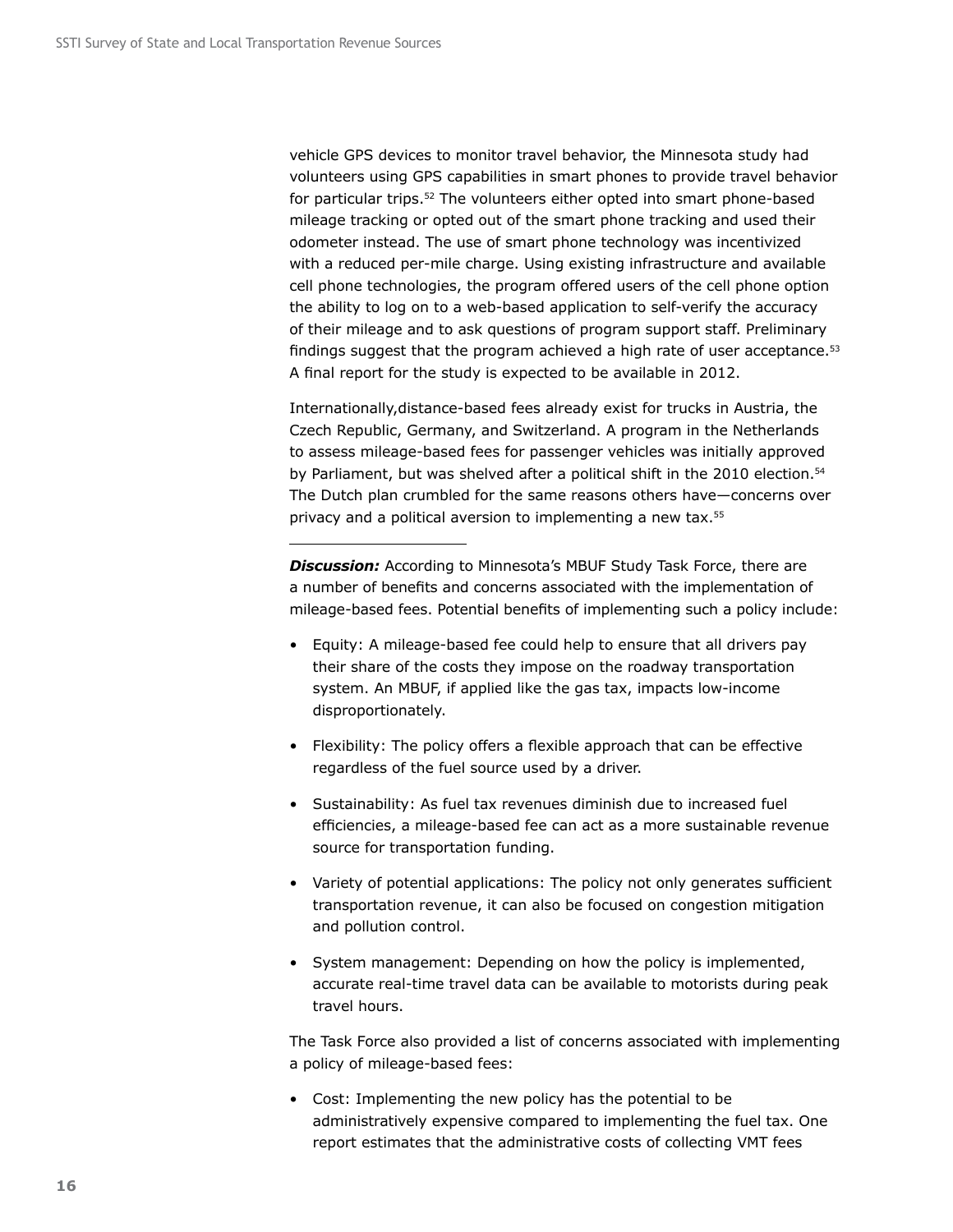vehicle GPS devices to monitor travel behavior, the Minnesota study had volunteers using GPS capabilities in smart phones to provide travel behavior for particular trips.[52] The volunteers either opted into smart phone-based mileage tracking or opted out of the smart phone tracking and used their odometer instead. The use of smart phone technology was incentivized with a reduced per-mile charge. Using existing infrastructure and available cell phone technologies, the program offered users of the cell phone option the ability to log on to a web-based application to self-verify the accuracy of their mileage and to ask questions of program support staff. Preliminary findings suggest that the program achieved a high rate of user acceptance.[53] A final report for the study is expected to be available in 2012.

Internationally,distance-based fees already exist for trucks in Austria, the Czech Republic, Germany, and Switzerland. A program in the Netherlands to assess mileage-based fees for passenger vehicles was initially approved by Parliament, but was shelved after a political shift in the 2010 election.[54] The Dutch plan crumbled for the same reasons others have—concerns over privacy and a political aversion to implementing a new tax.[55]

---

***Discussion:*** According to Minnesota's MBUF Study Task Force, there are a number of benefits and concerns associated with the implementation of mileage-based fees. Potential benefits of implementing such a policy include:

- Equity: A mileage-based fee could help to ensure that all drivers pay their share of the costs they impose on the roadway transportation system. An MBUF, if applied like the gas tax, impacts low-income disproportionately.
- Flexibility: The policy offers a flexible approach that can be effective regardless of the fuel source used by a driver.
- Sustainability: As fuel tax revenues diminish due to increased fuel efficiencies, a mileage-based fee can act as a more sustainable revenue source for transportation funding.
- Variety of potential applications: The policy not only generates sufficient transportation revenue, it can also be focused on congestion mitigation and pollution control.
- System management: Depending on how the policy is implemented, accurate real-time travel data can be available to motorists during peak travel hours.

The Task Force also provided a list of concerns associated with implementing a policy of mileage-based fees:

- Cost: Implementing the new policy has the potential to be administratively expensive compared to implementing the fuel tax. One report estimates that the administrative costs of collecting VMT fees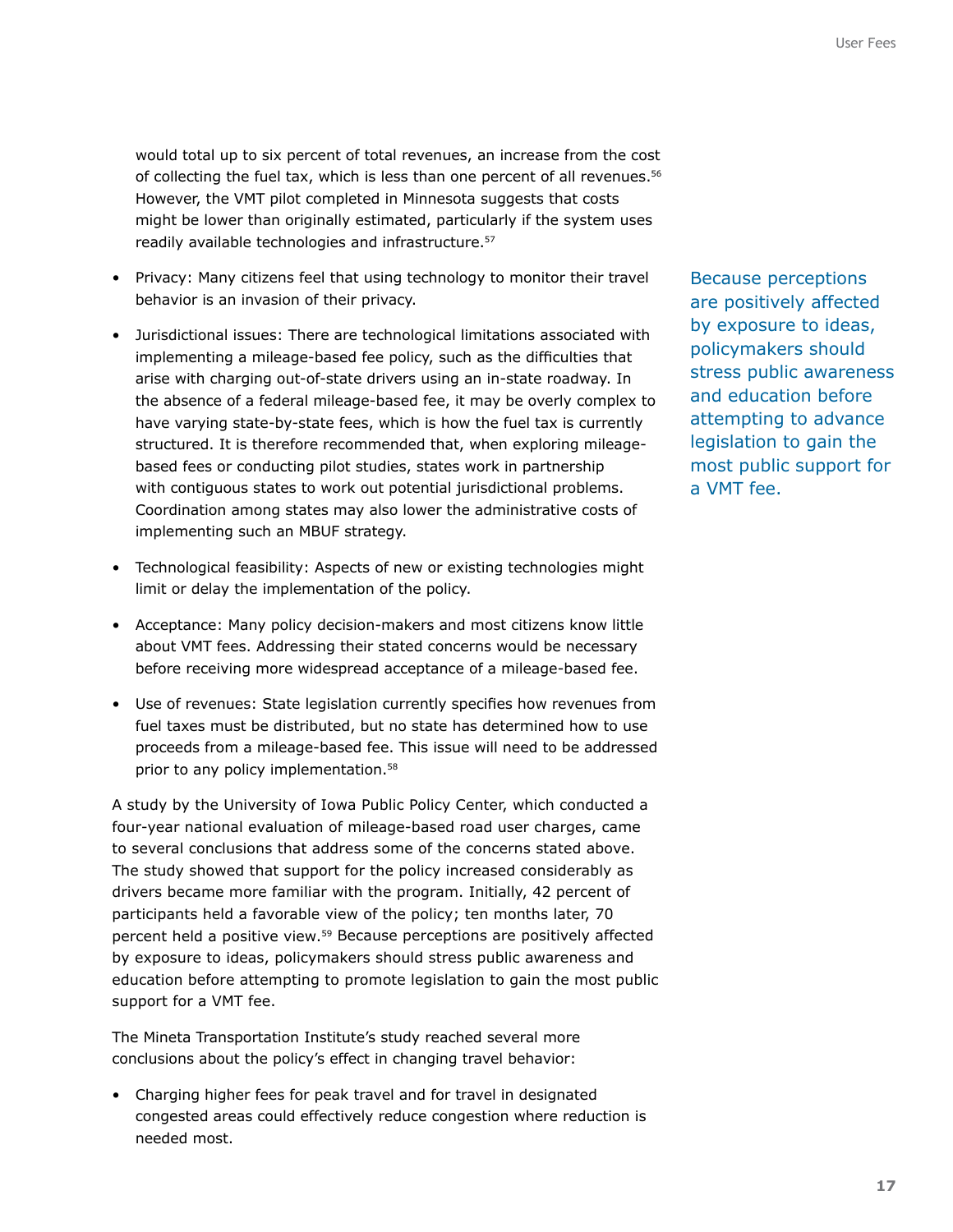would total up to six percent of total revenues, an increase from the cost of collecting the fuel tax, which is less than one percent of all revenues.[56] However, the VMT pilot completed in Minnesota suggests that costs might be lower than originally estimated, particularly if the system uses readily available technologies and infrastructure.[57]

- Privacy: Many citizens feel that using technology to monitor their travel behavior is an invasion of their privacy.
- Jurisdictional issues: There are technological limitations associated with implementing a mileage-based fee policy, such as the difficulties that arise with charging out-of-state drivers using an in-state roadway. In the absence of a federal mileage-based fee, it may be overly complex to have varying state-by-state fees, which is how the fuel tax is currently structured. It is therefore recommended that, when exploring mileage-based fees or conducting pilot studies, states work in partnership with contiguous states to work out potential jurisdictional problems. Coordination among states may also lower the administrative costs of implementing such an MBUF strategy.
- Technological feasibility: Aspects of new or existing technologies might limit or delay the implementation of the policy.
- Acceptance: Many policy decision-makers and most citizens know little about VMT fees. Addressing their stated concerns would be necessary before receiving more widespread acceptance of a mileage-based fee.
- Use of revenues: State legislation currently specifies how revenues from fuel taxes must be distributed, but no state has determined how to use proceeds from a mileage-based fee. This issue will need to be addressed prior to any policy implementation.[58]

A study by the University of Iowa Public Policy Center, which conducted a four-year national evaluation of mileage-based road user charges, came to several conclusions that address some of the concerns stated above. The study showed that support for the policy increased considerably as drivers became more familiar with the program. Initially, 42 percent of participants held a favorable view of the policy; ten months later, 70 percent held a positive view.[59] Because perceptions are positively affected by exposure to ideas, policymakers should stress public awareness and education before attempting to promote legislation to gain the most public support for a VMT fee.

> Because perceptions are positively affected by exposure to ideas, policymakers should stress public awareness and education before attempting to advance legislation to gain the most public support for a VMT fee.

The Mineta Transportation Institute's study reached several more conclusions about the policy's effect in changing travel behavior:

- Charging higher fees for peak travel and for travel in designated congested areas could effectively reduce congestion where reduction is needed most.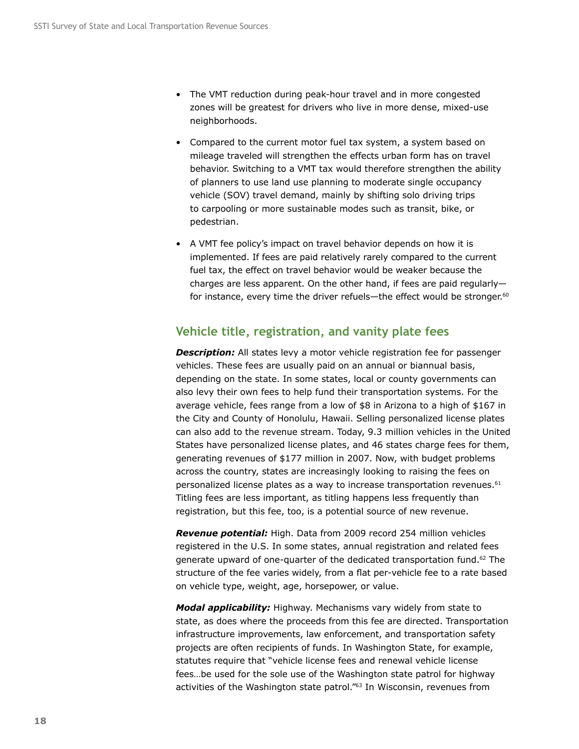- The VMT reduction during peak-hour travel and in more congested zones will be greatest for drivers who live in more dense, mixed-use neighborhoods.

- Compared to the current motor fuel tax system, a system based on mileage traveled will strengthen the effects urban form has on travel behavior. Switching to a VMT tax would therefore strengthen the ability of planners to use land use planning to moderate single occupancy vehicle (SOV) travel demand, mainly by shifting solo driving trips to carpooling or more sustainable modes such as transit, bike, or pedestrian.

- A VMT fee policy's impact on travel behavior depends on how it is implemented. If fees are paid relatively rarely compared to the current fuel tax, the effect on travel behavior would be weaker because the charges are less apparent. On the other hand, if fees are paid regularly—for instance, every time the driver refuels—the effect would be stronger.[60]

## Vehicle title, registration, and vanity plate fees

***Description:*** All states levy a motor vehicle registration fee for passenger vehicles. These fees are usually paid on an annual or biannual basis, depending on the state. In some states, local or county governments can also levy their own fees to help fund their transportation systems. For the average vehicle, fees range from a low of $8 in Arizona to a high of $167 in the City and County of Honolulu, Hawaii. Selling personalized license plates can also add to the revenue stream. Today, 9.3 million vehicles in the United States have personalized license plates, and 46 states charge fees for them, generating revenues of $177 million in 2007. Now, with budget problems across the country, states are increasingly looking to raising the fees on personalized license plates as a way to increase transportation revenues.[61] Titling fees are less important, as titling happens less frequently than registration, but this fee, too, is a potential source of new revenue.

***Revenue potential:*** High. Data from 2009 record 254 million vehicles registered in the U.S. In some states, annual registration and related fees generate upward of one-quarter of the dedicated transportation fund.[62] The structure of the fee varies widely, from a flat per-vehicle fee to a rate based on vehicle type, weight, age, horsepower, or value.

***Modal applicability:*** Highway. Mechanisms vary widely from state to state, as does where the proceeds from this fee are directed. Transportation infrastructure improvements, law enforcement, and transportation safety projects are often recipients of funds. In Washington State, for example, statutes require that "vehicle license fees and renewal vehicle license fees…be used for the sole use of the Washington state patrol for highway activities of the Washington state patrol."[63] In Wisconsin, revenues from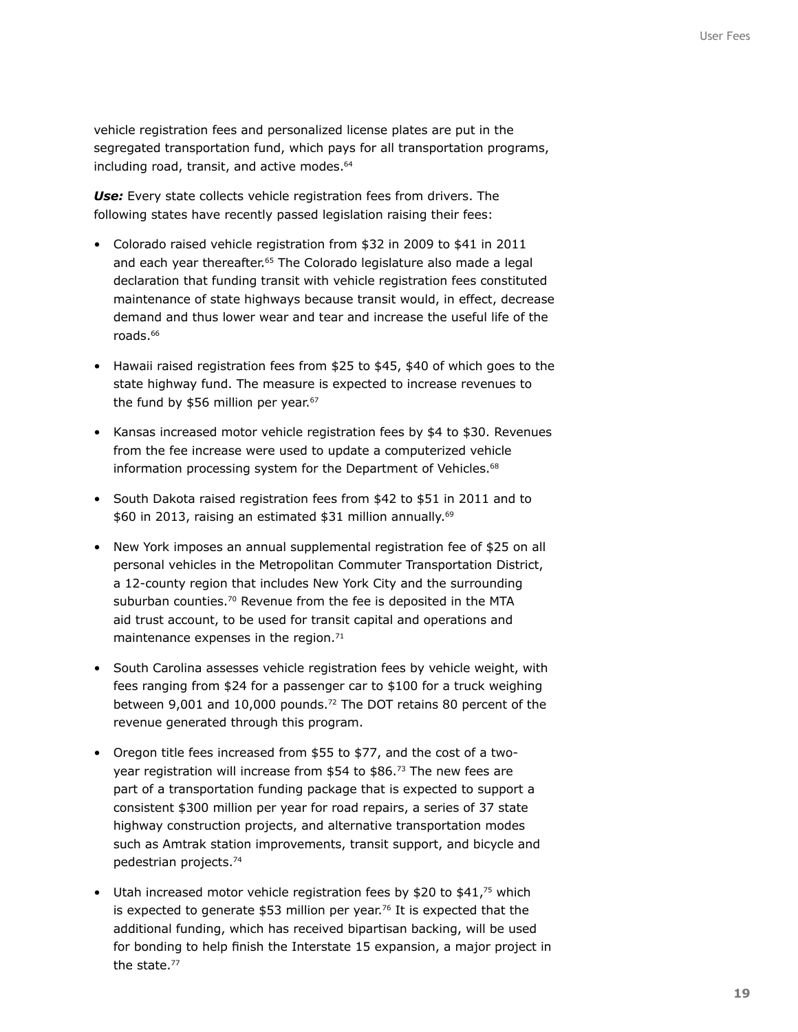vehicle registration fees and personalized license plates are put in the segregated transportation fund, which pays for all transportation programs, including road, transit, and active modes.[64]

***Use:*** Every state collects vehicle registration fees from drivers. The following states have recently passed legislation raising their fees:

- Colorado raised vehicle registration from $32 in 2009 to $41 in 2011 and each year thereafter.[65] The Colorado legislature also made a legal declaration that funding transit with vehicle registration fees constituted maintenance of state highways because transit would, in effect, decrease demand and thus lower wear and tear and increase the useful life of the roads.[66]
- Hawaii raised registration fees from $25 to $45, $40 of which goes to the state highway fund. The measure is expected to increase revenues to the fund by $56 million per year.[67]
- Kansas increased motor vehicle registration fees by $4 to $30. Revenues from the fee increase were used to update a computerized vehicle information processing system for the Department of Vehicles.[68]
- South Dakota raised registration fees from $42 to $51 in 2011 and to $60 in 2013, raising an estimated $31 million annually.[69]
- New York imposes an annual supplemental registration fee of $25 on all personal vehicles in the Metropolitan Commuter Transportation District, a 12-county region that includes New York City and the surrounding suburban counties.[70] Revenue from the fee is deposited in the MTA aid trust account, to be used for transit capital and operations and maintenance expenses in the region.[71]
- South Carolina assesses vehicle registration fees by vehicle weight, with fees ranging from $24 for a passenger car to $100 for a truck weighing between 9,001 and 10,000 pounds.[72] The DOT retains 80 percent of the revenue generated through this program.
- Oregon title fees increased from $55 to $77, and the cost of a two-year registration will increase from $54 to $86.[73] The new fees are part of a transportation funding package that is expected to support a consistent $300 million per year for road repairs, a series of 37 state highway construction projects, and alternative transportation modes such as Amtrak station improvements, transit support, and bicycle and pedestrian projects.[74]
- Utah increased motor vehicle registration fees by $20 to $41,[75] which is expected to generate $53 million per year.[76] It is expected that the additional funding, which has received bipartisan backing, will be used for bonding to help finish the Interstate 15 expansion, a major project in the state.[77]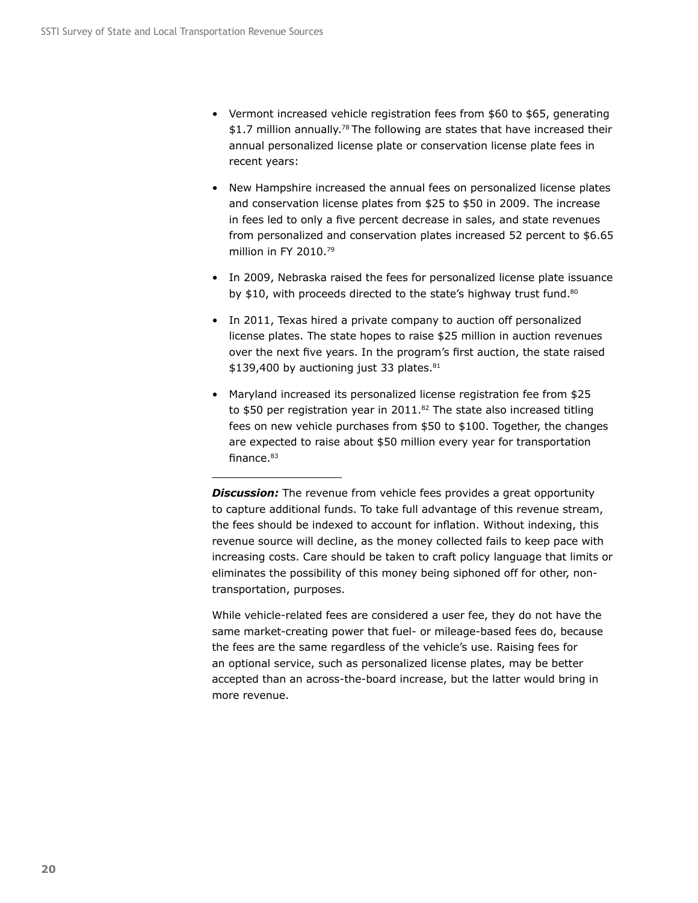- Vermont increased vehicle registration fees from $60 to $65, generating $1.7 million annually.[78] The following are states that have increased their annual personalized license plate or conservation license plate fees in recent years:
- New Hampshire increased the annual fees on personalized license plates and conservation license plates from $25 to $50 in 2009. The increase in fees led to only a five percent decrease in sales, and state revenues from personalized and conservation plates increased 52 percent to $6.65 million in FY 2010.[79]
- In 2009, Nebraska raised the fees for personalized license plate issuance by $10, with proceeds directed to the state's highway trust fund.[80]
- In 2011, Texas hired a private company to auction off personalized license plates. The state hopes to raise $25 million in auction revenues over the next five years. In the program's first auction, the state raised $139,400 by auctioning just 33 plates.[81]
- Maryland increased its personalized license registration fee from $25 to $50 per registration year in 2011.[82] The state also increased titling fees on new vehicle purchases from $50 to $100. Together, the changes are expected to raise about $50 million every year for transportation finance.[83]

---

***Discussion:*** The revenue from vehicle fees provides a great opportunity to capture additional funds. To take full advantage of this revenue stream, the fees should be indexed to account for inflation. Without indexing, this revenue source will decline, as the money collected fails to keep pace with increasing costs. Care should be taken to craft policy language that limits or eliminates the possibility of this money being siphoned off for other, non-transportation, purposes.

While vehicle-related fees are considered a user fee, they do not have the same market-creating power that fuel- or mileage-based fees do, because the fees are the same regardless of the vehicle's use. Raising fees for an optional service, such as personalized license plates, may be better accepted than an across-the-board increase, but the latter would bring in more revenue.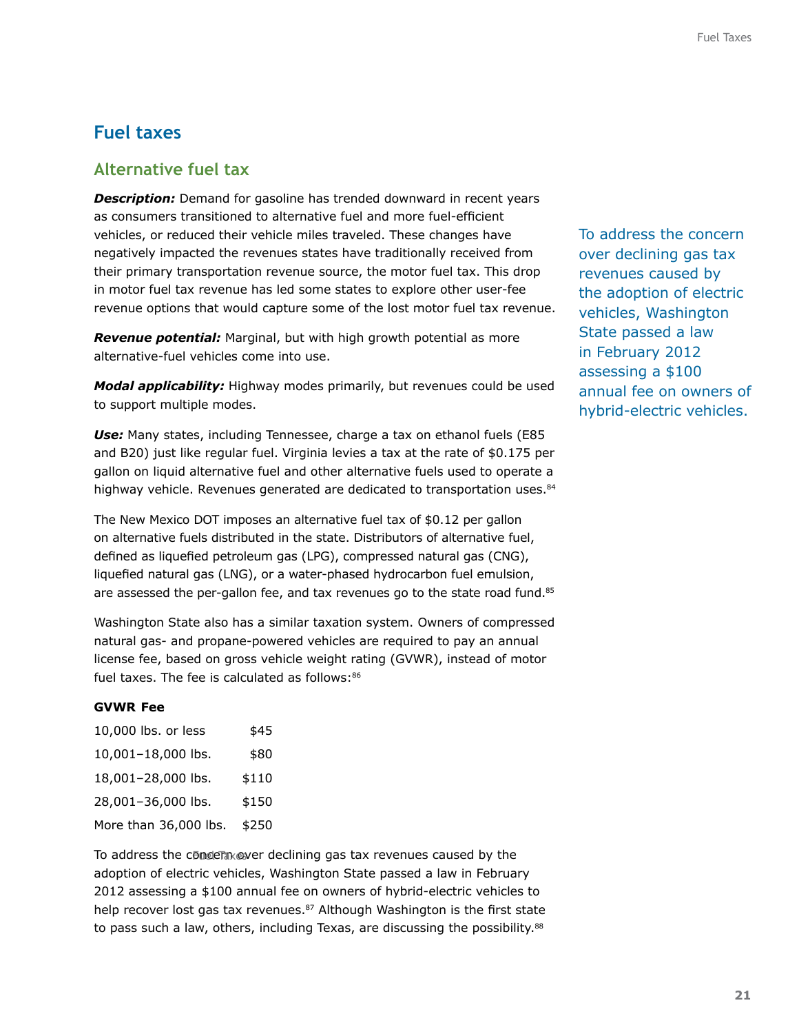## Fuel taxes

### Alternative fuel tax

***Description:*** Demand for gasoline has trended downward in recent years as consumers transitioned to alternative fuel and more fuel-efficient vehicles, or reduced their vehicle miles traveled. These changes have negatively impacted the revenues states have traditionally received from their primary transportation revenue source, the motor fuel tax. This drop in motor fuel tax revenue has led some states to explore other user-fee revenue options that would capture some of the lost motor fuel tax revenue.

***Revenue potential:*** Marginal, but with high growth potential as more alternative-fuel vehicles come into use.

***Modal applicability:*** Highway modes primarily, but revenues could be used to support multiple modes.

***Use:*** Many states, including Tennessee, charge a tax on ethanol fuels (E85 and B20) just like regular fuel. Virginia levies a tax at the rate of $0.175 per gallon on liquid alternative fuel and other alternative fuels used to operate a highway vehicle. Revenues generated are dedicated to transportation uses.[84]

The New Mexico DOT imposes an alternative fuel tax of $0.12 per gallon on alternative fuels distributed in the state. Distributors of alternative fuel, defined as liquefied petroleum gas (LPG), compressed natural gas (CNG), liquefied natural gas (LNG), or a water-phased hydrocarbon fuel emulsion, are assessed the per-gallon fee, and tax revenues go to the state road fund.[85]

Washington State also has a similar taxation system. Owners of compressed natural gas- and propane-powered vehicles are required to pay an annual license fee, based on gross vehicle weight rating (GVWR), instead of motor fuel taxes. The fee is calculated as follows:[86]

| GVWR | Fee |
|---|---|
| 10,000 lbs. or less | $45 |
| 10,001–18,000 lbs. | $80 |
| 18,001–28,000 lbs. | $110 |
| 28,001–36,000 lbs. | $150 |
| More than 36,000 lbs. | $250 |

To address the concern over declining gas tax revenues caused by the adoption of electric vehicles, Washington State passed a law in February 2012 assessing a $100 annual fee on owners of hybrid-electric vehicles to help recover lost gas tax revenues.[87] Although Washington is the first state to pass such a law, others, including Texas, are discussing the possibility.[88]

To address the concern over declining gas tax revenues caused by the adoption of electric vehicles, Washington State passed a law in February 2012 assessing a $100 annual fee on owners of hybrid-electric vehicles.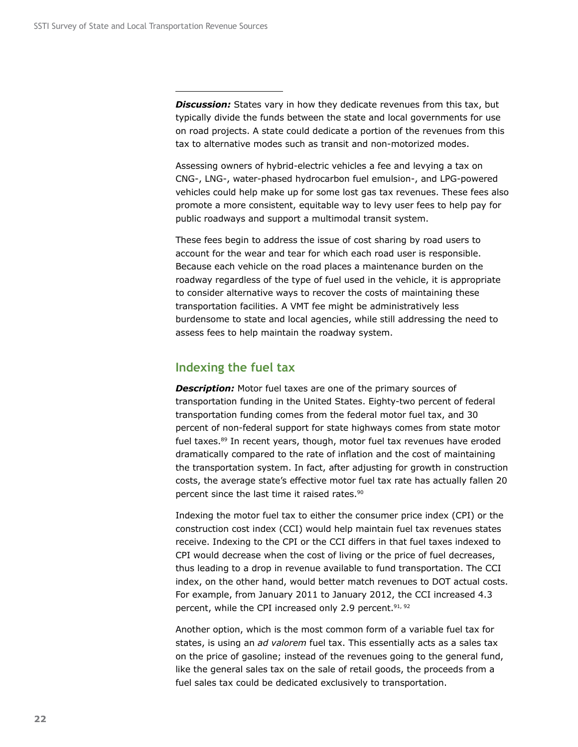**Discussion:** States vary in how they dedicate revenues from this tax, but typically divide the funds between the state and local governments for use on road projects. A state could dedicate a portion of the revenues from this tax to alternative modes such as transit and non-motorized modes.

Assessing owners of hybrid-electric vehicles a fee and levying a tax on CNG-, LNG-, water-phased hydrocarbon fuel emulsion-, and LPG-powered vehicles could help make up for some lost gas tax revenues. These fees also promote a more consistent, equitable way to levy user fees to help pay for public roadways and support a multimodal transit system.

These fees begin to address the issue of cost sharing by road users to account for the wear and tear for which each road user is responsible. Because each vehicle on the road places a maintenance burden on the roadway regardless of the type of fuel used in the vehicle, it is appropriate to consider alternative ways to recover the costs of maintaining these transportation facilities. A VMT fee might be administratively less burdensome to state and local agencies, while still addressing the need to assess fees to help maintain the roadway system.

## Indexing the fuel tax

**Description:** Motor fuel taxes are one of the primary sources of transportation funding in the United States. Eighty-two percent of federal transportation funding comes from the federal motor fuel tax, and 30 percent of non-federal support for state highways comes from state motor fuel taxes.[89] In recent years, though, motor fuel tax revenues have eroded dramatically compared to the rate of inflation and the cost of maintaining the transportation system. In fact, after adjusting for growth in construction costs, the average state's effective motor fuel tax rate has actually fallen 20 percent since the last time it raised rates.[90]

Indexing the motor fuel tax to either the consumer price index (CPI) or the construction cost index (CCI) would help maintain fuel tax revenues states receive. Indexing to the CPI or the CCI differs in that fuel taxes indexed to CPI would decrease when the cost of living or the price of fuel decreases, thus leading to a drop in revenue available to fund transportation. The CCI index, on the other hand, would better match revenues to DOT actual costs. For example, from January 2011 to January 2012, the CCI increased 4.3 percent, while the CPI increased only 2.9 percent.[91, 92]

Another option, which is the most common form of a variable fuel tax for states, is using an *ad valorem* fuel tax. This essentially acts as a sales tax on the price of gasoline; instead of the revenues going to the general fund, like the general sales tax on the sale of retail goods, the proceeds from a fuel sales tax could be dedicated exclusively to transportation.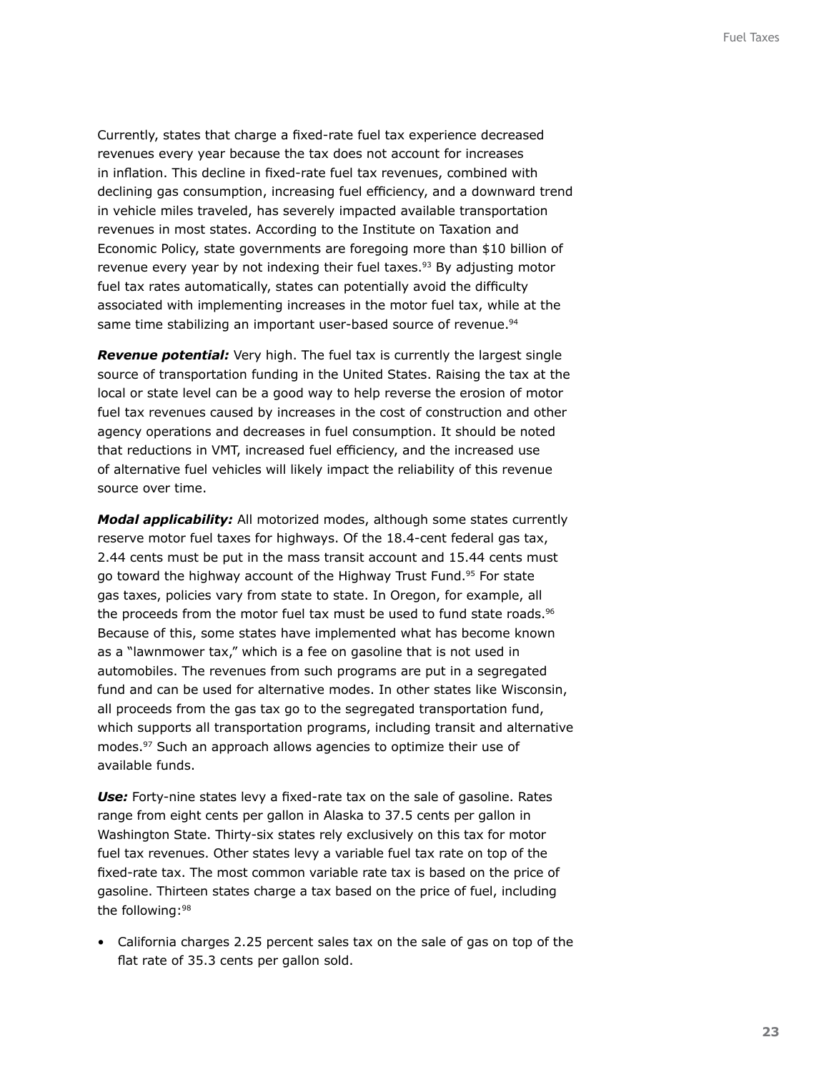Currently, states that charge a fixed-rate fuel tax experience decreased revenues every year because the tax does not account for increases in inflation. This decline in fixed-rate fuel tax revenues, combined with declining gas consumption, increasing fuel efficiency, and a downward trend in vehicle miles traveled, has severely impacted available transportation revenues in most states. According to the Institute on Taxation and Economic Policy, state governments are foregoing more than $10 billion of revenue every year by not indexing their fuel taxes.[93] By adjusting motor fuel tax rates automatically, states can potentially avoid the difficulty associated with implementing increases in the motor fuel tax, while at the same time stabilizing an important user-based source of revenue.[94]

***Revenue potential:*** Very high. The fuel tax is currently the largest single source of transportation funding in the United States. Raising the tax at the local or state level can be a good way to help reverse the erosion of motor fuel tax revenues caused by increases in the cost of construction and other agency operations and decreases in fuel consumption. It should be noted that reductions in VMT, increased fuel efficiency, and the increased use of alternative fuel vehicles will likely impact the reliability of this revenue source over time.

***Modal applicability:*** All motorized modes, although some states currently reserve motor fuel taxes for highways. Of the 18.4-cent federal gas tax, 2.44 cents must be put in the mass transit account and 15.44 cents must go toward the highway account of the Highway Trust Fund.[95] For state gas taxes, policies vary from state to state. In Oregon, for example, all the proceeds from the motor fuel tax must be used to fund state roads.[96] Because of this, some states have implemented what has become known as a "lawnmower tax," which is a fee on gasoline that is not used in automobiles. The revenues from such programs are put in a segregated fund and can be used for alternative modes. In other states like Wisconsin, all proceeds from the gas tax go to the segregated transportation fund, which supports all transportation programs, including transit and alternative modes.[97] Such an approach allows agencies to optimize their use of available funds.

***Use:*** Forty-nine states levy a fixed-rate tax on the sale of gasoline. Rates range from eight cents per gallon in Alaska to 37.5 cents per gallon in Washington State. Thirty-six states rely exclusively on this tax for motor fuel tax revenues. Other states levy a variable fuel tax rate on top of the fixed-rate tax. The most common variable rate tax is based on the price of gasoline. Thirteen states charge a tax based on the price of fuel, including the following:[98]

- California charges 2.25 percent sales tax on the sale of gas on top of the flat rate of 35.3 cents per gallon sold.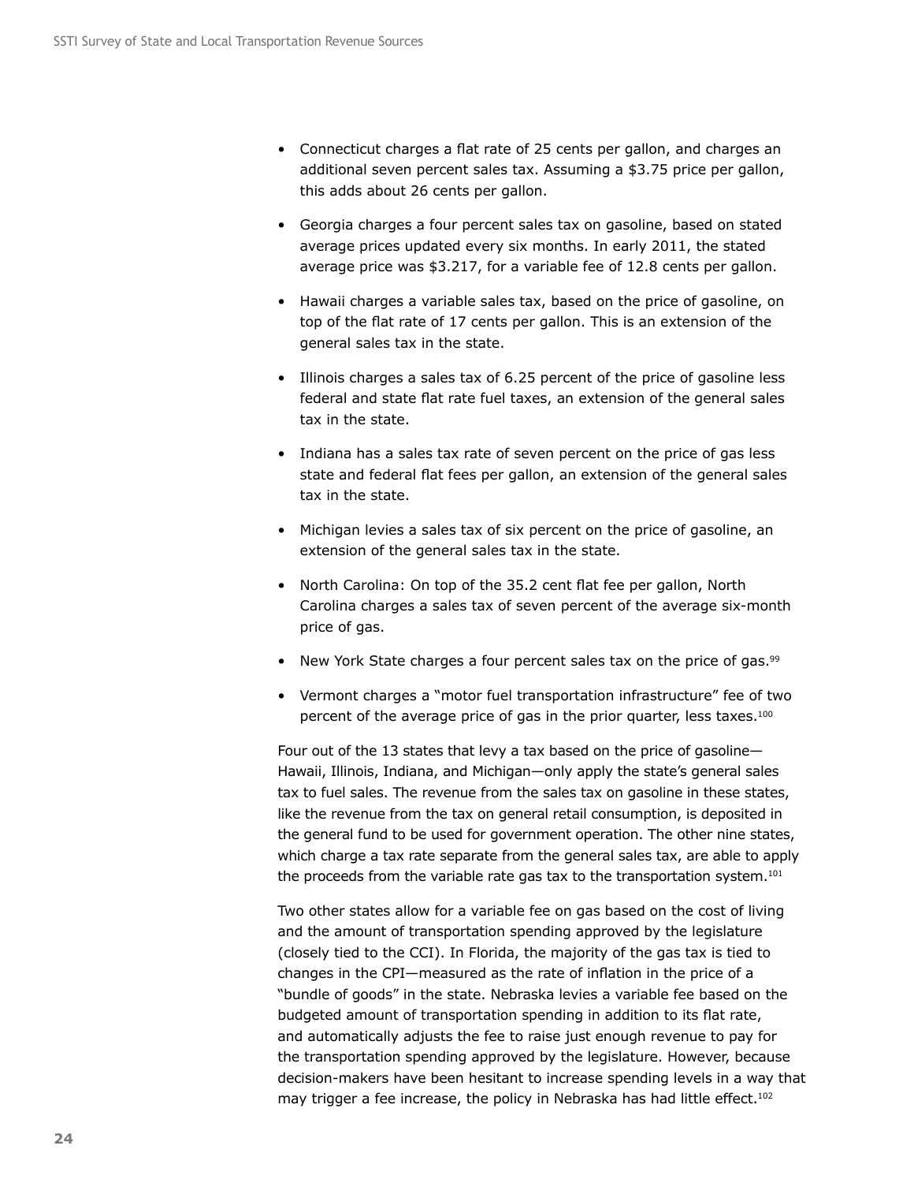- Connecticut charges a flat rate of 25 cents per gallon, and charges an additional seven percent sales tax. Assuming a $3.75 price per gallon, this adds about 26 cents per gallon.

- Georgia charges a four percent sales tax on gasoline, based on stated average prices updated every six months. In early 2011, the stated average price was $3.217, for a variable fee of 12.8 cents per gallon.

- Hawaii charges a variable sales tax, based on the price of gasoline, on top of the flat rate of 17 cents per gallon. This is an extension of the general sales tax in the state.

- Illinois charges a sales tax of 6.25 percent of the price of gasoline less federal and state flat rate fuel taxes, an extension of the general sales tax in the state.

- Indiana has a sales tax rate of seven percent on the price of gas less state and federal flat fees per gallon, an extension of the general sales tax in the state.

- Michigan levies a sales tax of six percent on the price of gasoline, an extension of the general sales tax in the state.

- North Carolina: On top of the 35.2 cent flat fee per gallon, North Carolina charges a sales tax of seven percent of the average six-month price of gas.

- New York State charges a four percent sales tax on the price of gas.[99]

- Vermont charges a "motor fuel transportation infrastructure" fee of two percent of the average price of gas in the prior quarter, less taxes.[100]

Four out of the 13 states that levy a tax based on the price of gasoline—Hawaii, Illinois, Indiana, and Michigan—only apply the state's general sales tax to fuel sales. The revenue from the sales tax on gasoline in these states, like the revenue from the tax on general retail consumption, is deposited in the general fund to be used for government operation. The other nine states, which charge a tax rate separate from the general sales tax, are able to apply the proceeds from the variable rate gas tax to the transportation system.[101]

Two other states allow for a variable fee on gas based on the cost of living and the amount of transportation spending approved by the legislature (closely tied to the CCI). In Florida, the majority of the gas tax is tied to changes in the CPI—measured as the rate of inflation in the price of a "bundle of goods" in the state. Nebraska levies a variable fee based on the budgeted amount of transportation spending in addition to its flat rate, and automatically adjusts the fee to raise just enough revenue to pay for the transportation spending approved by the legislature. However, because decision-makers have been hesitant to increase spending levels in a way that may trigger a fee increase, the policy in Nebraska has had little effect.[102]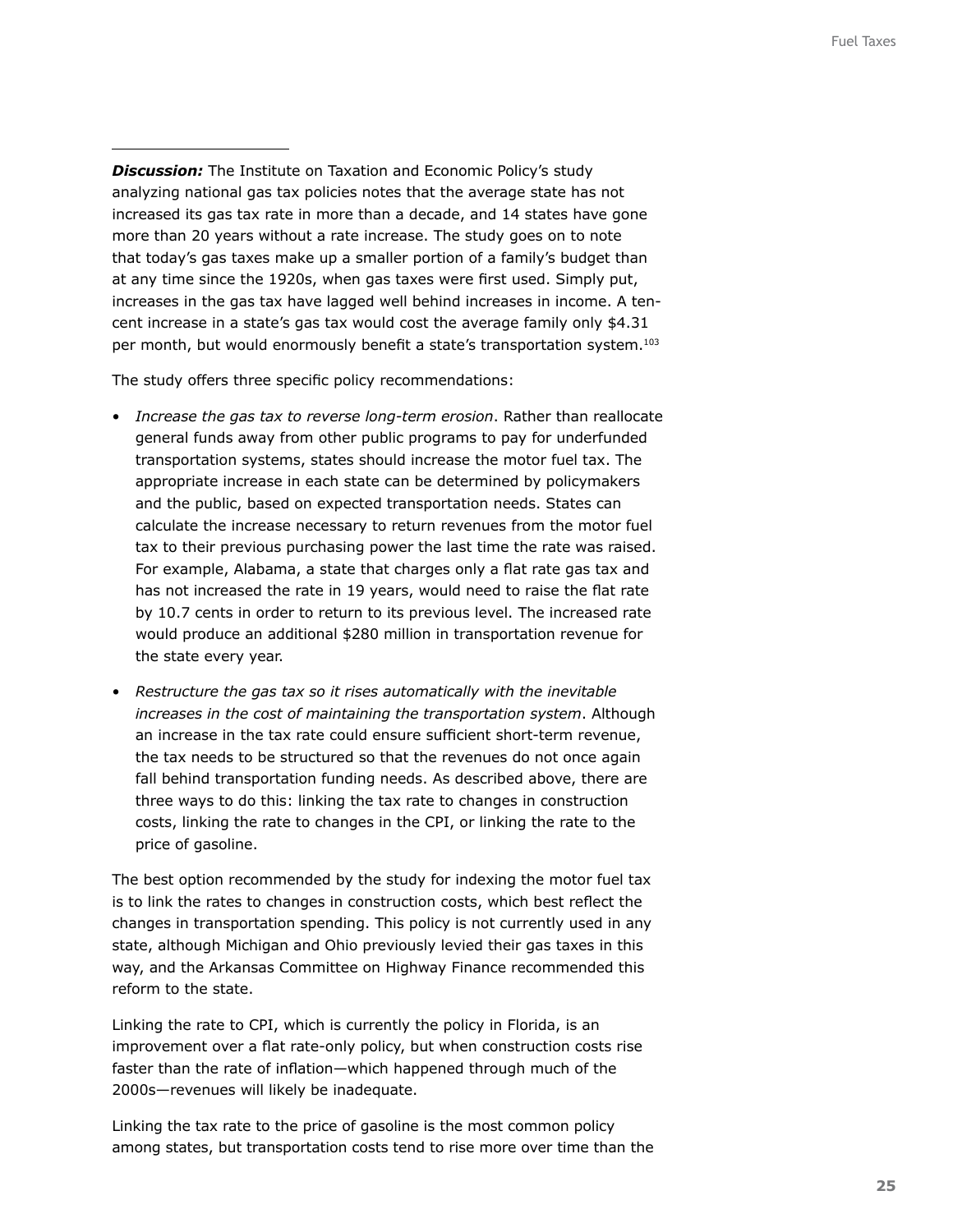***Discussion:*** The Institute on Taxation and Economic Policy's study analyzing national gas tax policies notes that the average state has not increased its gas tax rate in more than a decade, and 14 states have gone more than 20 years without a rate increase. The study goes on to note that today's gas taxes make up a smaller portion of a family's budget than at any time since the 1920s, when gas taxes were first used. Simply put, increases in the gas tax have lagged well behind increases in income. A ten-cent increase in a state's gas tax would cost the average family only $4.31 per month, but would enormously benefit a state's transportation system.[103]

The study offers three specific policy recommendations:

- *Increase the gas tax to reverse long-term erosion*. Rather than reallocate general funds away from other public programs to pay for underfunded transportation systems, states should increase the motor fuel tax. The appropriate increase in each state can be determined by policymakers and the public, based on expected transportation needs. States can calculate the increase necessary to return revenues from the motor fuel tax to their previous purchasing power the last time the rate was raised. For example, Alabama, a state that charges only a flat rate gas tax and has not increased the rate in 19 years, would need to raise the flat rate by 10.7 cents in order to return to its previous level. The increased rate would produce an additional $280 million in transportation revenue for the state every year.
- *Restructure the gas tax so it rises automatically with the inevitable increases in the cost of maintaining the transportation system*. Although an increase in the tax rate could ensure sufficient short-term revenue, the tax needs to be structured so that the revenues do not once again fall behind transportation funding needs. As described above, there are three ways to do this: linking the tax rate to changes in construction costs, linking the rate to changes in the CPI, or linking the rate to the price of gasoline.

The best option recommended by the study for indexing the motor fuel tax is to link the rates to changes in construction costs, which best reflect the changes in transportation spending. This policy is not currently used in any state, although Michigan and Ohio previously levied their gas taxes in this way, and the Arkansas Committee on Highway Finance recommended this reform to the state.

Linking the rate to CPI, which is currently the policy in Florida, is an improvement over a flat rate-only policy, but when construction costs rise faster than the rate of inflation—which happened through much of the 2000s—revenues will likely be inadequate.

Linking the tax rate to the price of gasoline is the most common policy among states, but transportation costs tend to rise more over time than the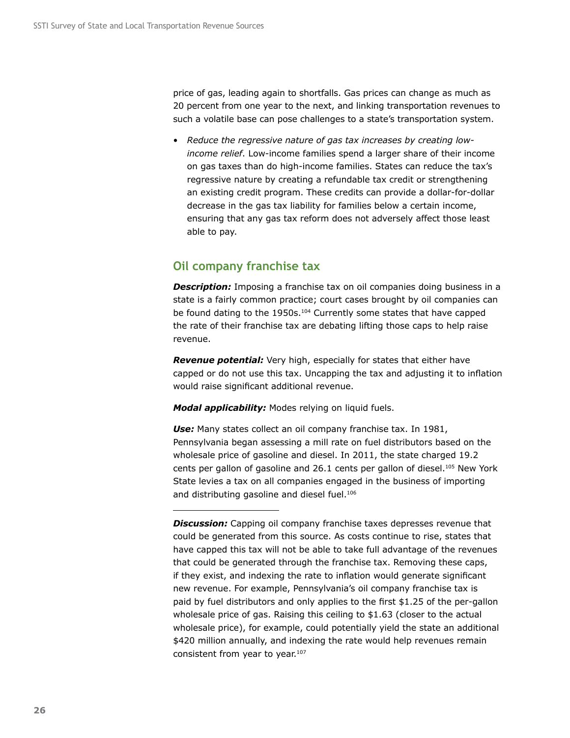price of gas, leading again to shortfalls. Gas prices can change as much as 20 percent from one year to the next, and linking transportation revenues to such a volatile base can pose challenges to a state's transportation system.

- *Reduce the regressive nature of gas tax increases by creating low-income relief*. Low-income families spend a larger share of their income on gas taxes than do high-income families. States can reduce the tax's regressive nature by creating a refundable tax credit or strengthening an existing credit program. These credits can provide a dollar-for-dollar decrease in the gas tax liability for families below a certain income, ensuring that any gas tax reform does not adversely affect those least able to pay.

## Oil company franchise tax

***Description:*** Imposing a franchise tax on oil companies doing business in a state is a fairly common practice; court cases brought by oil companies can be found dating to the 1950s.[104] Currently some states that have capped the rate of their franchise tax are debating lifting those caps to help raise revenue.

***Revenue potential:*** Very high, especially for states that either have capped or do not use this tax. Uncapping the tax and adjusting it to inflation would raise significant additional revenue.

***Modal applicability:*** Modes relying on liquid fuels.

***Use:*** Many states collect an oil company franchise tax. In 1981, Pennsylvania began assessing a mill rate on fuel distributors based on the wholesale price of gasoline and diesel. In 2011, the state charged 19.2 cents per gallon of gasoline and 26.1 cents per gallon of diesel.[105] New York State levies a tax on all companies engaged in the business of importing and distributing gasoline and diesel fuel.[106]

***Discussion:*** Capping oil company franchise taxes depresses revenue that could be generated from this source. As costs continue to rise, states that have capped this tax will not be able to take full advantage of the revenues that could be generated through the franchise tax. Removing these caps, if they exist, and indexing the rate to inflation would generate significant new revenue. For example, Pennsylvania's oil company franchise tax is paid by fuel distributors and only applies to the first $1.25 of the per-gallon wholesale price of gas. Raising this ceiling to $1.63 (closer to the actual wholesale price), for example, could potentially yield the state an additional $420 million annually, and indexing the rate would help revenues remain consistent from year to year.[107]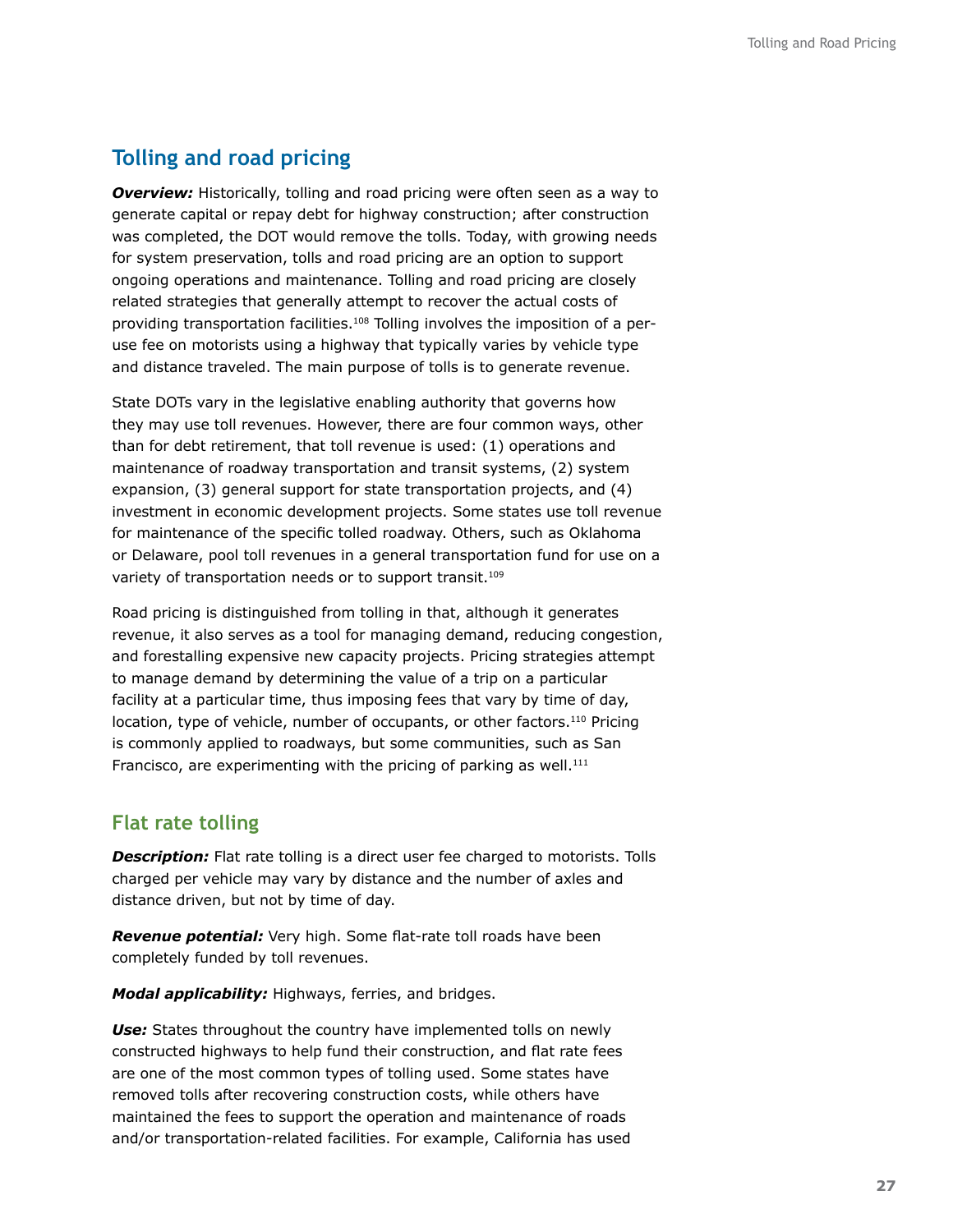## Tolling and road pricing

***Overview:*** Historically, tolling and road pricing were often seen as a way to generate capital or repay debt for highway construction; after construction was completed, the DOT would remove the tolls. Today, with growing needs for system preservation, tolls and road pricing are an option to support ongoing operations and maintenance. Tolling and road pricing are closely related strategies that generally attempt to recover the actual costs of providing transportation facilities.[108] Tolling involves the imposition of a per-use fee on motorists using a highway that typically varies by vehicle type and distance traveled. The main purpose of tolls is to generate revenue.

State DOTs vary in the legislative enabling authority that governs how they may use toll revenues. However, there are four common ways, other than for debt retirement, that toll revenue is used: (1) operations and maintenance of roadway transportation and transit systems, (2) system expansion, (3) general support for state transportation projects, and (4) investment in economic development projects. Some states use toll revenue for maintenance of the specific tolled roadway. Others, such as Oklahoma or Delaware, pool toll revenues in a general transportation fund for use on a variety of transportation needs or to support transit.[109]

Road pricing is distinguished from tolling in that, although it generates revenue, it also serves as a tool for managing demand, reducing congestion, and forestalling expensive new capacity projects. Pricing strategies attempt to manage demand by determining the value of a trip on a particular facility at a particular time, thus imposing fees that vary by time of day, location, type of vehicle, number of occupants, or other factors.[110] Pricing is commonly applied to roadways, but some communities, such as San Francisco, are experimenting with the pricing of parking as well.[111]

### Flat rate tolling

***Description:*** Flat rate tolling is a direct user fee charged to motorists. Tolls charged per vehicle may vary by distance and the number of axles and distance driven, but not by time of day.

***Revenue potential:*** Very high. Some flat-rate toll roads have been completely funded by toll revenues.

***Modal applicability:*** Highways, ferries, and bridges.

***Use:*** States throughout the country have implemented tolls on newly constructed highways to help fund their construction, and flat rate fees are one of the most common types of tolling used. Some states have removed tolls after recovering construction costs, while others have maintained the fees to support the operation and maintenance of roads and/or transportation-related facilities. For example, California has used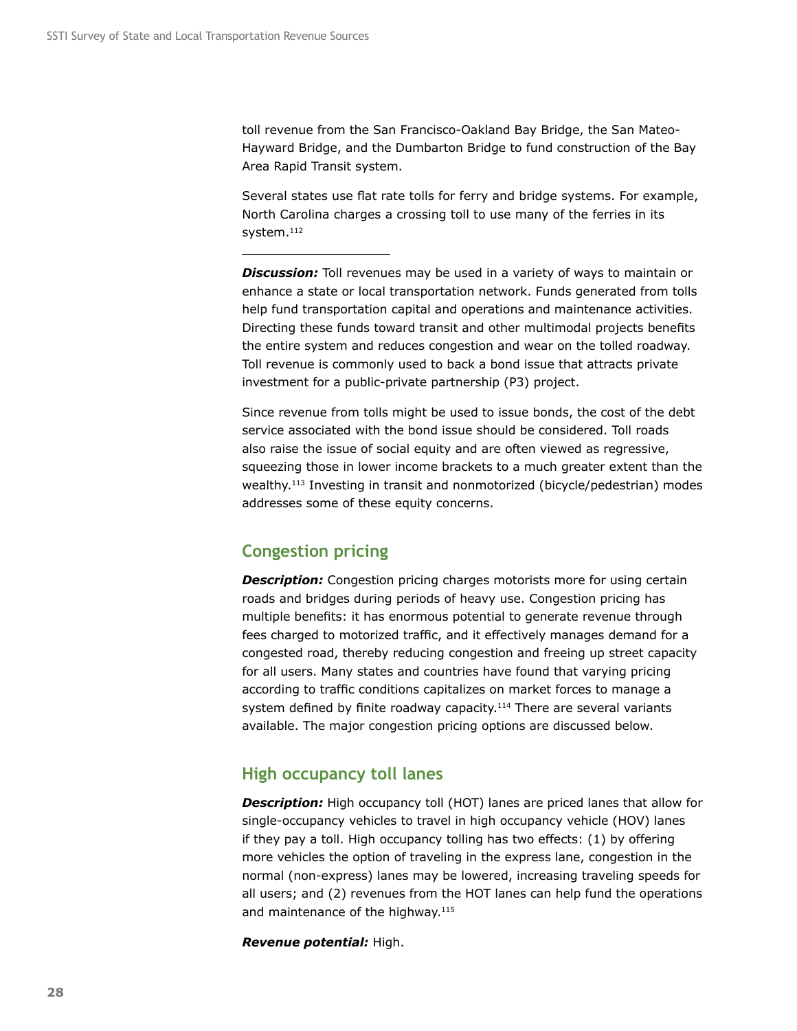toll revenue from the San Francisco-Oakland Bay Bridge, the San Mateo-Hayward Bridge, and the Dumbarton Bridge to fund construction of the Bay Area Rapid Transit system.

Several states use flat rate tolls for ferry and bridge systems. For example, North Carolina charges a crossing toll to use many of the ferries in its system.[112]

---

***Discussion:*** Toll revenues may be used in a variety of ways to maintain or enhance a state or local transportation network. Funds generated from tolls help fund transportation capital and operations and maintenance activities. Directing these funds toward transit and other multimodal projects benefits the entire system and reduces congestion and wear on the tolled roadway. Toll revenue is commonly used to back a bond issue that attracts private investment for a public-private partnership (P3) project.

Since revenue from tolls might be used to issue bonds, the cost of the debt service associated with the bond issue should be considered. Toll roads also raise the issue of social equity and are often viewed as regressive, squeezing those in lower income brackets to a much greater extent than the wealthy.[113] Investing in transit and nonmotorized (bicycle/pedestrian) modes addresses some of these equity concerns.

## Congestion pricing

***Description:*** Congestion pricing charges motorists more for using certain roads and bridges during periods of heavy use. Congestion pricing has multiple benefits: it has enormous potential to generate revenue through fees charged to motorized traffic, and it effectively manages demand for a congested road, thereby reducing congestion and freeing up street capacity for all users. Many states and countries have found that varying pricing according to traffic conditions capitalizes on market forces to manage a system defined by finite roadway capacity.[114] There are several variants available. The major congestion pricing options are discussed below.

## High occupancy toll lanes

***Description:*** High occupancy toll (HOT) lanes are priced lanes that allow for single-occupancy vehicles to travel in high occupancy vehicle (HOV) lanes if they pay a toll. High occupancy tolling has two effects: (1) by offering more vehicles the option of traveling in the express lane, congestion in the normal (non-express) lanes may be lowered, increasing traveling speeds for all users; and (2) revenues from the HOT lanes can help fund the operations and maintenance of the highway.[115]

***Revenue potential:*** High.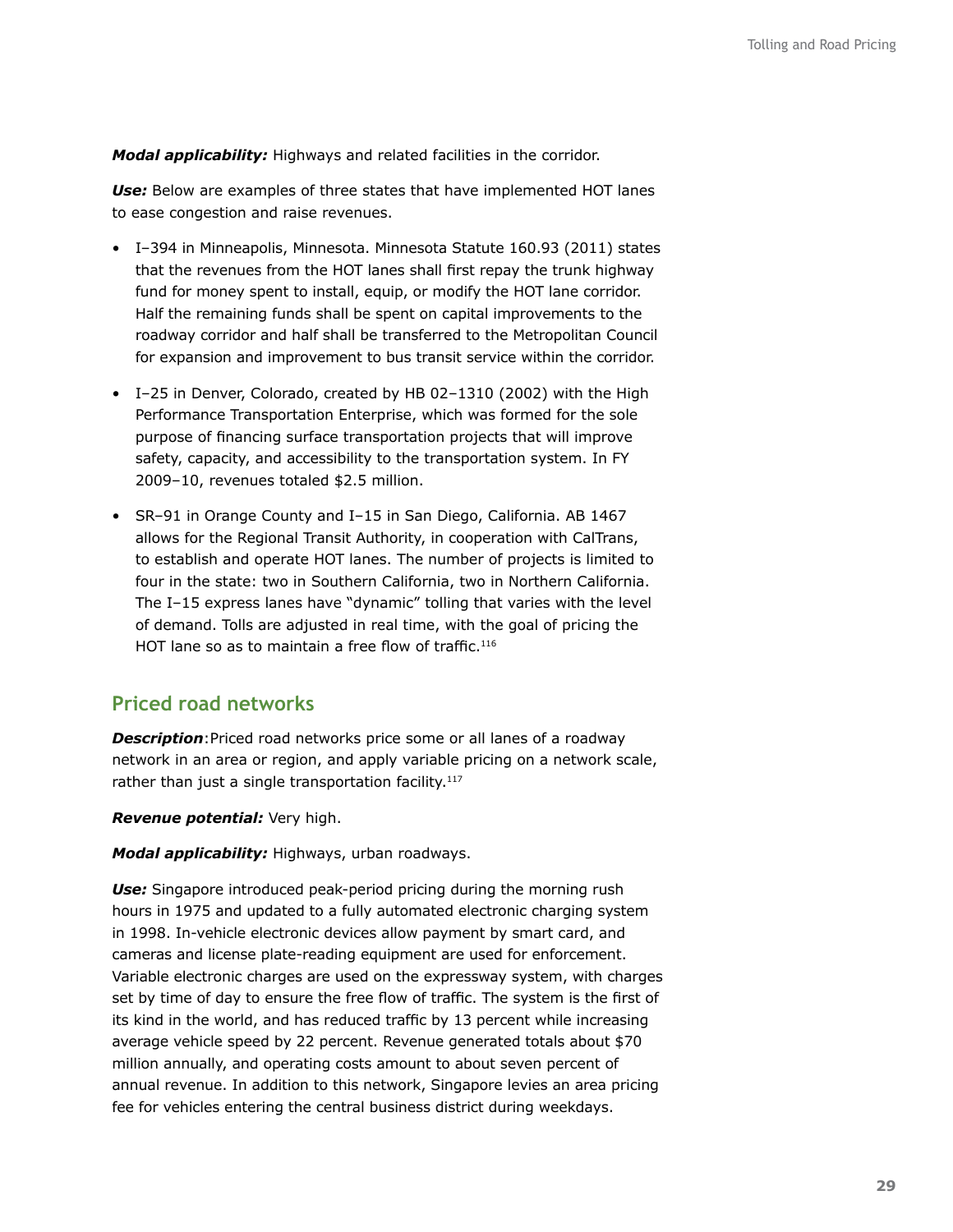***Modal applicability:*** Highways and related facilities in the corridor.

***Use:*** Below are examples of three states that have implemented HOT lanes to ease congestion and raise revenues.

- I–394 in Minneapolis, Minnesota. Minnesota Statute 160.93 (2011) states that the revenues from the HOT lanes shall first repay the trunk highway fund for money spent to install, equip, or modify the HOT lane corridor. Half the remaining funds shall be spent on capital improvements to the roadway corridor and half shall be transferred to the Metropolitan Council for expansion and improvement to bus transit service within the corridor.
- I–25 in Denver, Colorado, created by HB 02–1310 (2002) with the High Performance Transportation Enterprise, which was formed for the sole purpose of financing surface transportation projects that will improve safety, capacity, and accessibility to the transportation system. In FY 2009–10, revenues totaled $2.5 million.
- SR–91 in Orange County and I–15 in San Diego, California. AB 1467 allows for the Regional Transit Authority, in cooperation with CalTrans, to establish and operate HOT lanes. The number of projects is limited to four in the state: two in Southern California, two in Northern California. The I–15 express lanes have "dynamic" tolling that varies with the level of demand. Tolls are adjusted in real time, with the goal of pricing the HOT lane so as to maintain a free flow of traffic.[116]

## Priced road networks

***Description***:Priced road networks price some or all lanes of a roadway network in an area or region, and apply variable pricing on a network scale, rather than just a single transportation facility.[117]

***Revenue potential:*** Very high.

***Modal applicability:*** Highways, urban roadways.

***Use:*** Singapore introduced peak-period pricing during the morning rush hours in 1975 and updated to a fully automated electronic charging system in 1998. In-vehicle electronic devices allow payment by smart card, and cameras and license plate-reading equipment are used for enforcement. Variable electronic charges are used on the expressway system, with charges set by time of day to ensure the free flow of traffic. The system is the first of its kind in the world, and has reduced traffic by 13 percent while increasing average vehicle speed by 22 percent. Revenue generated totals about $70 million annually, and operating costs amount to about seven percent of annual revenue. In addition to this network, Singapore levies an area pricing fee for vehicles entering the central business district during weekdays.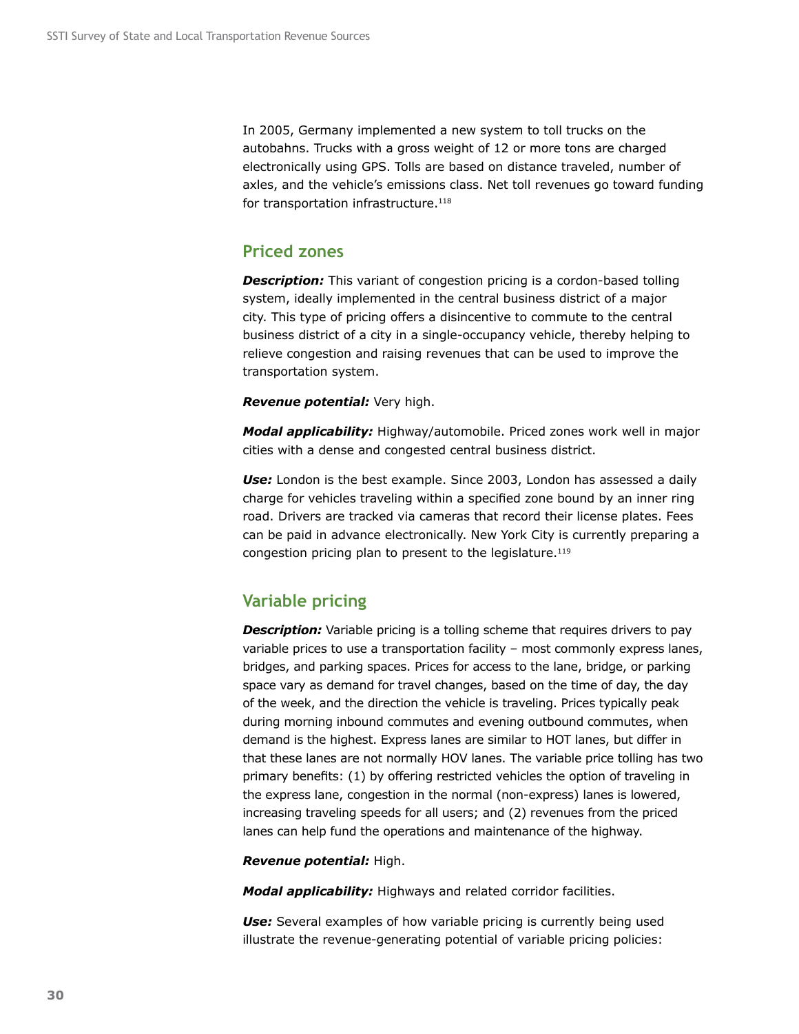In 2005, Germany implemented a new system to toll trucks on the autobahns. Trucks with a gross weight of 12 or more tons are charged electronically using GPS. Tolls are based on distance traveled, number of axles, and the vehicle's emissions class. Net toll revenues go toward funding for transportation infrastructure.[118]

## Priced zones

***Description:*** This variant of congestion pricing is a cordon-based tolling system, ideally implemented in the central business district of a major city. This type of pricing offers a disincentive to commute to the central business district of a city in a single-occupancy vehicle, thereby helping to relieve congestion and raising revenues that can be used to improve the transportation system.

***Revenue potential:*** Very high.

***Modal applicability:*** Highway/automobile. Priced zones work well in major cities with a dense and congested central business district.

***Use:*** London is the best example. Since 2003, London has assessed a daily charge for vehicles traveling within a specified zone bound by an inner ring road. Drivers are tracked via cameras that record their license plates. Fees can be paid in advance electronically. New York City is currently preparing a congestion pricing plan to present to the legislature.[119]

## Variable pricing

***Description:*** Variable pricing is a tolling scheme that requires drivers to pay variable prices to use a transportation facility – most commonly express lanes, bridges, and parking spaces. Prices for access to the lane, bridge, or parking space vary as demand for travel changes, based on the time of day, the day of the week, and the direction the vehicle is traveling. Prices typically peak during morning inbound commutes and evening outbound commutes, when demand is the highest. Express lanes are similar to HOT lanes, but differ in that these lanes are not normally HOV lanes. The variable price tolling has two primary benefits: (1) by offering restricted vehicles the option of traveling in the express lane, congestion in the normal (non-express) lanes is lowered, increasing traveling speeds for all users; and (2) revenues from the priced lanes can help fund the operations and maintenance of the highway.

***Revenue potential:*** High.

***Modal applicability:*** Highways and related corridor facilities.

***Use:*** Several examples of how variable pricing is currently being used illustrate the revenue-generating potential of variable pricing policies: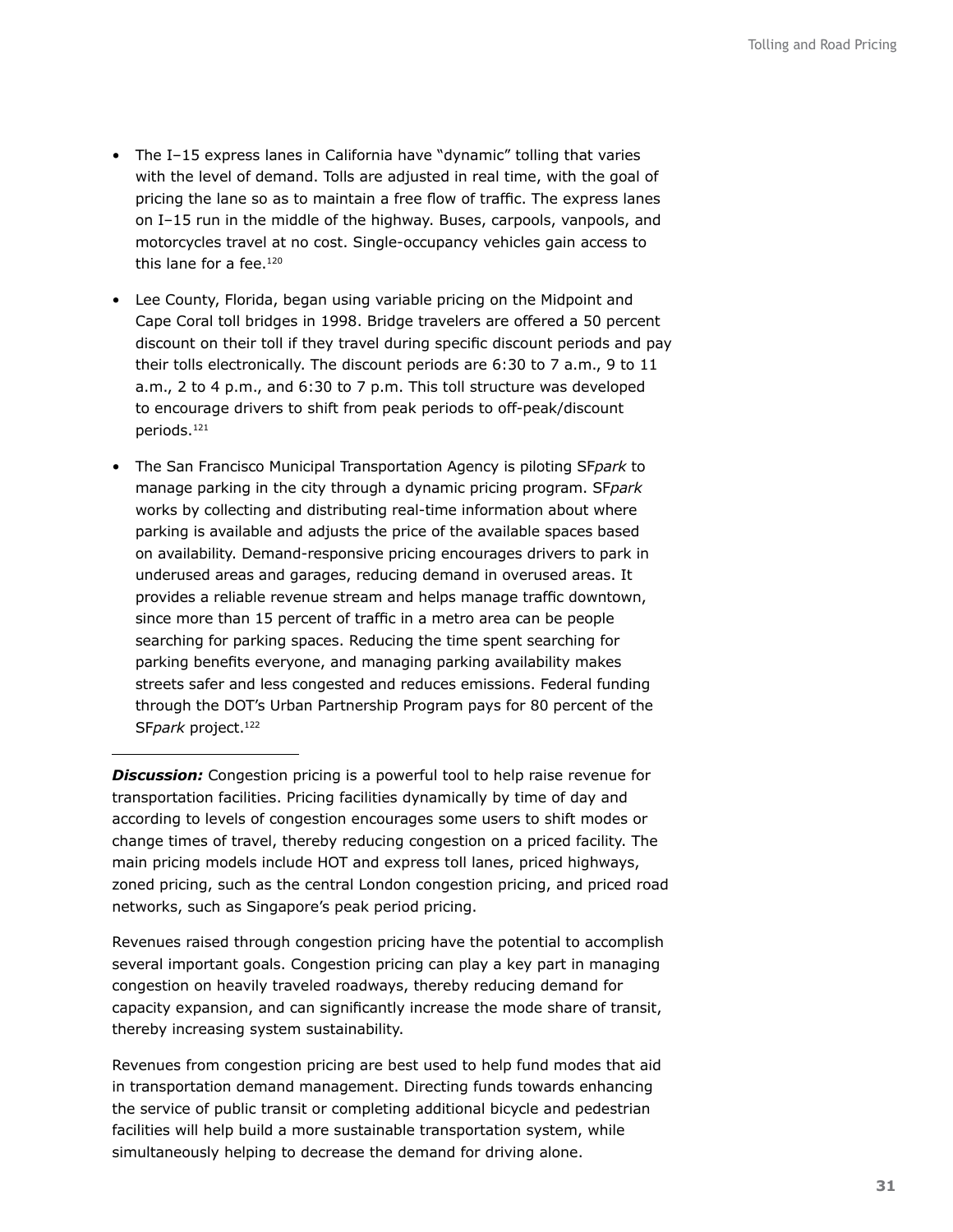- The I–15 express lanes in California have "dynamic" tolling that varies with the level of demand. Tolls are adjusted in real time, with the goal of pricing the lane so as to maintain a free flow of traffic. The express lanes on I–15 run in the middle of the highway. Buses, carpools, vanpools, and motorcycles travel at no cost. Single-occupancy vehicles gain access to this lane for a fee.[120]

- Lee County, Florida, began using variable pricing on the Midpoint and Cape Coral toll bridges in 1998. Bridge travelers are offered a 50 percent discount on their toll if they travel during specific discount periods and pay their tolls electronically. The discount periods are 6:30 to 7 a.m., 9 to 11 a.m., 2 to 4 p.m., and 6:30 to 7 p.m. This toll structure was developed to encourage drivers to shift from peak periods to off-peak/discount periods.[121]

- The San Francisco Municipal Transportation Agency is piloting SF*park* to manage parking in the city through a dynamic pricing program. SF*park* works by collecting and distributing real-time information about where parking is available and adjusts the price of the available spaces based on availability. Demand-responsive pricing encourages drivers to park in underused areas and garages, reducing demand in overused areas. It provides a reliable revenue stream and helps manage traffic downtown, since more than 15 percent of traffic in a metro area can be people searching for parking spaces. Reducing the time spent searching for parking benefits everyone, and managing parking availability makes streets safer and less congested and reduces emissions. Federal funding through the DOT's Urban Partnership Program pays for 80 percent of the SF*park* project.[122]

---

***Discussion:*** Congestion pricing is a powerful tool to help raise revenue for transportation facilities. Pricing facilities dynamically by time of day and according to levels of congestion encourages some users to shift modes or change times of travel, thereby reducing congestion on a priced facility. The main pricing models include HOT and express toll lanes, priced highways, zoned pricing, such as the central London congestion pricing, and priced road networks, such as Singapore's peak period pricing.

Revenues raised through congestion pricing have the potential to accomplish several important goals. Congestion pricing can play a key part in managing congestion on heavily traveled roadways, thereby reducing demand for capacity expansion, and can significantly increase the mode share of transit, thereby increasing system sustainability.

Revenues from congestion pricing are best used to help fund modes that aid in transportation demand management. Directing funds towards enhancing the service of public transit or completing additional bicycle and pedestrian facilities will help build a more sustainable transportation system, while simultaneously helping to decrease the demand for driving alone.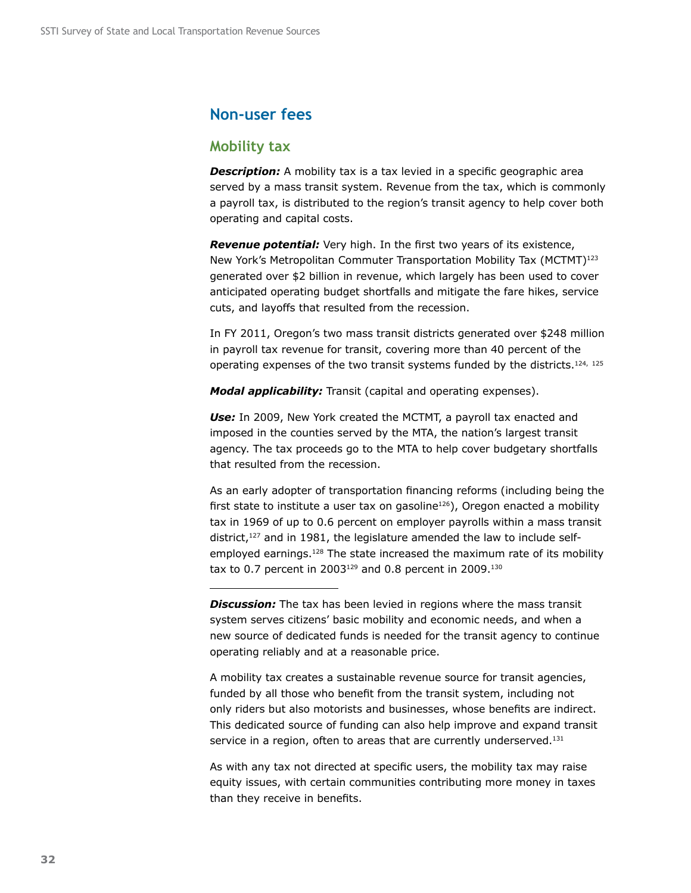## Non-user fees

### Mobility tax

***Description:*** A mobility tax is a tax levied in a specific geographic area served by a mass transit system. Revenue from the tax, which is commonly a payroll tax, is distributed to the region's transit agency to help cover both operating and capital costs.

***Revenue potential:*** Very high. In the first two years of its existence, New York's Metropolitan Commuter Transportation Mobility Tax (MCTMT)[123] generated over $2 billion in revenue, which largely has been used to cover anticipated operating budget shortfalls and mitigate the fare hikes, service cuts, and layoffs that resulted from the recession.

In FY 2011, Oregon's two mass transit districts generated over $248 million in payroll tax revenue for transit, covering more than 40 percent of the operating expenses of the two transit systems funded by the districts.[124, 125]

***Modal applicability:*** Transit (capital and operating expenses).

***Use:*** In 2009, New York created the MCTMT, a payroll tax enacted and imposed in the counties served by the MTA, the nation's largest transit agency. The tax proceeds go to the MTA to help cover budgetary shortfalls that resulted from the recession.

As an early adopter of transportation financing reforms (including being the first state to institute a user tax on gasoline[126]), Oregon enacted a mobility tax in 1969 of up to 0.6 percent on employer payrolls within a mass transit district,[127] and in 1981, the legislature amended the law to include self-employed earnings.[128] The state increased the maximum rate of its mobility tax to 0.7 percent in 2003[129] and 0.8 percent in 2009.[130]

***Discussion:*** The tax has been levied in regions where the mass transit system serves citizens' basic mobility and economic needs, and when a new source of dedicated funds is needed for the transit agency to continue operating reliably and at a reasonable price.

A mobility tax creates a sustainable revenue source for transit agencies, funded by all those who benefit from the transit system, including not only riders but also motorists and businesses, whose benefits are indirect. This dedicated source of funding can also help improve and expand transit service in a region, often to areas that are currently underserved.[131]

As with any tax not directed at specific users, the mobility tax may raise equity issues, with certain communities contributing more money in taxes than they receive in benefits.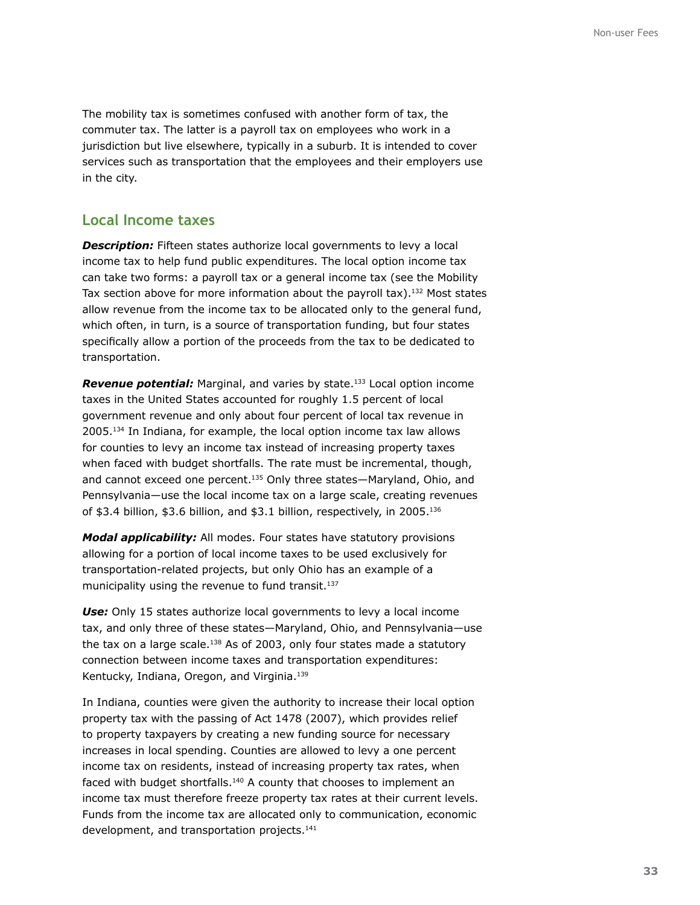The mobility tax is sometimes confused with another form of tax, the commuter tax. The latter is a payroll tax on employees who work in a jurisdiction but live elsewhere, typically in a suburb. It is intended to cover services such as transportation that the employees and their employers use in the city.

## Local Income taxes

***Description:*** Fifteen states authorize local governments to levy a local income tax to help fund public expenditures. The local option income tax can take two forms: a payroll tax or a general income tax (see the Mobility Tax section above for more information about the payroll tax).[132] Most states allow revenue from the income tax to be allocated only to the general fund, which often, in turn, is a source of transportation funding, but four states specifically allow a portion of the proceeds from the tax to be dedicated to transportation.

***Revenue potential:*** Marginal, and varies by state.[133] Local option income taxes in the United States accounted for roughly 1.5 percent of local government revenue and only about four percent of local tax revenue in 2005.[134] In Indiana, for example, the local option income tax law allows for counties to levy an income tax instead of increasing property taxes when faced with budget shortfalls. The rate must be incremental, though, and cannot exceed one percent.[135] Only three states—Maryland, Ohio, and Pennsylvania—use the local income tax on a large scale, creating revenues of $3.4 billion, $3.6 billion, and $3.1 billion, respectively, in 2005.[136]

***Modal applicability:*** All modes. Four states have statutory provisions allowing for a portion of local income taxes to be used exclusively for transportation-related projects, but only Ohio has an example of a municipality using the revenue to fund transit.[137]

***Use:*** Only 15 states authorize local governments to levy a local income tax, and only three of these states—Maryland, Ohio, and Pennsylvania—use the tax on a large scale.[138] As of 2003, only four states made a statutory connection between income taxes and transportation expenditures: Kentucky, Indiana, Oregon, and Virginia.[139]

In Indiana, counties were given the authority to increase their local option property tax with the passing of Act 1478 (2007), which provides relief to property taxpayers by creating a new funding source for necessary increases in local spending. Counties are allowed to levy a one percent income tax on residents, instead of increasing property tax rates, when faced with budget shortfalls.[140] A county that chooses to implement an income tax must therefore freeze property tax rates at their current levels. Funds from the income tax are allocated only to communication, economic development, and transportation projects.[141]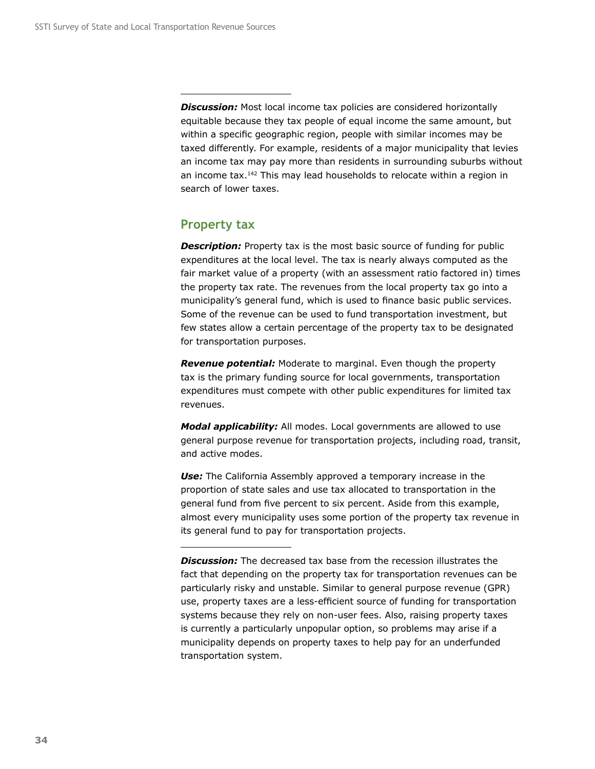**_Discussion:_** Most local income tax policies are considered horizontally equitable because they tax people of equal income the same amount, but within a specific geographic region, people with similar incomes may be taxed differently. For example, residents of a major municipality that levies an income tax may pay more than residents in surrounding suburbs without an income tax.[142] This may lead households to relocate within a region in search of lower taxes.

## Property tax

**_Description:_** Property tax is the most basic source of funding for public expenditures at the local level. The tax is nearly always computed as the fair market value of a property (with an assessment ratio factored in) times the property tax rate. The revenues from the local property tax go into a municipality's general fund, which is used to finance basic public services. Some of the revenue can be used to fund transportation investment, but few states allow a certain percentage of the property tax to be designated for transportation purposes.

**_Revenue potential:_** Moderate to marginal. Even though the property tax is the primary funding source for local governments, transportation expenditures must compete with other public expenditures for limited tax revenues.

**_Modal applicability:_** All modes. Local governments are allowed to use general purpose revenue for transportation projects, including road, transit, and active modes.

**_Use:_** The California Assembly approved a temporary increase in the proportion of state sales and use tax allocated to transportation in the general fund from five percent to six percent. Aside from this example, almost every municipality uses some portion of the property tax revenue in its general fund to pay for transportation projects.

**_Discussion:_** The decreased tax base from the recession illustrates the fact that depending on the property tax for transportation revenues can be particularly risky and unstable. Similar to general purpose revenue (GPR) use, property taxes are a less-efficient source of funding for transportation systems because they rely on non-user fees. Also, raising property taxes is currently a particularly unpopular option, so problems may arise if a municipality depends on property taxes to help pay for an underfunded transportation system.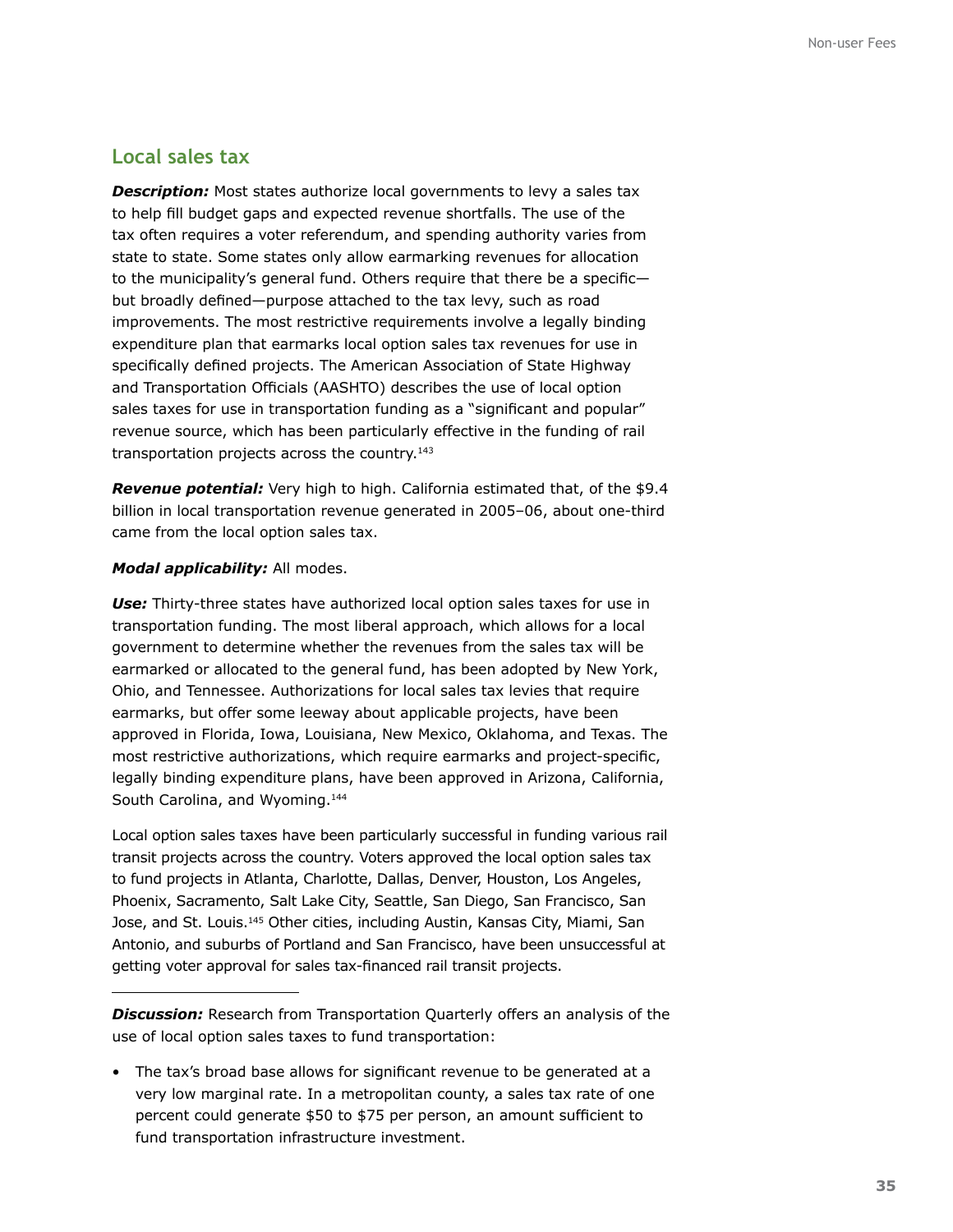## Local sales tax

***Description:*** Most states authorize local governments to levy a sales tax to help fill budget gaps and expected revenue shortfalls. The use of the tax often requires a voter referendum, and spending authority varies from state to state. Some states only allow earmarking revenues for allocation to the municipality's general fund. Others require that there be a specific—but broadly defined—purpose attached to the tax levy, such as road improvements. The most restrictive requirements involve a legally binding expenditure plan that earmarks local option sales tax revenues for use in specifically defined projects. The American Association of State Highway and Transportation Officials (AASHTO) describes the use of local option sales taxes for use in transportation funding as a "significant and popular" revenue source, which has been particularly effective in the funding of rail transportation projects across the country.[143]

***Revenue potential:*** Very high to high. California estimated that, of the $9.4 billion in local transportation revenue generated in 2005–06, about one-third came from the local option sales tax.

***Modal applicability:*** All modes.

***Use:*** Thirty-three states have authorized local option sales taxes for use in transportation funding. The most liberal approach, which allows for a local government to determine whether the revenues from the sales tax will be earmarked or allocated to the general fund, has been adopted by New York, Ohio, and Tennessee. Authorizations for local sales tax levies that require earmarks, but offer some leeway about applicable projects, have been approved in Florida, Iowa, Louisiana, New Mexico, Oklahoma, and Texas. The most restrictive authorizations, which require earmarks and project-specific, legally binding expenditure plans, have been approved in Arizona, California, South Carolina, and Wyoming.[144]

Local option sales taxes have been particularly successful in funding various rail transit projects across the country. Voters approved the local option sales tax to fund projects in Atlanta, Charlotte, Dallas, Denver, Houston, Los Angeles, Phoenix, Sacramento, Salt Lake City, Seattle, San Diego, San Francisco, San Jose, and St. Louis.[145] Other cities, including Austin, Kansas City, Miami, San Antonio, and suburbs of Portland and San Francisco, have been unsuccessful at getting voter approval for sales tax-financed rail transit projects.

***Discussion:*** Research from Transportation Quarterly offers an analysis of the use of local option sales taxes to fund transportation:

- The tax's broad base allows for significant revenue to be generated at a very low marginal rate. In a metropolitan county, a sales tax rate of one percent could generate $50 to $75 per person, an amount sufficient to fund transportation infrastructure investment.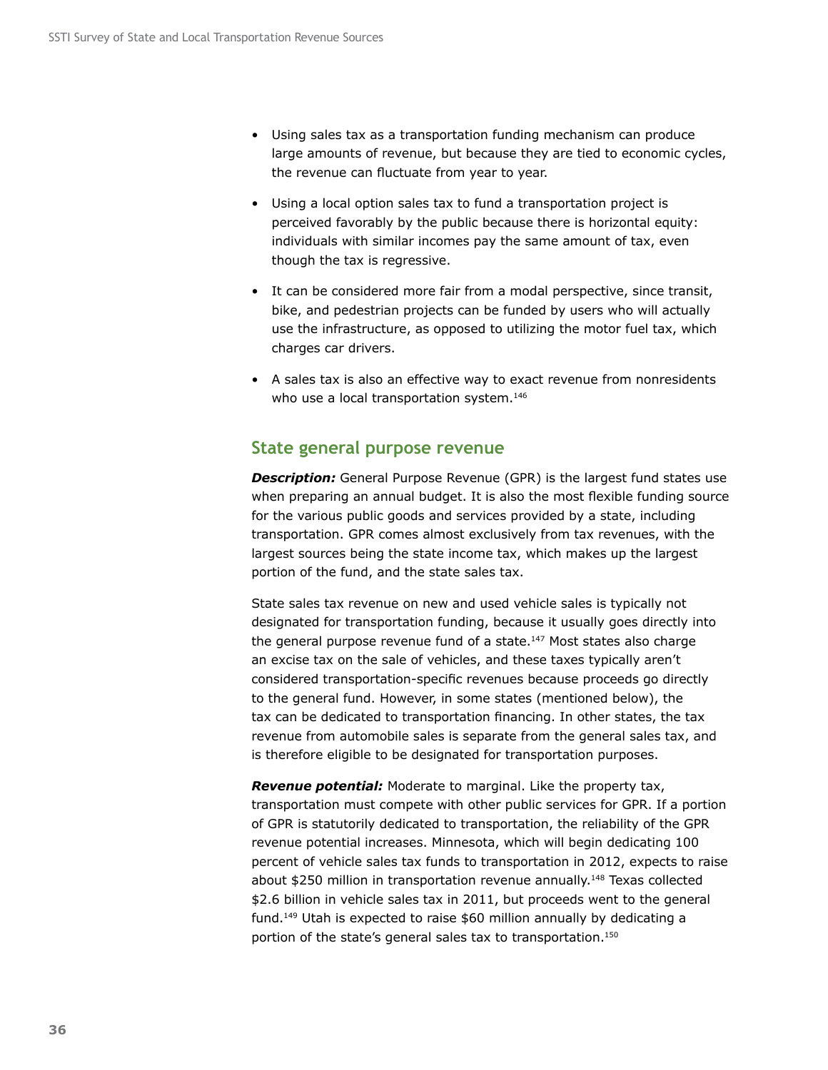- Using sales tax as a transportation funding mechanism can produce large amounts of revenue, but because they are tied to economic cycles, the revenue can fluctuate from year to year.
- Using a local option sales tax to fund a transportation project is perceived favorably by the public because there is horizontal equity: individuals with similar incomes pay the same amount of tax, even though the tax is regressive.
- It can be considered more fair from a modal perspective, since transit, bike, and pedestrian projects can be funded by users who will actually use the infrastructure, as opposed to utilizing the motor fuel tax, which charges car drivers.
- A sales tax is also an effective way to exact revenue from nonresidents who use a local transportation system.[146]

## State general purpose revenue

***Description:*** General Purpose Revenue (GPR) is the largest fund states use when preparing an annual budget. It is also the most flexible funding source for the various public goods and services provided by a state, including transportation. GPR comes almost exclusively from tax revenues, with the largest sources being the state income tax, which makes up the largest portion of the fund, and the state sales tax.

State sales tax revenue on new and used vehicle sales is typically not designated for transportation funding, because it usually goes directly into the general purpose revenue fund of a state.[147] Most states also charge an excise tax on the sale of vehicles, and these taxes typically aren't considered transportation-specific revenues because proceeds go directly to the general fund. However, in some states (mentioned below), the tax can be dedicated to transportation financing. In other states, the tax revenue from automobile sales is separate from the general sales tax, and is therefore eligible to be designated for transportation purposes.

***Revenue potential:*** Moderate to marginal. Like the property tax, transportation must compete with other public services for GPR. If a portion of GPR is statutorily dedicated to transportation, the reliability of the GPR revenue potential increases. Minnesota, which will begin dedicating 100 percent of vehicle sales tax funds to transportation in 2012, expects to raise about $250 million in transportation revenue annually.[148] Texas collected $2.6 billion in vehicle sales tax in 2011, but proceeds went to the general fund.[149] Utah is expected to raise $60 million annually by dedicating a portion of the state's general sales tax to transportation.[150]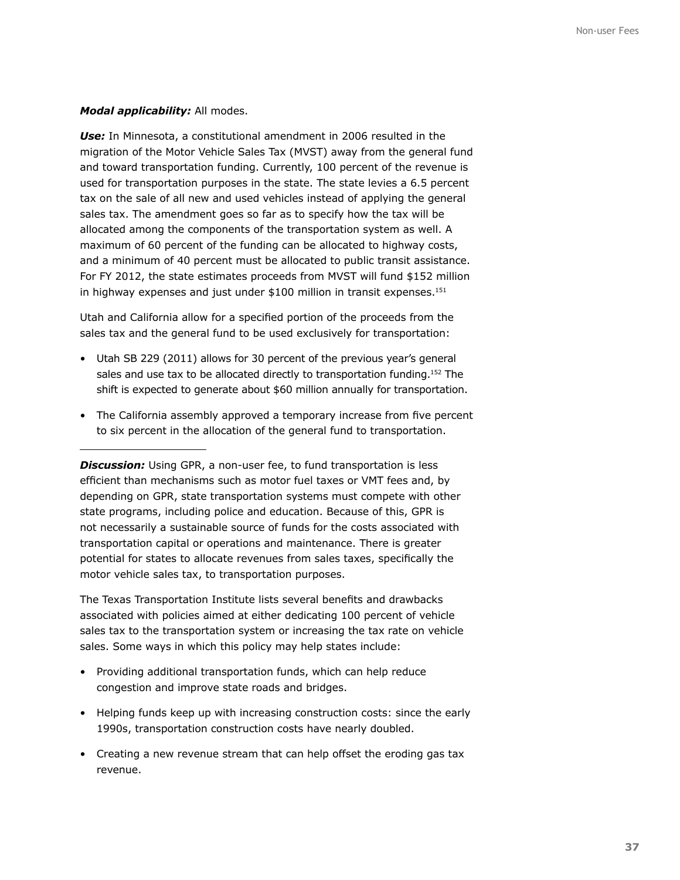***Modal applicability:*** All modes.

***Use:*** In Minnesota, a constitutional amendment in 2006 resulted in the migration of the Motor Vehicle Sales Tax (MVST) away from the general fund and toward transportation funding. Currently, 100 percent of the revenue is used for transportation purposes in the state. The state levies a 6.5 percent tax on the sale of all new and used vehicles instead of applying the general sales tax. The amendment goes so far as to specify how the tax will be allocated among the components of the transportation system as well. A maximum of 60 percent of the funding can be allocated to highway costs, and a minimum of 40 percent must be allocated to public transit assistance. For FY 2012, the state estimates proceeds from MVST will fund $152 million in highway expenses and just under $100 million in transit expenses.[151]

Utah and California allow for a specified portion of the proceeds from the sales tax and the general fund to be used exclusively for transportation:

- Utah SB 229 (2011) allows for 30 percent of the previous year's general sales and use tax to be allocated directly to transportation funding.[152] The shift is expected to generate about $60 million annually for transportation.
- The California assembly approved a temporary increase from five percent to six percent in the allocation of the general fund to transportation.

---

***Discussion:*** Using GPR, a non-user fee, to fund transportation is less efficient than mechanisms such as motor fuel taxes or VMT fees and, by depending on GPR, state transportation systems must compete with other state programs, including police and education. Because of this, GPR is not necessarily a sustainable source of funds for the costs associated with transportation capital or operations and maintenance. There is greater potential for states to allocate revenues from sales taxes, specifically the motor vehicle sales tax, to transportation purposes.

The Texas Transportation Institute lists several benefits and drawbacks associated with policies aimed at either dedicating 100 percent of vehicle sales tax to the transportation system or increasing the tax rate on vehicle sales. Some ways in which this policy may help states include:

- Providing additional transportation funds, which can help reduce congestion and improve state roads and bridges.
- Helping funds keep up with increasing construction costs: since the early 1990s, transportation construction costs have nearly doubled.
- Creating a new revenue stream that can help offset the eroding gas tax revenue.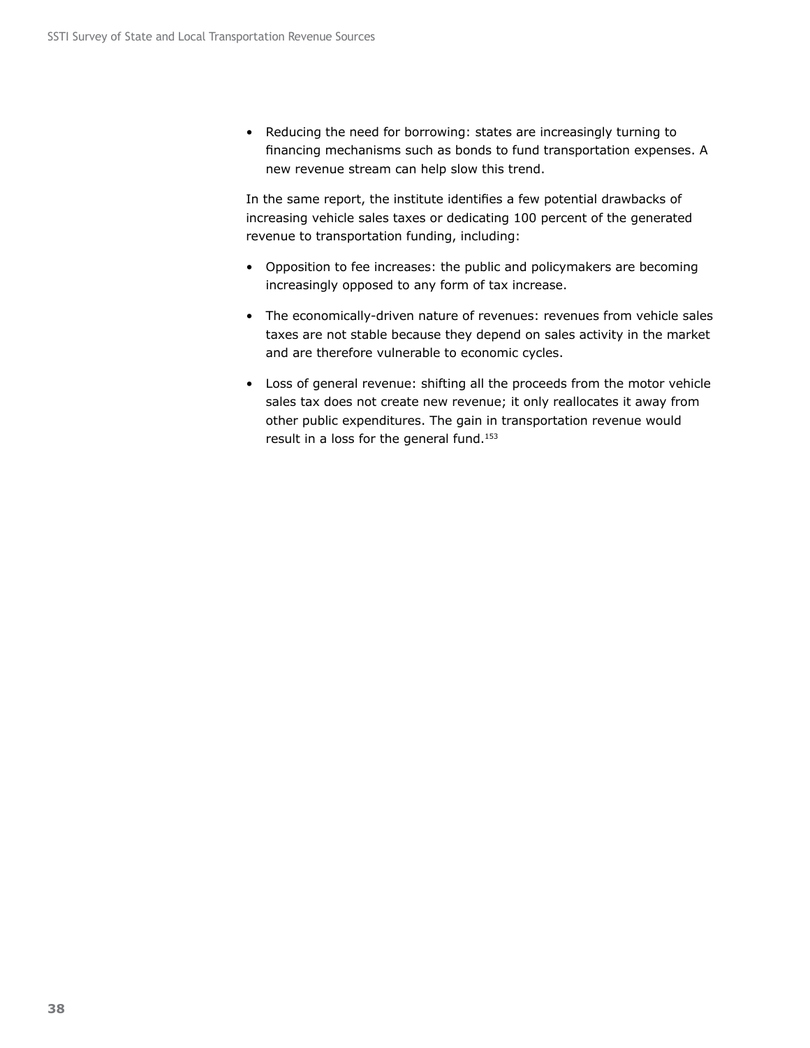- Reducing the need for borrowing: states are increasingly turning to financing mechanisms such as bonds to fund transportation expenses. A new revenue stream can help slow this trend.

In the same report, the institute identifies a few potential drawbacks of increasing vehicle sales taxes or dedicating 100 percent of the generated revenue to transportation funding, including:

- Opposition to fee increases: the public and policymakers are becoming increasingly opposed to any form of tax increase.
- The economically-driven nature of revenues: revenues from vehicle sales taxes are not stable because they depend on sales activity in the market and are therefore vulnerable to economic cycles.
- Loss of general revenue: shifting all the proceeds from the motor vehicle sales tax does not create new revenue; it only reallocates it away from other public expenditures. The gain in transportation revenue would result in a loss for the general fund.[153]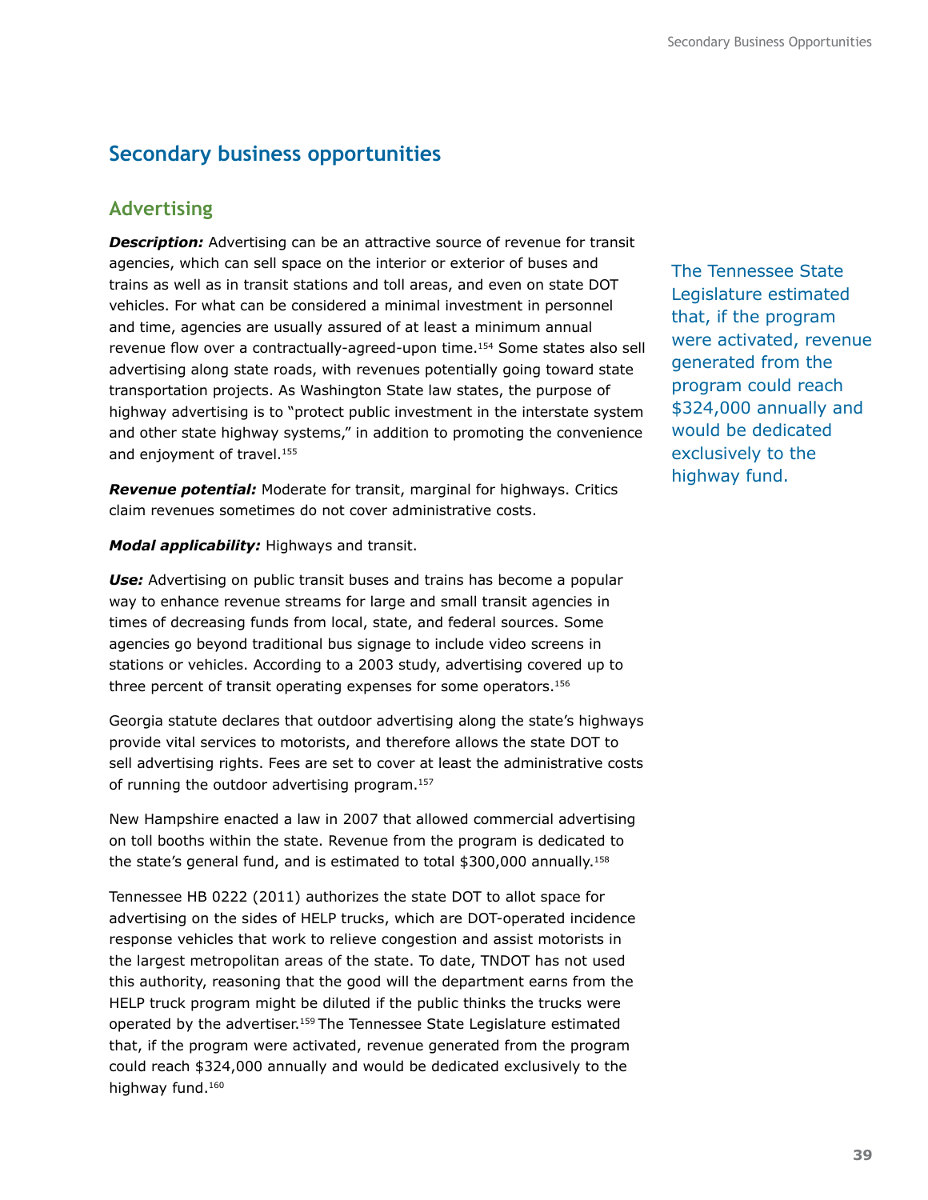## Secondary business opportunities

### Advertising

***Description:*** Advertising can be an attractive source of revenue for transit agencies, which can sell space on the interior or exterior of buses and trains as well as in transit stations and toll areas, and even on state DOT vehicles. For what can be considered a minimal investment in personnel and time, agencies are usually assured of at least a minimum annual revenue flow over a contractually-agreed-upon time.[154] Some states also sell advertising along state roads, with revenues potentially going toward state transportation projects. As Washington State law states, the purpose of highway advertising is to "protect public investment in the interstate system and other state highway systems," in addition to promoting the convenience and enjoyment of travel.[155]

***Revenue potential:*** Moderate for transit, marginal for highways. Critics claim revenues sometimes do not cover administrative costs.

***Modal applicability:*** Highways and transit.

***Use:*** Advertising on public transit buses and trains has become a popular way to enhance revenue streams for large and small transit agencies in times of decreasing funds from local, state, and federal sources. Some agencies go beyond traditional bus signage to include video screens in stations or vehicles. According to a 2003 study, advertising covered up to three percent of transit operating expenses for some operators.[156]

Georgia statute declares that outdoor advertising along the state's highways provide vital services to motorists, and therefore allows the state DOT to sell advertising rights. Fees are set to cover at least the administrative costs of running the outdoor advertising program.[157]

New Hampshire enacted a law in 2007 that allowed commercial advertising on toll booths within the state. Revenue from the program is dedicated to the state's general fund, and is estimated to total $300,000 annually.[158]

Tennessee HB 0222 (2011) authorizes the state DOT to allot space for advertising on the sides of HELP trucks, which are DOT-operated incidence response vehicles that work to relieve congestion and assist motorists in the largest metropolitan areas of the state. To date, TNDOT has not used this authority, reasoning that the good will the department earns from the HELP truck program might be diluted if the public thinks the trucks were operated by the advertiser.[159] The Tennessee State Legislature estimated that, if the program were activated, revenue generated from the program could reach $324,000 annually and would be dedicated exclusively to the highway fund.[160]

The Tennessee State Legislature estimated that, if the program were activated, revenue generated from the program could reach $324,000 annually and would be dedicated exclusively to the highway fund.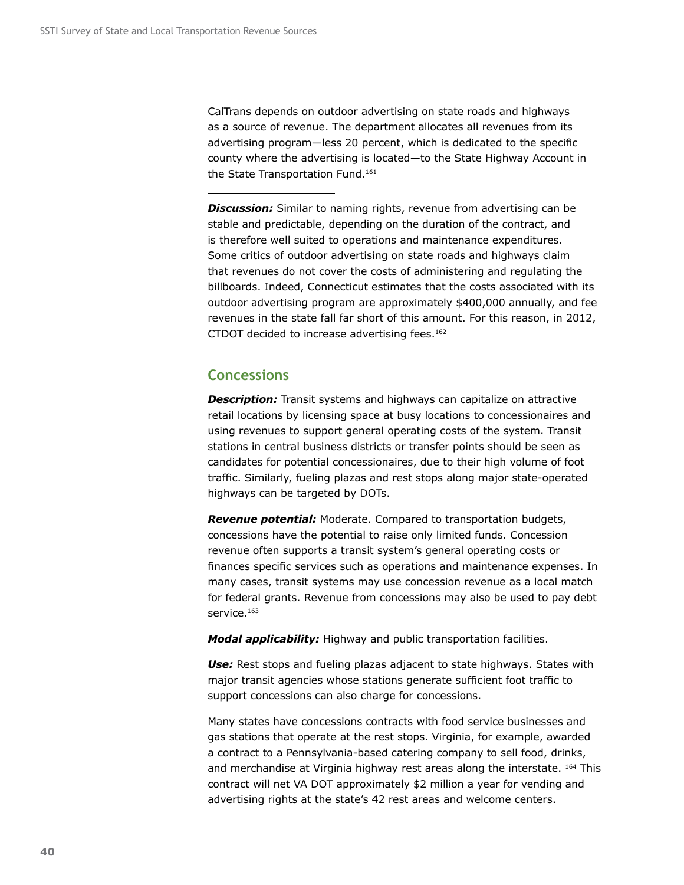CalTrans depends on outdoor advertising on state roads and highways as a source of revenue. The department allocates all revenues from its advertising program—less 20 percent, which is dedicated to the specific county where the advertising is located—to the State Highway Account in the State Transportation Fund.[161]

---

***Discussion:*** Similar to naming rights, revenue from advertising can be stable and predictable, depending on the duration of the contract, and is therefore well suited to operations and maintenance expenditures. Some critics of outdoor advertising on state roads and highways claim that revenues do not cover the costs of administering and regulating the billboards. Indeed, Connecticut estimates that the costs associated with its outdoor advertising program are approximately $400,000 annually, and fee revenues in the state fall far short of this amount. For this reason, in 2012, CTDOT decided to increase advertising fees.[162]

## Concessions

***Description:*** Transit systems and highways can capitalize on attractive retail locations by licensing space at busy locations to concessionaires and using revenues to support general operating costs of the system. Transit stations in central business districts or transfer points should be seen as candidates for potential concessionaires, due to their high volume of foot traffic. Similarly, fueling plazas and rest stops along major state-operated highways can be targeted by DOTs.

***Revenue potential:*** Moderate. Compared to transportation budgets, concessions have the potential to raise only limited funds. Concession revenue often supports a transit system's general operating costs or finances specific services such as operations and maintenance expenses. In many cases, transit systems may use concession revenue as a local match for federal grants. Revenue from concessions may also be used to pay debt service.[163]

***Modal applicability:*** Highway and public transportation facilities.

***Use:*** Rest stops and fueling plazas adjacent to state highways. States with major transit agencies whose stations generate sufficient foot traffic to support concessions can also charge for concessions.

Many states have concessions contracts with food service businesses and gas stations that operate at the rest stops. Virginia, for example, awarded a contract to a Pennsylvania-based catering company to sell food, drinks, and merchandise at Virginia highway rest areas along the interstate.[164] This contract will net VA DOT approximately $2 million a year for vending and advertising rights at the state's 42 rest areas and welcome centers.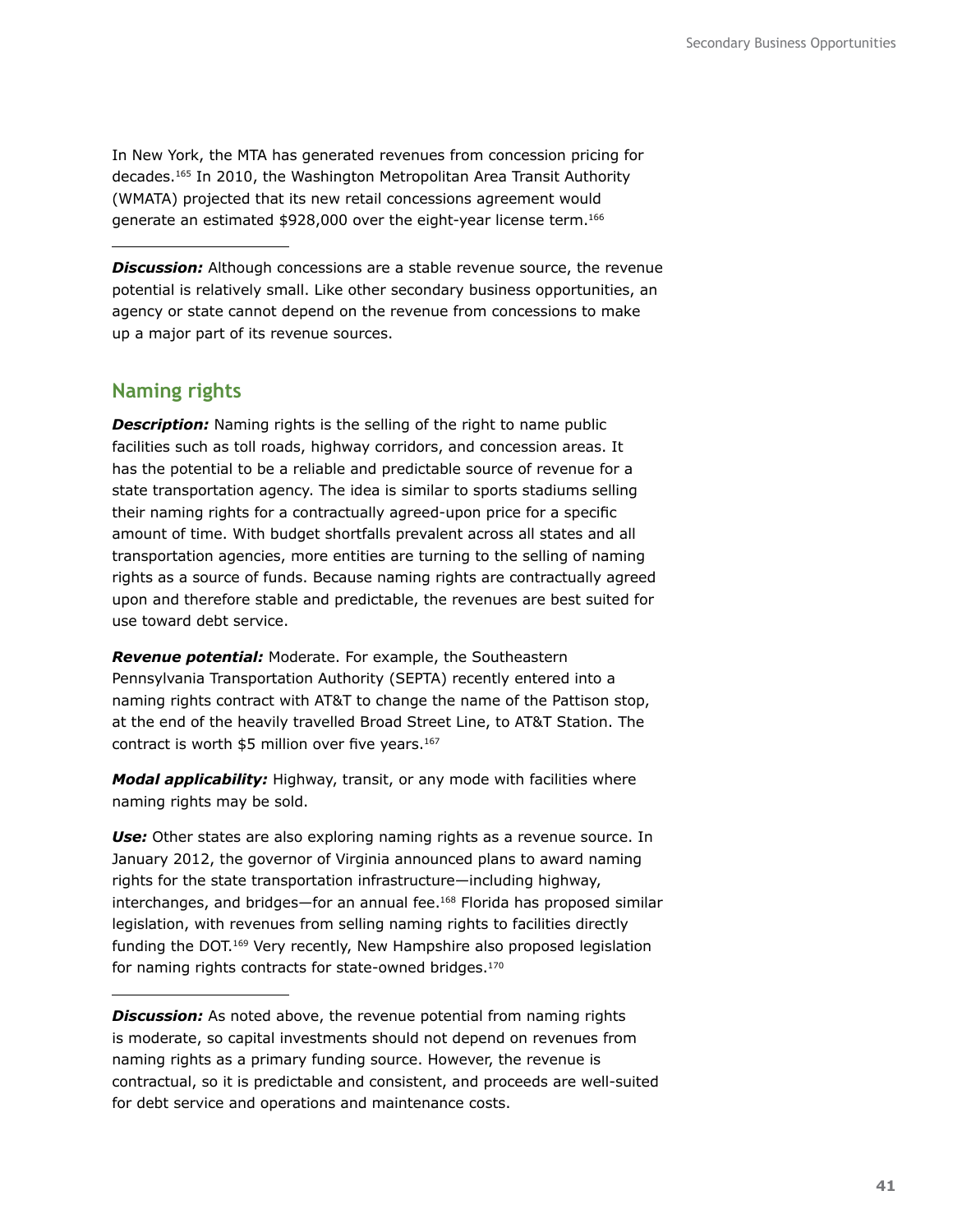In New York, the MTA has generated revenues from concession pricing for decades.[165] In 2010, the Washington Metropolitan Area Transit Authority (WMATA) projected that its new retail concessions agreement would generate an estimated $928,000 over the eight-year license term.[166]

---

***Discussion:*** Although concessions are a stable revenue source, the revenue potential is relatively small. Like other secondary business opportunities, an agency or state cannot depend on the revenue from concessions to make up a major part of its revenue sources.

## Naming rights

***Description:*** Naming rights is the selling of the right to name public facilities such as toll roads, highway corridors, and concession areas. It has the potential to be a reliable and predictable source of revenue for a state transportation agency. The idea is similar to sports stadiums selling their naming rights for a contractually agreed-upon price for a specific amount of time. With budget shortfalls prevalent across all states and all transportation agencies, more entities are turning to the selling of naming rights as a source of funds. Because naming rights are contractually agreed upon and therefore stable and predictable, the revenues are best suited for use toward debt service.

***Revenue potential:*** Moderate. For example, the Southeastern Pennsylvania Transportation Authority (SEPTA) recently entered into a naming rights contract with AT&T to change the name of the Pattison stop, at the end of the heavily travelled Broad Street Line, to AT&T Station. The contract is worth $5 million over five years.[167]

***Modal applicability:*** Highway, transit, or any mode with facilities where naming rights may be sold.

***Use:*** Other states are also exploring naming rights as a revenue source. In January 2012, the governor of Virginia announced plans to award naming rights for the state transportation infrastructure—including highway, interchanges, and bridges—for an annual fee.[168] Florida has proposed similar legislation, with revenues from selling naming rights to facilities directly funding the DOT.[169] Very recently, New Hampshire also proposed legislation for naming rights contracts for state-owned bridges.[170]

---

***Discussion:*** As noted above, the revenue potential from naming rights is moderate, so capital investments should not depend on revenues from naming rights as a primary funding source. However, the revenue is contractual, so it is predictable and consistent, and proceeds are well-suited for debt service and operations and maintenance costs.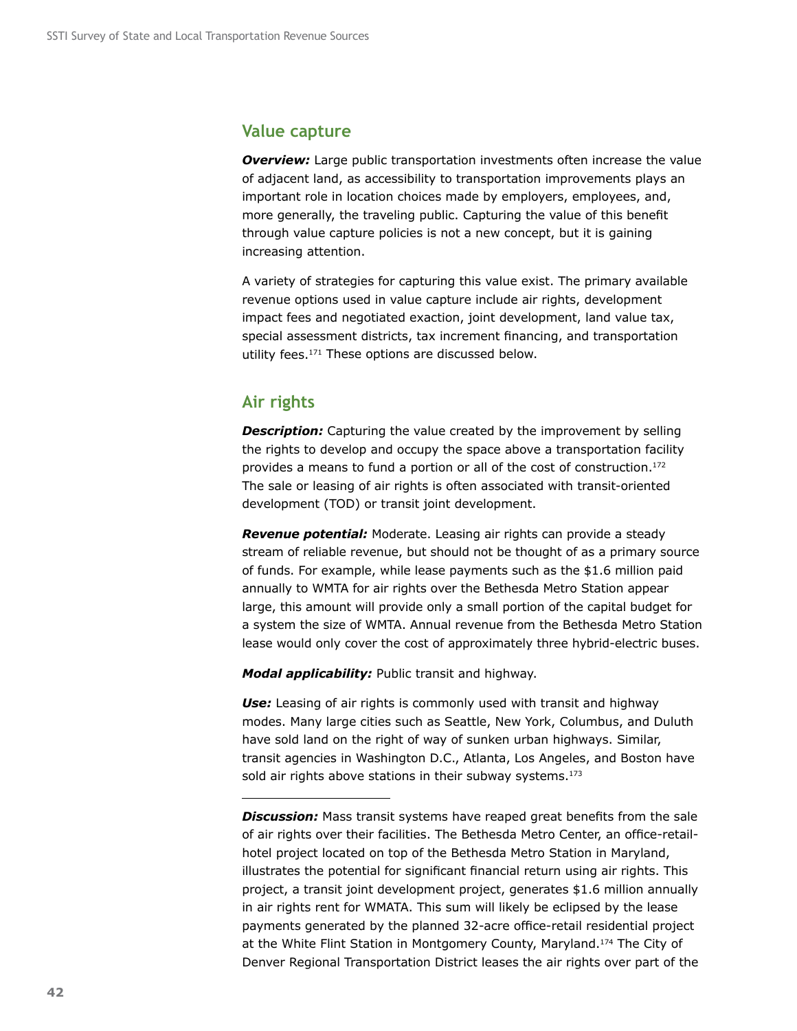## Value capture

***Overview:*** Large public transportation investments often increase the value of adjacent land, as accessibility to transportation improvements plays an important role in location choices made by employers, employees, and, more generally, the traveling public. Capturing the value of this benefit through value capture policies is not a new concept, but it is gaining increasing attention.

A variety of strategies for capturing this value exist. The primary available revenue options used in value capture include air rights, development impact fees and negotiated exaction, joint development, land value tax, special assessment districts, tax increment financing, and transportation utility fees.[171] These options are discussed below.

## Air rights

***Description:*** Capturing the value created by the improvement by selling the rights to develop and occupy the space above a transportation facility provides a means to fund a portion or all of the cost of construction.[172] The sale or leasing of air rights is often associated with transit-oriented development (TOD) or transit joint development.

***Revenue potential:*** Moderate. Leasing air rights can provide a steady stream of reliable revenue, but should not be thought of as a primary source of funds. For example, while lease payments such as the $1.6 million paid annually to WMTA for air rights over the Bethesda Metro Station appear large, this amount will provide only a small portion of the capital budget for a system the size of WMTA. Annual revenue from the Bethesda Metro Station lease would only cover the cost of approximately three hybrid-electric buses.

***Modal applicability:*** Public transit and highway.

***Use:*** Leasing of air rights is commonly used with transit and highway modes. Many large cities such as Seattle, New York, Columbus, and Duluth have sold land on the right of way of sunken urban highways. Similar, transit agencies in Washington D.C., Atlanta, Los Angeles, and Boston have sold air rights above stations in their subway systems.[173]

***Discussion:*** Mass transit systems have reaped great benefits from the sale of air rights over their facilities. The Bethesda Metro Center, an office-retail-hotel project located on top of the Bethesda Metro Station in Maryland, illustrates the potential for significant financial return using air rights. This project, a transit joint development project, generates $1.6 million annually in air rights rent for WMATA. This sum will likely be eclipsed by the lease payments generated by the planned 32-acre office-retail residential project at the White Flint Station in Montgomery County, Maryland.[174] The City of Denver Regional Transportation District leases the air rights over part of the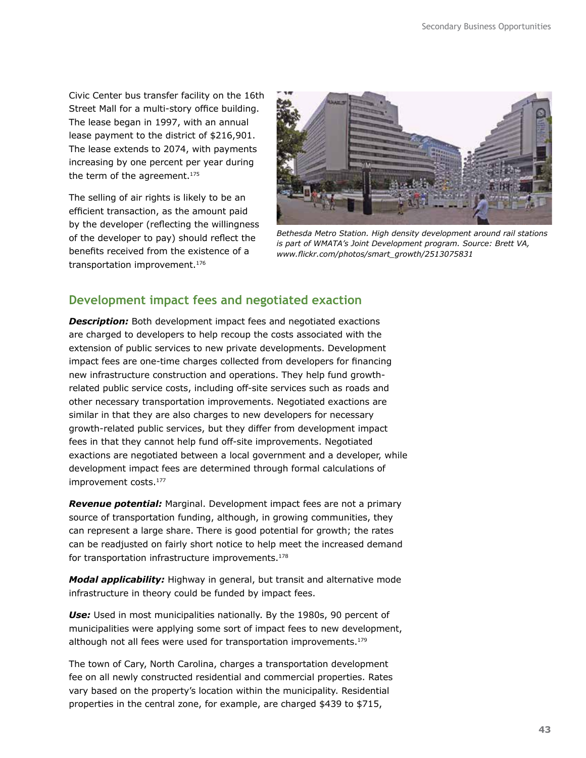Civic Center bus transfer facility on the 16th Street Mall for a multi-story office building. The lease began in 1997, with an annual lease payment to the district of $216,901. The lease extends to 2074, with payments increasing by one percent per year during the term of the agreement.[175]

The selling of air rights is likely to be an efficient transaction, as the amount paid by the developer (reflecting the willingness of the developer to pay) should reflect the benefits received from the existence of a transportation improvement.[176]

*Bethesda Metro Station. High density development around rail stations is part of WMATA's Joint Development program. Source: Brett VA, www.flickr.com/photos/smart_growth/2513075831*

## Development impact fees and negotiated exaction

***Description:*** Both development impact fees and negotiated exactions are charged to developers to help recoup the costs associated with the extension of public services to new private developments. Development impact fees are one-time charges collected from developers for financing new infrastructure construction and operations. They help fund growth-related public service costs, including off-site services such as roads and other necessary transportation improvements. Negotiated exactions are similar in that they are also charges to new developers for necessary growth-related public services, but they differ from development impact fees in that they cannot help fund off-site improvements. Negotiated exactions are negotiated between a local government and a developer, while development impact fees are determined through formal calculations of improvement costs.[177]

***Revenue potential:*** Marginal. Development impact fees are not a primary source of transportation funding, although, in growing communities, they can represent a large share. There is good potential for growth; the rates can be readjusted on fairly short notice to help meet the increased demand for transportation infrastructure improvements.[178]

***Modal applicability:*** Highway in general, but transit and alternative mode infrastructure in theory could be funded by impact fees.

***Use:*** Used in most municipalities nationally. By the 1980s, 90 percent of municipalities were applying some sort of impact fees to new development, although not all fees were used for transportation improvements.[179]

The town of Cary, North Carolina, charges a transportation development fee on all newly constructed residential and commercial properties. Rates vary based on the property's location within the municipality. Residential properties in the central zone, for example, are charged $439 to $715,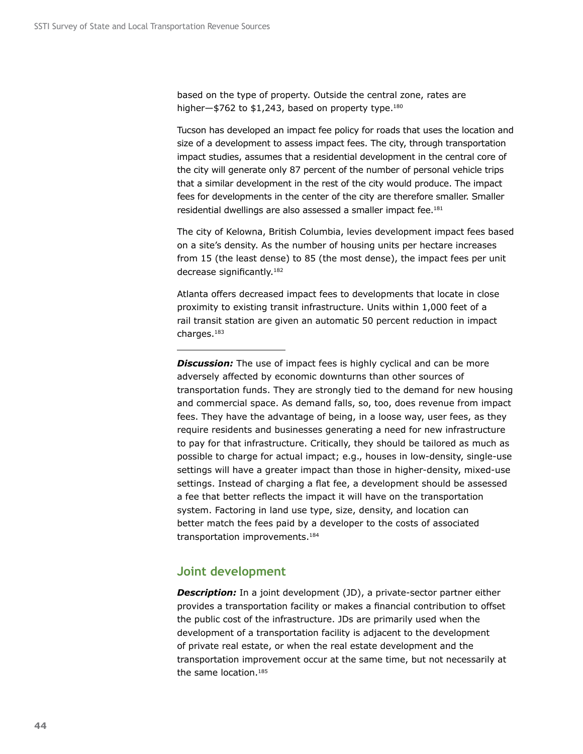based on the type of property. Outside the central zone, rates are higher—$762 to $1,243, based on property type.[180]

Tucson has developed an impact fee policy for roads that uses the location and size of a development to assess impact fees. The city, through transportation impact studies, assumes that a residential development in the central core of the city will generate only 87 percent of the number of personal vehicle trips that a similar development in the rest of the city would produce. The impact fees for developments in the center of the city are therefore smaller. Smaller residential dwellings are also assessed a smaller impact fee.[181]

The city of Kelowna, British Columbia, levies development impact fees based on a site's density. As the number of housing units per hectare increases from 15 (the least dense) to 85 (the most dense), the impact fees per unit decrease significantly.[182]

Atlanta offers decreased impact fees to developments that locate in close proximity to existing transit infrastructure. Units within 1,000 feet of a rail transit station are given an automatic 50 percent reduction in impact charges.[183]

---

***Discussion:*** The use of impact fees is highly cyclical and can be more adversely affected by economic downturns than other sources of transportation funds. They are strongly tied to the demand for new housing and commercial space. As demand falls, so, too, does revenue from impact fees. They have the advantage of being, in a loose way, user fees, as they require residents and businesses generating a need for new infrastructure to pay for that infrastructure. Critically, they should be tailored as much as possible to charge for actual impact; e.g., houses in low-density, single-use settings will have a greater impact than those in higher-density, mixed-use settings. Instead of charging a flat fee, a development should be assessed a fee that better reflects the impact it will have on the transportation system. Factoring in land use type, size, density, and location can better match the fees paid by a developer to the costs of associated transportation improvements.[184]

## Joint development

***Description:*** In a joint development (JD), a private-sector partner either provides a transportation facility or makes a financial contribution to offset the public cost of the infrastructure. JDs are primarily used when the development of a transportation facility is adjacent to the development of private real estate, or when the real estate development and the transportation improvement occur at the same time, but not necessarily at the same location.[185]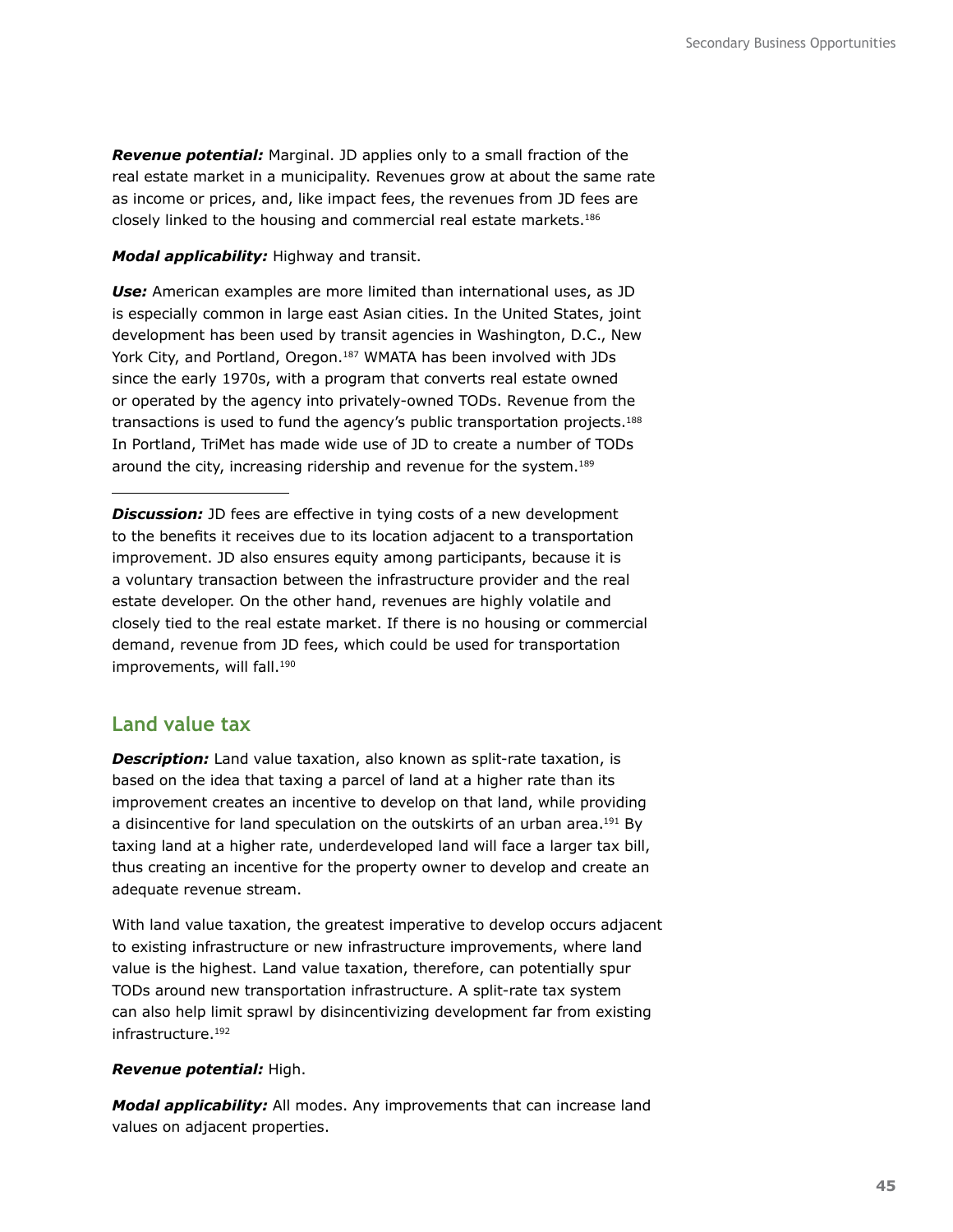***Revenue potential:*** Marginal. JD applies only to a small fraction of the real estate market in a municipality. Revenues grow at about the same rate as income or prices, and, like impact fees, the revenues from JD fees are closely linked to the housing and commercial real estate markets.[186]

***Modal applicability:*** Highway and transit.

***Use:*** American examples are more limited than international uses, as JD is especially common in large east Asian cities. In the United States, joint development has been used by transit agencies in Washington, D.C., New York City, and Portland, Oregon.[187] WMATA has been involved with JDs since the early 1970s, with a program that converts real estate owned or operated by the agency into privately-owned TODs. Revenue from the transactions is used to fund the agency's public transportation projects.[188] In Portland, TriMet has made wide use of JD to create a number of TODs around the city, increasing ridership and revenue for the system.[189]

***Discussion:*** JD fees are effective in tying costs of a new development to the benefits it receives due to its location adjacent to a transportation improvement. JD also ensures equity among participants, because it is a voluntary transaction between the infrastructure provider and the real estate developer. On the other hand, revenues are highly volatile and closely tied to the real estate market. If there is no housing or commercial demand, revenue from JD fees, which could be used for transportation improvements, will fall.[190]

## Land value tax

***Description:*** Land value taxation, also known as split-rate taxation, is based on the idea that taxing a parcel of land at a higher rate than its improvement creates an incentive to develop on that land, while providing a disincentive for land speculation on the outskirts of an urban area.[191] By taxing land at a higher rate, underdeveloped land will face a larger tax bill, thus creating an incentive for the property owner to develop and create an adequate revenue stream.

With land value taxation, the greatest imperative to develop occurs adjacent to existing infrastructure or new infrastructure improvements, where land value is the highest. Land value taxation, therefore, can potentially spur TODs around new transportation infrastructure. A split-rate tax system can also help limit sprawl by disincentivizing development far from existing infrastructure.[192]

***Revenue potential:*** High.

***Modal applicability:*** All modes. Any improvements that can increase land values on adjacent properties.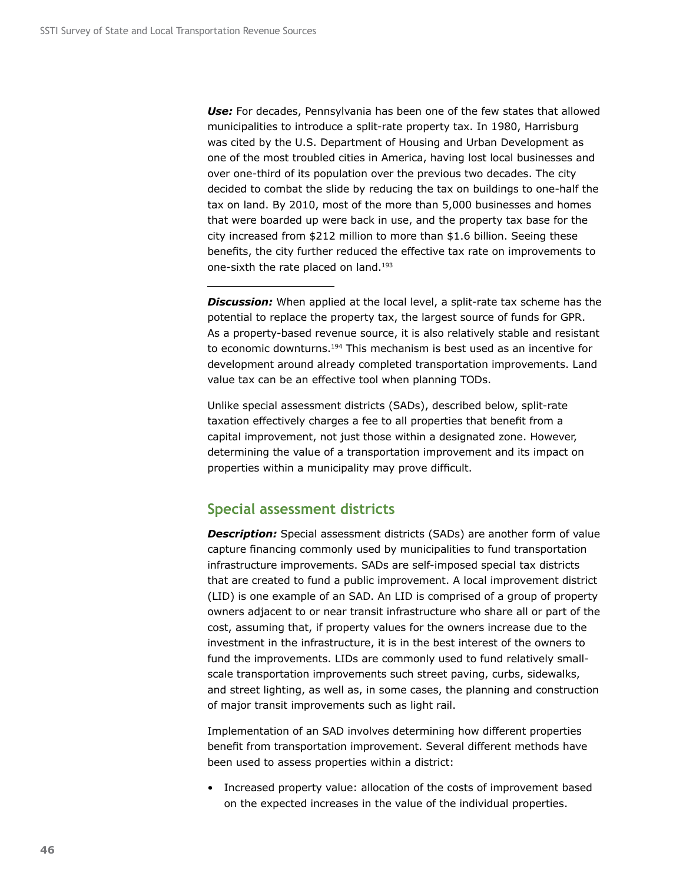***Use:*** For decades, Pennsylvania has been one of the few states that allowed municipalities to introduce a split-rate property tax. In 1980, Harrisburg was cited by the U.S. Department of Housing and Urban Development as one of the most troubled cities in America, having lost local businesses and over one-third of its population over the previous two decades. The city decided to combat the slide by reducing the tax on buildings to one-half the tax on land. By 2010, most of the more than 5,000 businesses and homes that were boarded up were back in use, and the property tax base for the city increased from $212 million to more than $1.6 billion. Seeing these benefits, the city further reduced the effective tax rate on improvements to one-sixth the rate placed on land.[193]

---

***Discussion:*** When applied at the local level, a split-rate tax scheme has the potential to replace the property tax, the largest source of funds for GPR. As a property-based revenue source, it is also relatively stable and resistant to economic downturns.[194] This mechanism is best used as an incentive for development around already completed transportation improvements. Land value tax can be an effective tool when planning TODs.

Unlike special assessment districts (SADs), described below, split-rate taxation effectively charges a fee to all properties that benefit from a capital improvement, not just those within a designated zone. However, determining the value of a transportation improvement and its impact on properties within a municipality may prove difficult.

## Special assessment districts

***Description:*** Special assessment districts (SADs) are another form of value capture financing commonly used by municipalities to fund transportation infrastructure improvements. SADs are self-imposed special tax districts that are created to fund a public improvement. A local improvement district (LID) is one example of an SAD. An LID is comprised of a group of property owners adjacent to or near transit infrastructure who share all or part of the cost, assuming that, if property values for the owners increase due to the investment in the infrastructure, it is in the best interest of the owners to fund the improvements. LIDs are commonly used to fund relatively small-scale transportation improvements such street paving, curbs, sidewalks, and street lighting, as well as, in some cases, the planning and construction of major transit improvements such as light rail.

Implementation of an SAD involves determining how different properties benefit from transportation improvement. Several different methods have been used to assess properties within a district:

- Increased property value: allocation of the costs of improvement based on the expected increases in the value of the individual properties.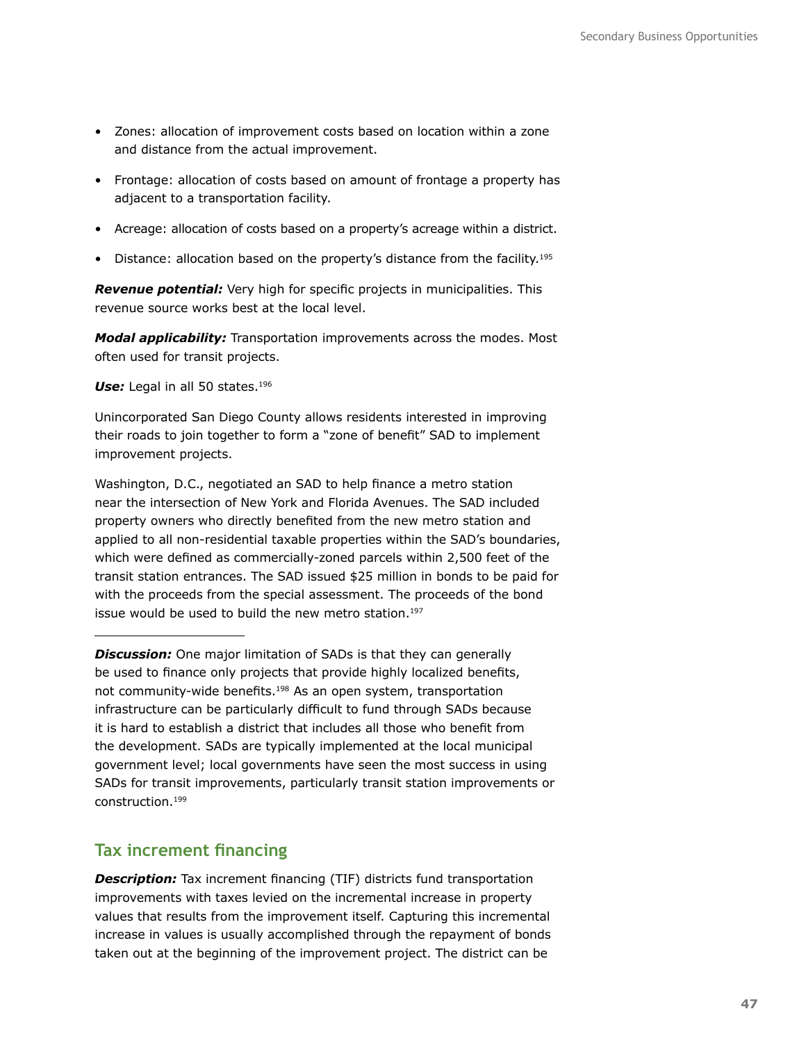- Zones: allocation of improvement costs based on location within a zone and distance from the actual improvement.
- Frontage: allocation of costs based on amount of frontage a property has adjacent to a transportation facility.
- Acreage: allocation of costs based on a property's acreage within a district.
- Distance: allocation based on the property's distance from the facility.[195]

***Revenue potential:*** Very high for specific projects in municipalities. This revenue source works best at the local level.

***Modal applicability:*** Transportation improvements across the modes. Most often used for transit projects.

***Use:*** Legal in all 50 states.[196]

Unincorporated San Diego County allows residents interested in improving their roads to join together to form a "zone of benefit" SAD to implement improvement projects.

Washington, D.C., negotiated an SAD to help finance a metro station near the intersection of New York and Florida Avenues. The SAD included property owners who directly benefited from the new metro station and applied to all non-residential taxable properties within the SAD's boundaries, which were defined as commercially-zoned parcels within 2,500 feet of the transit station entrances. The SAD issued $25 million in bonds to be paid for with the proceeds from the special assessment. The proceeds of the bond issue would be used to build the new metro station.[197]

---

***Discussion:*** One major limitation of SADs is that they can generally be used to finance only projects that provide highly localized benefits, not community-wide benefits.[198] As an open system, transportation infrastructure can be particularly difficult to fund through SADs because it is hard to establish a district that includes all those who benefit from the development. SADs are typically implemented at the local municipal government level; local governments have seen the most success in using SADs for transit improvements, particularly transit station improvements or construction.[199]

## Tax increment financing

***Description:*** Tax increment financing (TIF) districts fund transportation improvements with taxes levied on the incremental increase in property values that results from the improvement itself. Capturing this incremental increase in values is usually accomplished through the repayment of bonds taken out at the beginning of the improvement project. The district can be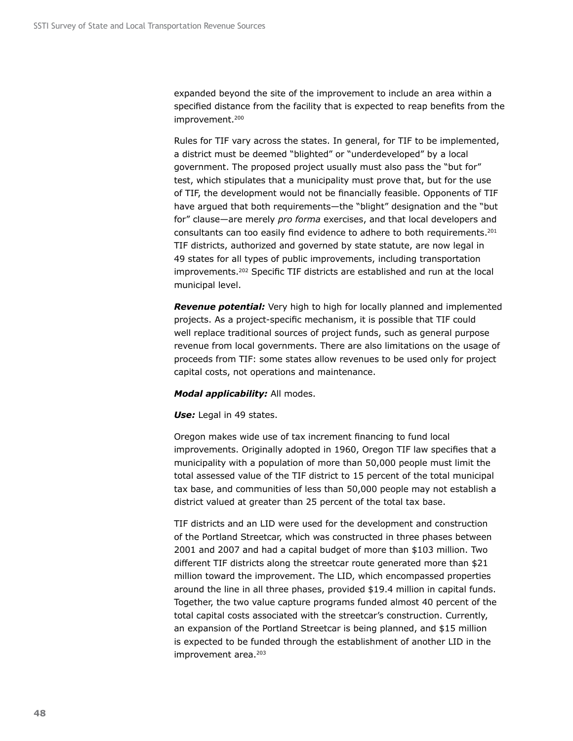expanded beyond the site of the improvement to include an area within a specified distance from the facility that is expected to reap benefits from the improvement.[200]

Rules for TIF vary across the states. In general, for TIF to be implemented, a district must be deemed "blighted" or "underdeveloped" by a local government. The proposed project usually must also pass the "but for" test, which stipulates that a municipality must prove that, but for the use of TIF, the development would not be financially feasible. Opponents of TIF have argued that both requirements—the "blight" designation and the "but for" clause—are merely *pro forma* exercises, and that local developers and consultants can too easily find evidence to adhere to both requirements.[201] TIF districts, authorized and governed by state statute, are now legal in 49 states for all types of public improvements, including transportation improvements.[202] Specific TIF districts are established and run at the local municipal level.

***Revenue potential:*** Very high to high for locally planned and implemented projects. As a project-specific mechanism, it is possible that TIF could well replace traditional sources of project funds, such as general purpose revenue from local governments. There are also limitations on the usage of proceeds from TIF: some states allow revenues to be used only for project capital costs, not operations and maintenance.

***Modal applicability:*** All modes.

***Use:*** Legal in 49 states.

Oregon makes wide use of tax increment financing to fund local improvements. Originally adopted in 1960, Oregon TIF law specifies that a municipality with a population of more than 50,000 people must limit the total assessed value of the TIF district to 15 percent of the total municipal tax base, and communities of less than 50,000 people may not establish a district valued at greater than 25 percent of the total tax base.

TIF districts and an LID were used for the development and construction of the Portland Streetcar, which was constructed in three phases between 2001 and 2007 and had a capital budget of more than $103 million. Two different TIF districts along the streetcar route generated more than $21 million toward the improvement. The LID, which encompassed properties around the line in all three phases, provided $19.4 million in capital funds. Together, the two value capture programs funded almost 40 percent of the total capital costs associated with the streetcar's construction. Currently, an expansion of the Portland Streetcar is being planned, and $15 million is expected to be funded through the establishment of another LID in the improvement area.[203]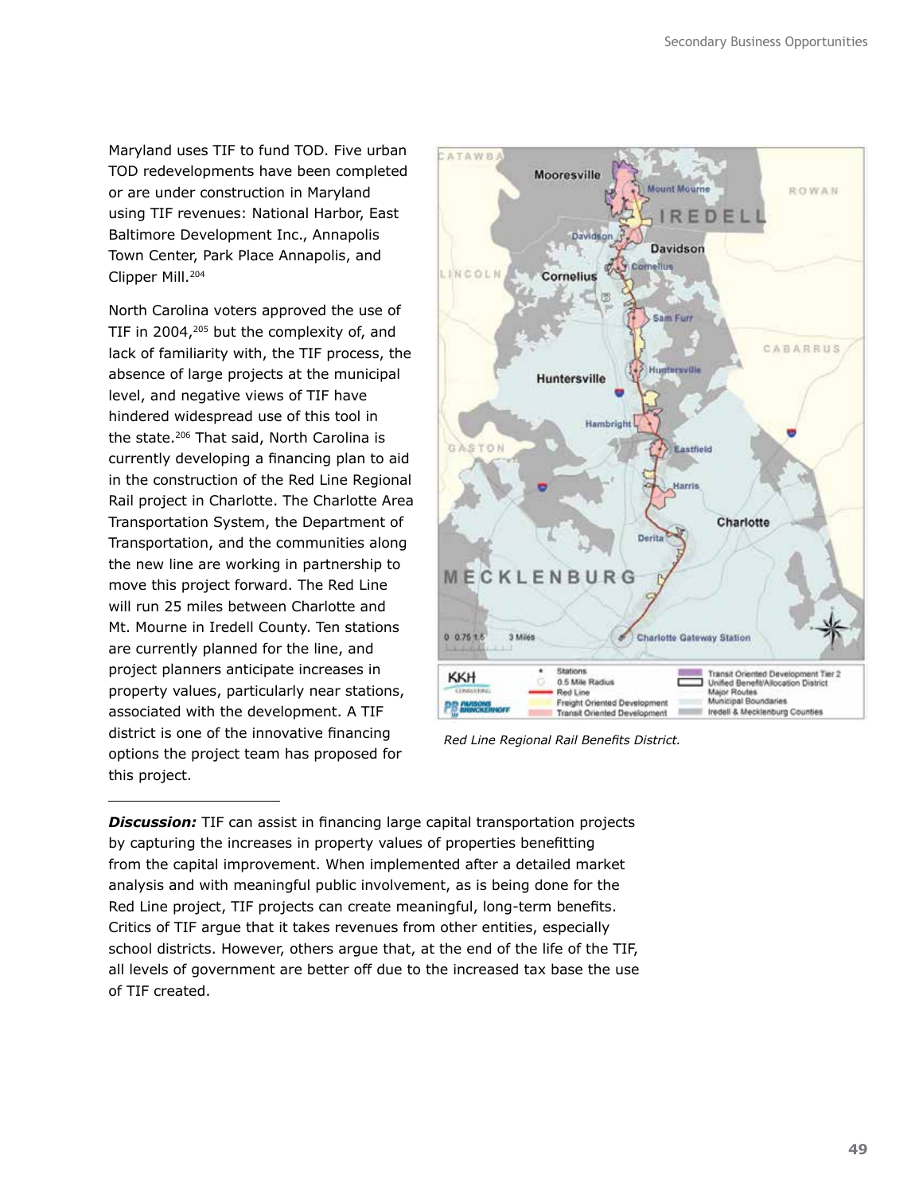Maryland uses TIF to fund TOD. Five urban TOD redevelopments have been completed or are under construction in Maryland using TIF revenues: National Harbor, East Baltimore Development Inc., Annapolis Town Center, Park Place Annapolis, and Clipper Mill.[204]

North Carolina voters approved the use of TIF in 2004,[205] but the complexity of, and lack of familiarity with, the TIF process, the absence of large projects at the municipal level, and negative views of TIF have hindered widespread use of this tool in the state.[206] That said, North Carolina is currently developing a financing plan to aid in the construction of the Red Line Regional Rail project in Charlotte. The Charlotte Area Transportation System, the Department of Transportation, and the communities along the new line are working in partnership to move this project forward. The Red Line will run 25 miles between Charlotte and Mt. Mourne in Iredell County. Ten stations are currently planned for the line, and project planners anticipate increases in property values, particularly near stations, associated with the development. A TIF district is one of the innovative financing options the project team has proposed for this project.

*Red Line Regional Rail Benefits District.*

***Discussion:*** TIF can assist in financing large capital transportation projects by capturing the increases in property values of properties benefitting from the capital improvement. When implemented after a detailed market analysis and with meaningful public involvement, as is being done for the Red Line project, TIF projects can create meaningful, long-term benefits. Critics of TIF argue that it takes revenues from other entities, especially school districts. However, others argue that, at the end of the life of the TIF, all levels of government are better off due to the increased tax base the use of TIF created.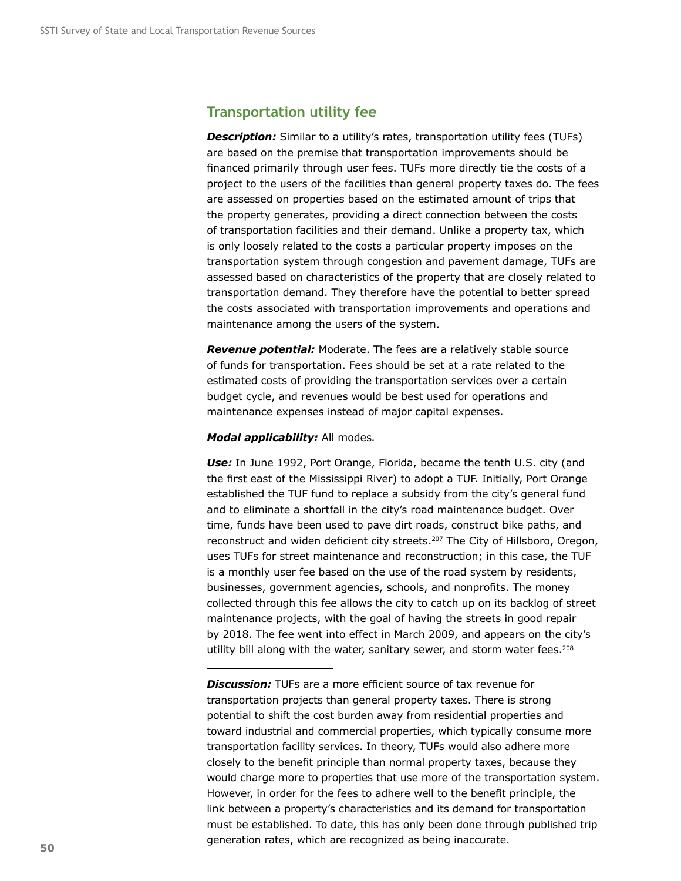## Transportation utility fee

***Description:*** Similar to a utility's rates, transportation utility fees (TUFs) are based on the premise that transportation improvements should be financed primarily through user fees. TUFs more directly tie the costs of a project to the users of the facilities than general property taxes do. The fees are assessed on properties based on the estimated amount of trips that the property generates, providing a direct connection between the costs of transportation facilities and their demand. Unlike a property tax, which is only loosely related to the costs a particular property imposes on the transportation system through congestion and pavement damage, TUFs are assessed based on characteristics of the property that are closely related to transportation demand. They therefore have the potential to better spread the costs associated with transportation improvements and operations and maintenance among the users of the system.

***Revenue potential:*** Moderate. The fees are a relatively stable source of funds for transportation. Fees should be set at a rate related to the estimated costs of providing the transportation services over a certain budget cycle, and revenues would be best used for operations and maintenance expenses instead of major capital expenses.

***Modal applicability:*** All modes.

***Use:*** In June 1992, Port Orange, Florida, became the tenth U.S. city (and the first east of the Mississippi River) to adopt a TUF. Initially, Port Orange established the TUF fund to replace a subsidy from the city's general fund and to eliminate a shortfall in the city's road maintenance budget. Over time, funds have been used to pave dirt roads, construct bike paths, and reconstruct and widen deficient city streets.[207] The City of Hillsboro, Oregon, uses TUFs for street maintenance and reconstruction; in this case, the TUF is a monthly user fee based on the use of the road system by residents, businesses, government agencies, schools, and nonprofits. The money collected through this fee allows the city to catch up on its backlog of street maintenance projects, with the goal of having the streets in good repair by 2018. The fee went into effect in March 2009, and appears on the city's utility bill along with the water, sanitary sewer, and storm water fees.[208]

***Discussion:*** TUFs are a more efficient source of tax revenue for transportation projects than general property taxes. There is strong potential to shift the cost burden away from residential properties and toward industrial and commercial properties, which typically consume more transportation facility services. In theory, TUFs would also adhere more closely to the benefit principle than normal property taxes, because they would charge more to properties that use more of the transportation system. However, in order for the fees to adhere well to the benefit principle, the link between a property's characteristics and its demand for transportation must be established. To date, this has only been done through published trip generation rates, which are recognized as being inaccurate.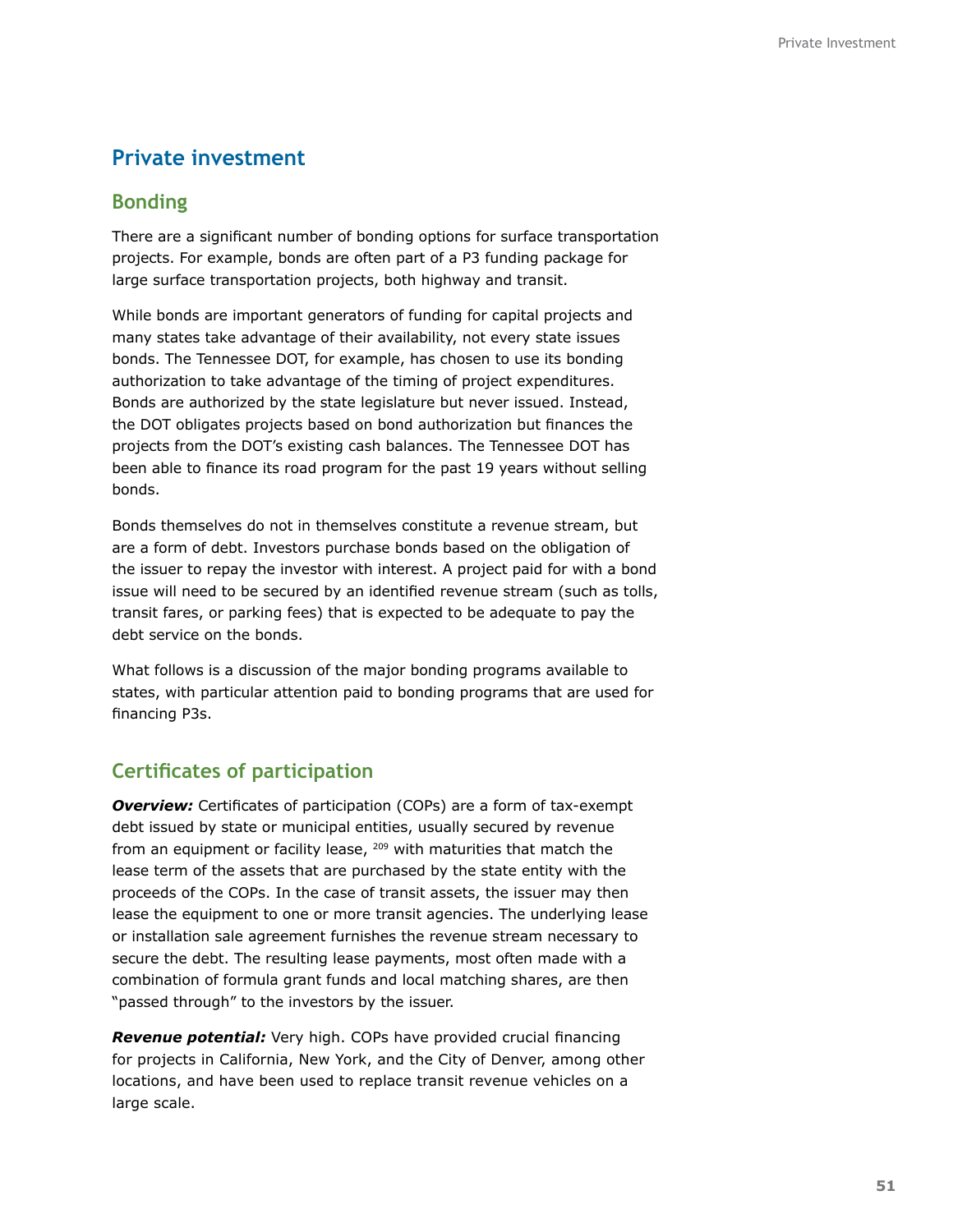# Private investment

## Bonding

There are a significant number of bonding options for surface transportation projects. For example, bonds are often part of a P3 funding package for large surface transportation projects, both highway and transit.

While bonds are important generators of funding for capital projects and many states take advantage of their availability, not every state issues bonds. The Tennessee DOT, for example, has chosen to use its bonding authorization to take advantage of the timing of project expenditures. Bonds are authorized by the state legislature but never issued. Instead, the DOT obligates projects based on bond authorization but finances the projects from the DOT's existing cash balances. The Tennessee DOT has been able to finance its road program for the past 19 years without selling bonds.

Bonds themselves do not in themselves constitute a revenue stream, but are a form of debt. Investors purchase bonds based on the obligation of the issuer to repay the investor with interest. A project paid for with a bond issue will need to be secured by an identified revenue stream (such as tolls, transit fares, or parking fees) that is expected to be adequate to pay the debt service on the bonds.

What follows is a discussion of the major bonding programs available to states, with particular attention paid to bonding programs that are used for financing P3s.

## Certificates of participation

***Overview:*** Certificates of participation (COPs) are a form of tax-exempt debt issued by state or municipal entities, usually secured by revenue from an equipment or facility lease, [209] with maturities that match the lease term of the assets that are purchased by the state entity with the proceeds of the COPs. In the case of transit assets, the issuer may then lease the equipment to one or more transit agencies. The underlying lease or installation sale agreement furnishes the revenue stream necessary to secure the debt. The resulting lease payments, most often made with a combination of formula grant funds and local matching shares, are then "passed through" to the investors by the issuer.

***Revenue potential:*** Very high. COPs have provided crucial financing for projects in California, New York, and the City of Denver, among other locations, and have been used to replace transit revenue vehicles on a large scale.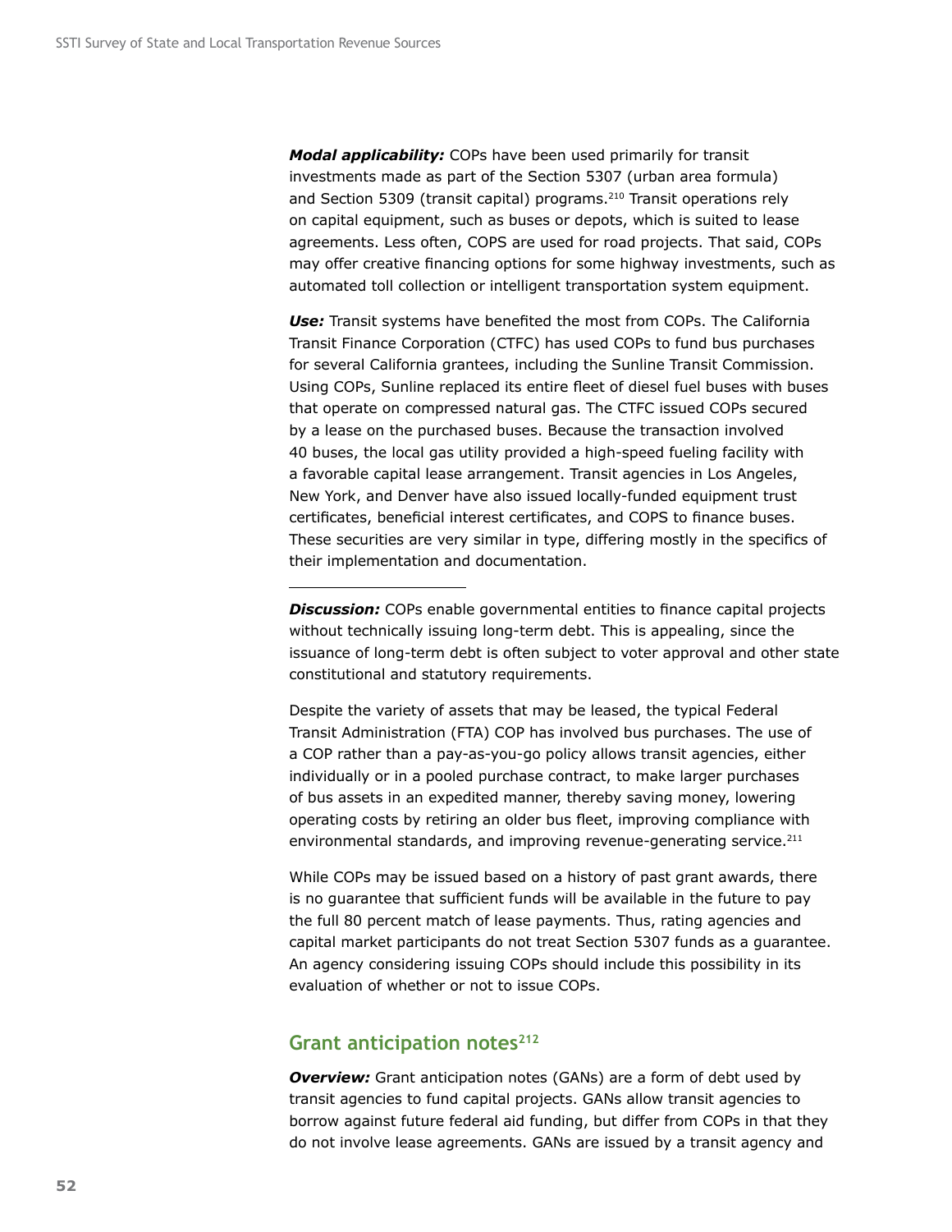***Modal applicability:*** COPs have been used primarily for transit investments made as part of the Section 5307 (urban area formula) and Section 5309 (transit capital) programs.[210] Transit operations rely on capital equipment, such as buses or depots, which is suited to lease agreements. Less often, COPS are used for road projects. That said, COPs may offer creative financing options for some highway investments, such as automated toll collection or intelligent transportation system equipment.

***Use:*** Transit systems have benefited the most from COPs. The California Transit Finance Corporation (CTFC) has used COPs to fund bus purchases for several California grantees, including the Sunline Transit Commission. Using COPs, Sunline replaced its entire fleet of diesel fuel buses with buses that operate on compressed natural gas. The CTFC issued COPs secured by a lease on the purchased buses. Because the transaction involved 40 buses, the local gas utility provided a high-speed fueling facility with a favorable capital lease arrangement. Transit agencies in Los Angeles, New York, and Denver have also issued locally-funded equipment trust certificates, beneficial interest certificates, and COPS to finance buses. These securities are very similar in type, differing mostly in the specifics of their implementation and documentation.

***Discussion:*** COPs enable governmental entities to finance capital projects without technically issuing long-term debt. This is appealing, since the issuance of long-term debt is often subject to voter approval and other state constitutional and statutory requirements.

Despite the variety of assets that may be leased, the typical Federal Transit Administration (FTA) COP has involved bus purchases. The use of a COP rather than a pay-as-you-go policy allows transit agencies, either individually or in a pooled purchase contract, to make larger purchases of bus assets in an expedited manner, thereby saving money, lowering operating costs by retiring an older bus fleet, improving compliance with environmental standards, and improving revenue-generating service.[211]

While COPs may be issued based on a history of past grant awards, there is no guarantee that sufficient funds will be available in the future to pay the full 80 percent match of lease payments. Thus, rating agencies and capital market participants do not treat Section 5307 funds as a guarantee. An agency considering issuing COPs should include this possibility in its evaluation of whether or not to issue COPs.

## Grant anticipation notes[212]

***Overview:*** Grant anticipation notes (GANs) are a form of debt used by transit agencies to fund capital projects. GANs allow transit agencies to borrow against future federal aid funding, but differ from COPs in that they do not involve lease agreements. GANs are issued by a transit agency and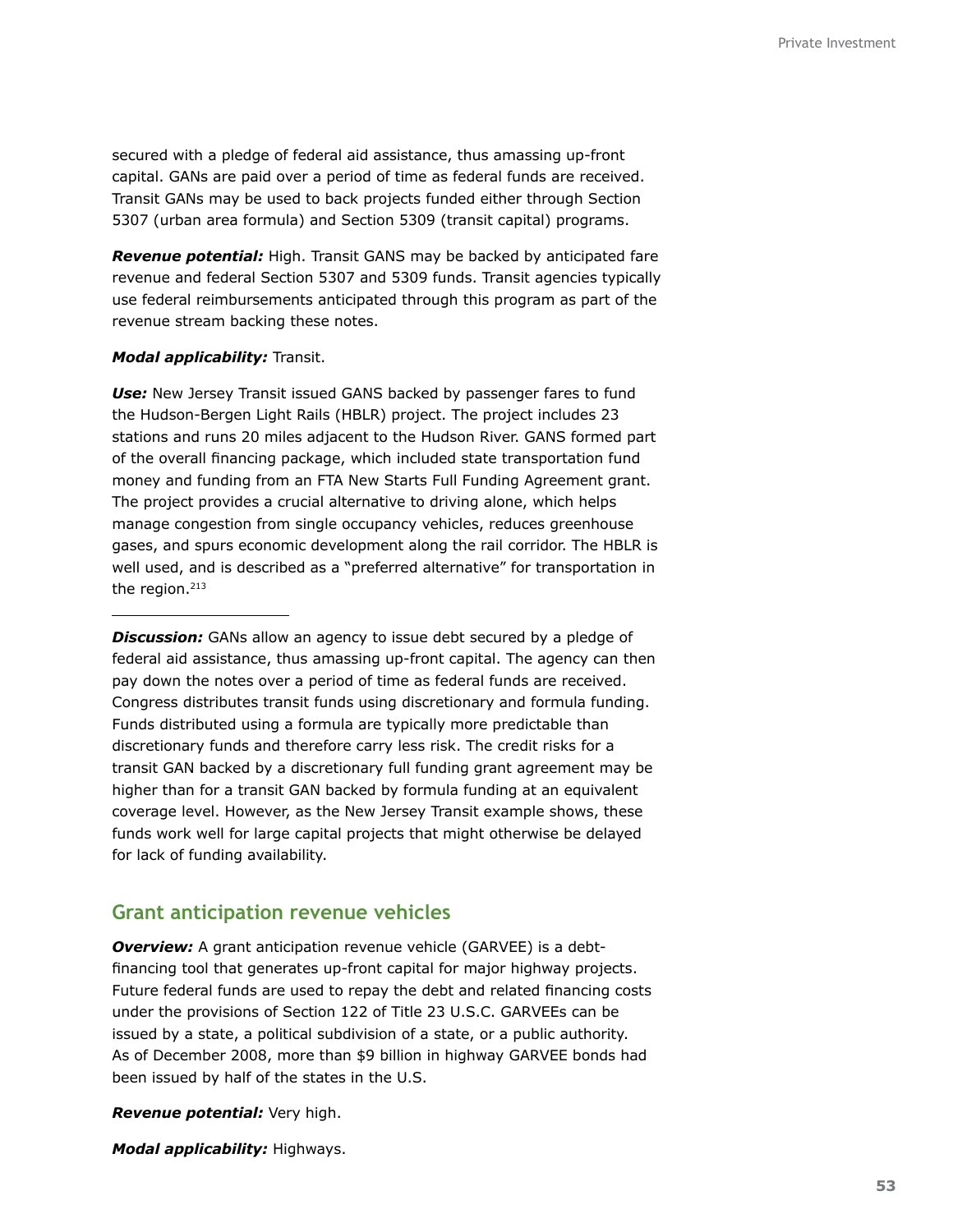secured with a pledge of federal aid assistance, thus amassing up-front capital. GANs are paid over a period of time as federal funds are received. Transit GANs may be used to back projects funded either through Section 5307 (urban area formula) and Section 5309 (transit capital) programs.

***Revenue potential:*** High. Transit GANS may be backed by anticipated fare revenue and federal Section 5307 and 5309 funds. Transit agencies typically use federal reimbursements anticipated through this program as part of the revenue stream backing these notes.

***Modal applicability:*** Transit.

***Use:*** New Jersey Transit issued GANS backed by passenger fares to fund the Hudson-Bergen Light Rails (HBLR) project. The project includes 23 stations and runs 20 miles adjacent to the Hudson River. GANS formed part of the overall financing package, which included state transportation fund money and funding from an FTA New Starts Full Funding Agreement grant. The project provides a crucial alternative to driving alone, which helps manage congestion from single occupancy vehicles, reduces greenhouse gases, and spurs economic development along the rail corridor. The HBLR is well used, and is described as a "preferred alternative" for transportation in the region.[213]

***Discussion:*** GANs allow an agency to issue debt secured by a pledge of federal aid assistance, thus amassing up-front capital. The agency can then pay down the notes over a period of time as federal funds are received. Congress distributes transit funds using discretionary and formula funding. Funds distributed using a formula are typically more predictable than discretionary funds and therefore carry less risk. The credit risks for a transit GAN backed by a discretionary full funding grant agreement may be higher than for a transit GAN backed by formula funding at an equivalent coverage level. However, as the New Jersey Transit example shows, these funds work well for large capital projects that might otherwise be delayed for lack of funding availability.

## Grant anticipation revenue vehicles

***Overview:*** A grant anticipation revenue vehicle (GARVEE) is a debt-financing tool that generates up-front capital for major highway projects. Future federal funds are used to repay the debt and related financing costs under the provisions of Section 122 of Title 23 U.S.C. GARVEEs can be issued by a state, a political subdivision of a state, or a public authority. As of December 2008, more than $9 billion in highway GARVEE bonds had been issued by half of the states in the U.S.

***Revenue potential:*** Very high.

***Modal applicability:*** Highways.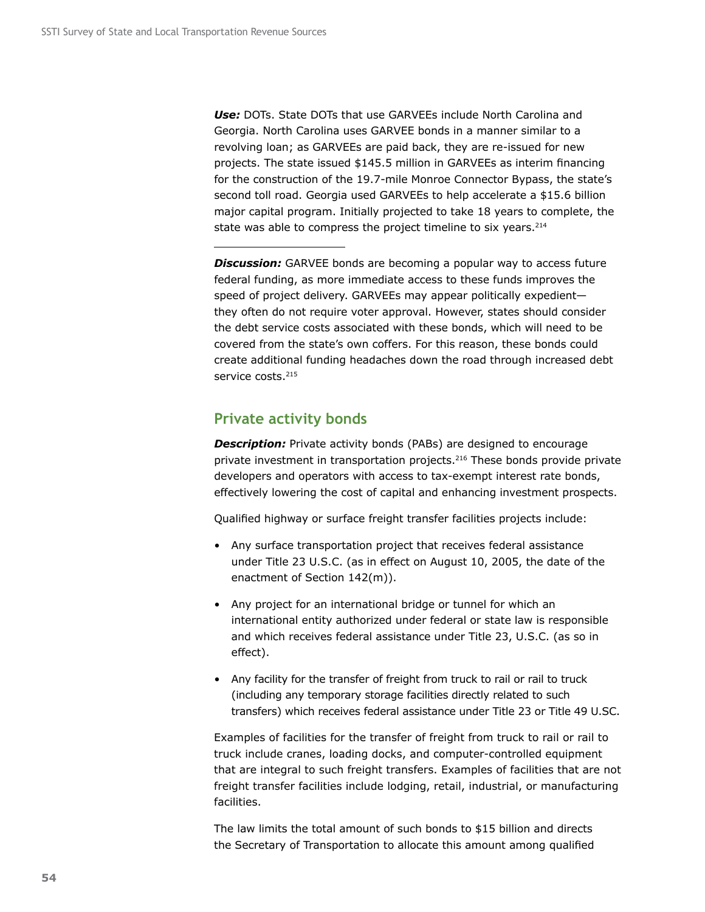***Use:*** DOTs. State DOTs that use GARVEEs include North Carolina and Georgia. North Carolina uses GARVEE bonds in a manner similar to a revolving loan; as GARVEEs are paid back, they are re-issued for new projects. The state issued $145.5 million in GARVEEs as interim financing for the construction of the 19.7-mile Monroe Connector Bypass, the state's second toll road. Georgia used GARVEEs to help accelerate a $15.6 billion major capital program. Initially projected to take 18 years to complete, the state was able to compress the project timeline to six years.[214]

***Discussion:*** GARVEE bonds are becoming a popular way to access future federal funding, as more immediate access to these funds improves the speed of project delivery. GARVEEs may appear politically expedient—they often do not require voter approval. However, states should consider the debt service costs associated with these bonds, which will need to be covered from the state's own coffers. For this reason, these bonds could create additional funding headaches down the road through increased debt service costs.[215]

## Private activity bonds

***Description:*** Private activity bonds (PABs) are designed to encourage private investment in transportation projects.[216] These bonds provide private developers and operators with access to tax-exempt interest rate bonds, effectively lowering the cost of capital and enhancing investment prospects.

Qualified highway or surface freight transfer facilities projects include:

- Any surface transportation project that receives federal assistance under Title 23 U.S.C. (as in effect on August 10, 2005, the date of the enactment of Section 142(m)).
- Any project for an international bridge or tunnel for which an international entity authorized under federal or state law is responsible and which receives federal assistance under Title 23, U.S.C. (as so in effect).
- Any facility for the transfer of freight from truck to rail or rail to truck (including any temporary storage facilities directly related to such transfers) which receives federal assistance under Title 23 or Title 49 U.SC.

Examples of facilities for the transfer of freight from truck to rail or rail to truck include cranes, loading docks, and computer-controlled equipment that are integral to such freight transfers. Examples of facilities that are not freight transfer facilities include lodging, retail, industrial, or manufacturing facilities.

The law limits the total amount of such bonds to $15 billion and directs the Secretary of Transportation to allocate this amount among qualified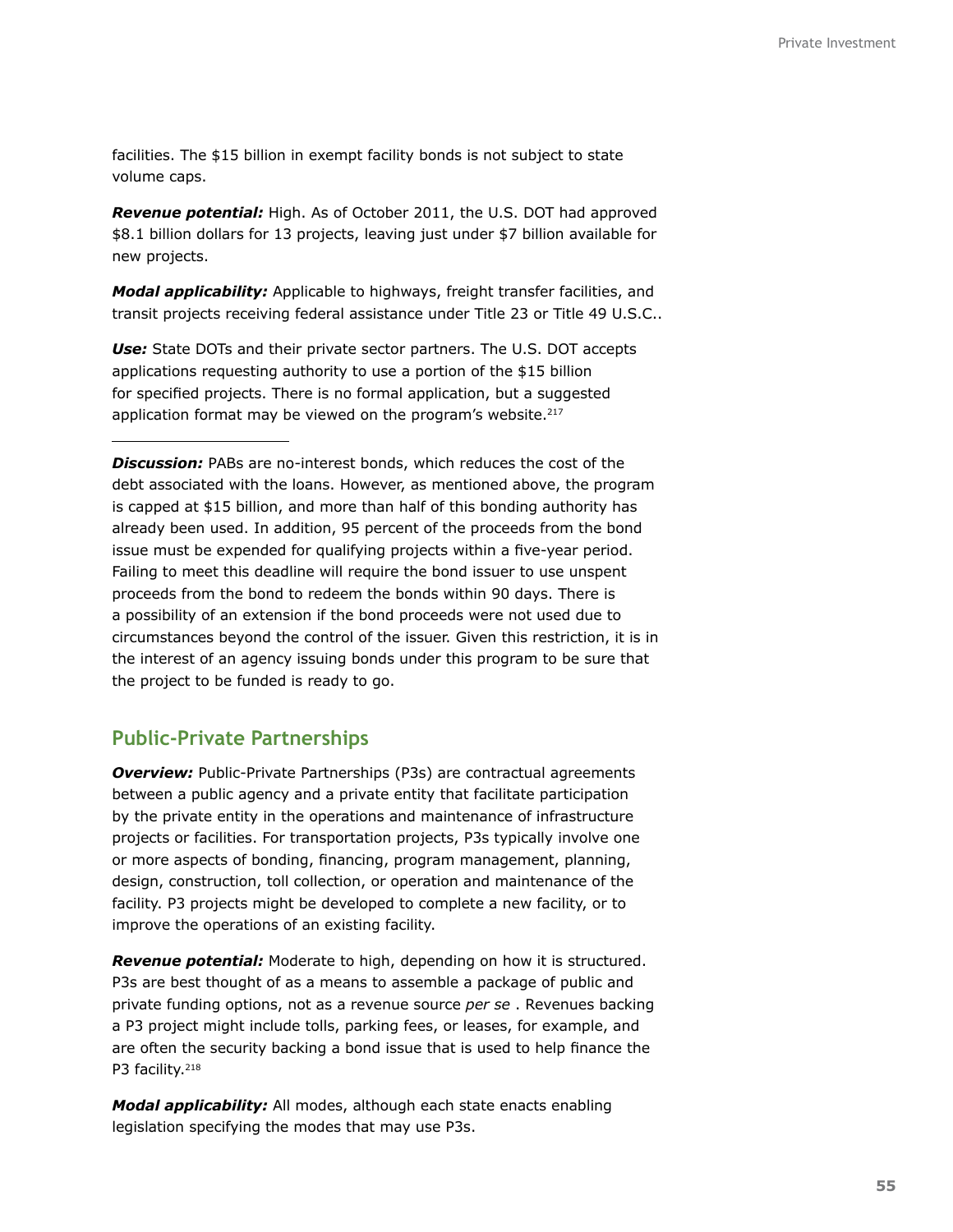facilities. The $15 billion in exempt facility bonds is not subject to state volume caps.

***Revenue potential:*** High. As of October 2011, the U.S. DOT had approved $8.1 billion dollars for 13 projects, leaving just under $7 billion available for new projects.

***Modal applicability:*** Applicable to highways, freight transfer facilities, and transit projects receiving federal assistance under Title 23 or Title 49 U.S.C..

***Use:*** State DOTs and their private sector partners. The U.S. DOT accepts applications requesting authority to use a portion of the $15 billion for specified projects. There is no formal application, but a suggested application format may be viewed on the program's website.[217]

***Discussion:*** PABs are no-interest bonds, which reduces the cost of the debt associated with the loans. However, as mentioned above, the program is capped at $15 billion, and more than half of this bonding authority has already been used. In addition, 95 percent of the proceeds from the bond issue must be expended for qualifying projects within a five-year period. Failing to meet this deadline will require the bond issuer to use unspent proceeds from the bond to redeem the bonds within 90 days. There is a possibility of an extension if the bond proceeds were not used due to circumstances beyond the control of the issuer. Given this restriction, it is in the interest of an agency issuing bonds under this program to be sure that the project to be funded is ready to go.

## Public-Private Partnerships

***Overview:*** Public-Private Partnerships (P3s) are contractual agreements between a public agency and a private entity that facilitate participation by the private entity in the operations and maintenance of infrastructure projects or facilities. For transportation projects, P3s typically involve one or more aspects of bonding, financing, program management, planning, design, construction, toll collection, or operation and maintenance of the facility. P3 projects might be developed to complete a new facility, or to improve the operations of an existing facility.

***Revenue potential:*** Moderate to high, depending on how it is structured. P3s are best thought of as a means to assemble a package of public and private funding options, not as a revenue source *per se* . Revenues backing a P3 project might include tolls, parking fees, or leases, for example, and are often the security backing a bond issue that is used to help finance the P3 facility.[218]

***Modal applicability:*** All modes, although each state enacts enabling legislation specifying the modes that may use P3s.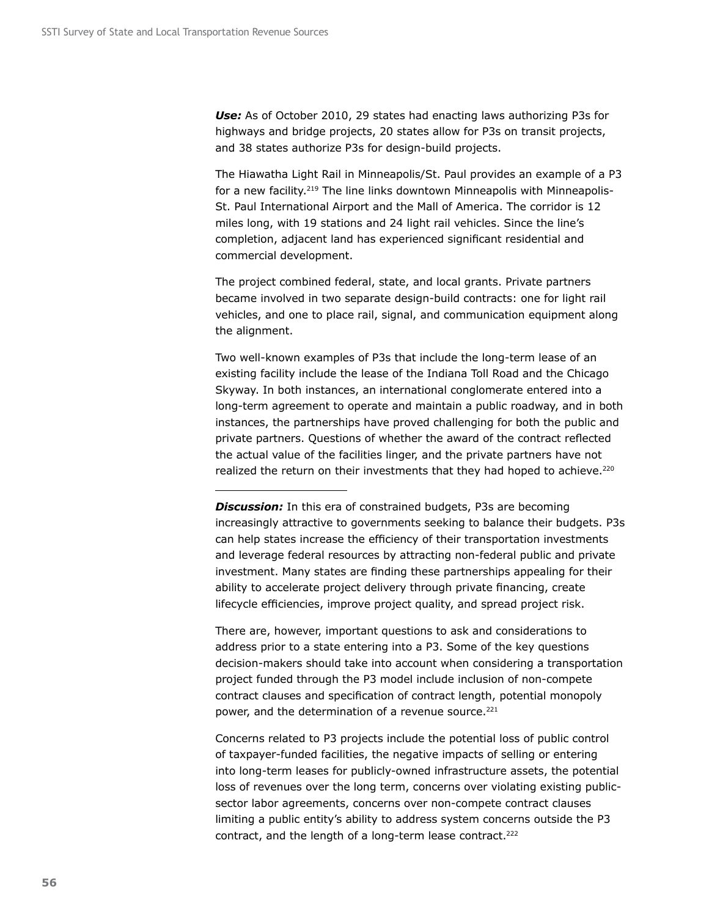***Use:*** As of October 2010, 29 states had enacting laws authorizing P3s for highways and bridge projects, 20 states allow for P3s on transit projects, and 38 states authorize P3s for design-build projects.

The Hiawatha Light Rail in Minneapolis/St. Paul provides an example of a P3 for a new facility.[219] The line links downtown Minneapolis with Minneapolis-St. Paul International Airport and the Mall of America. The corridor is 12 miles long, with 19 stations and 24 light rail vehicles. Since the line's completion, adjacent land has experienced significant residential and commercial development.

The project combined federal, state, and local grants. Private partners became involved in two separate design-build contracts: one for light rail vehicles, and one to place rail, signal, and communication equipment along the alignment.

Two well-known examples of P3s that include the long-term lease of an existing facility include the lease of the Indiana Toll Road and the Chicago Skyway. In both instances, an international conglomerate entered into a long-term agreement to operate and maintain a public roadway, and in both instances, the partnerships have proved challenging for both the public and private partners. Questions of whether the award of the contract reflected the actual value of the facilities linger, and the private partners have not realized the return on their investments that they had hoped to achieve.[220]

---

***Discussion:*** In this era of constrained budgets, P3s are becoming increasingly attractive to governments seeking to balance their budgets. P3s can help states increase the efficiency of their transportation investments and leverage federal resources by attracting non-federal public and private investment. Many states are finding these partnerships appealing for their ability to accelerate project delivery through private financing, create lifecycle efficiencies, improve project quality, and spread project risk.

There are, however, important questions to ask and considerations to address prior to a state entering into a P3. Some of the key questions decision-makers should take into account when considering a transportation project funded through the P3 model include inclusion of non-compete contract clauses and specification of contract length, potential monopoly power, and the determination of a revenue source.[221]

Concerns related to P3 projects include the potential loss of public control of taxpayer-funded facilities, the negative impacts of selling or entering into long-term leases for publicly-owned infrastructure assets, the potential loss of revenues over the long term, concerns over violating existing public-sector labor agreements, concerns over non-compete contract clauses limiting a public entity's ability to address system concerns outside the P3 contract, and the length of a long-term lease contract.[222]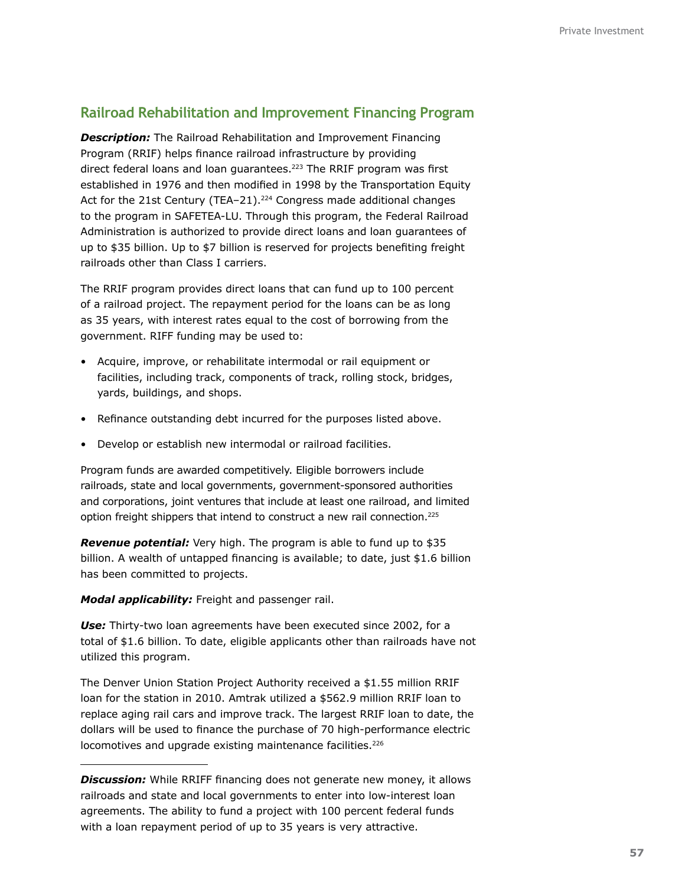## Railroad Rehabilitation and Improvement Financing Program

***Description:*** The Railroad Rehabilitation and Improvement Financing Program (RRIF) helps finance railroad infrastructure by providing direct federal loans and loan guarantees.[223] The RRIF program was first established in 1976 and then modified in 1998 by the Transportation Equity Act for the 21st Century (TEA–21).[224] Congress made additional changes to the program in SAFETEA-LU. Through this program, the Federal Railroad Administration is authorized to provide direct loans and loan guarantees of up to $35 billion. Up to $7 billion is reserved for projects benefiting freight railroads other than Class I carriers.

The RRIF program provides direct loans that can fund up to 100 percent of a railroad project. The repayment period for the loans can be as long as 35 years, with interest rates equal to the cost of borrowing from the government. RIFF funding may be used to:

- Acquire, improve, or rehabilitate intermodal or rail equipment or facilities, including track, components of track, rolling stock, bridges, yards, buildings, and shops.
- Refinance outstanding debt incurred for the purposes listed above.
- Develop or establish new intermodal or railroad facilities.

Program funds are awarded competitively. Eligible borrowers include railroads, state and local governments, government-sponsored authorities and corporations, joint ventures that include at least one railroad, and limited option freight shippers that intend to construct a new rail connection.[225]

***Revenue potential:*** Very high. The program is able to fund up to $35 billion. A wealth of untapped financing is available; to date, just $1.6 billion has been committed to projects.

***Modal applicability:*** Freight and passenger rail.

***Use:*** Thirty-two loan agreements have been executed since 2002, for a total of $1.6 billion. To date, eligible applicants other than railroads have not utilized this program.

The Denver Union Station Project Authority received a $1.55 million RRIF loan for the station in 2010. Amtrak utilized a $562.9 million RRIF loan to replace aging rail cars and improve track. The largest RRIF loan to date, the dollars will be used to finance the purchase of 70 high-performance electric locomotives and upgrade existing maintenance facilities.[226]

***Discussion:*** While RRIFF financing does not generate new money, it allows railroads and state and local governments to enter into low-interest loan agreements. The ability to fund a project with 100 percent federal funds with a loan repayment period of up to 35 years is very attractive.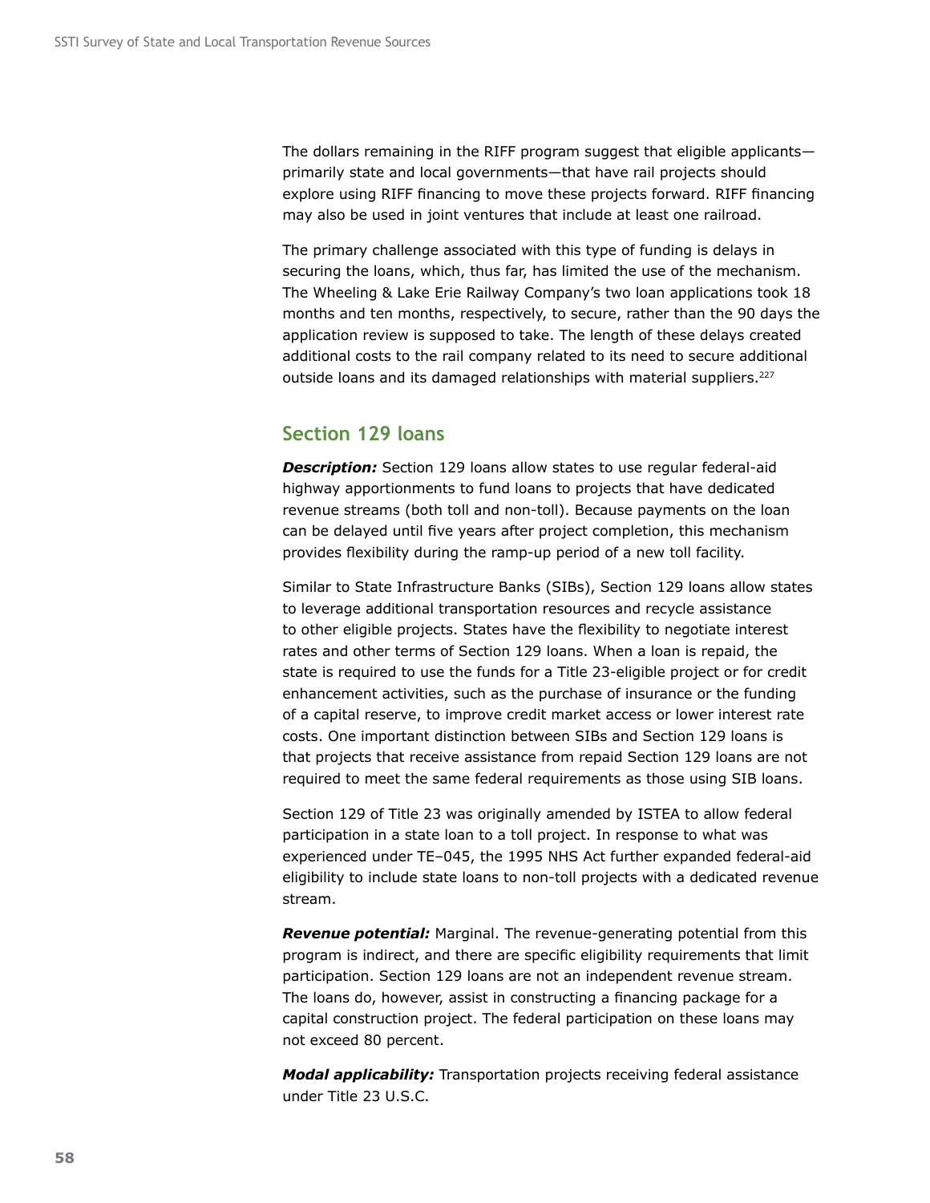The dollars remaining in the RIFF program suggest that eligible applicants—primarily state and local governments—that have rail projects should explore using RIFF financing to move these projects forward. RIFF financing may also be used in joint ventures that include at least one railroad.

The primary challenge associated with this type of funding is delays in securing the loans, which, thus far, has limited the use of the mechanism. The Wheeling & Lake Erie Railway Company's two loan applications took 18 months and ten months, respectively, to secure, rather than the 90 days the application review is supposed to take. The length of these delays created additional costs to the rail company related to its need to secure additional outside loans and its damaged relationships with material suppliers.[227]

## Section 129 loans

***Description:*** Section 129 loans allow states to use regular federal-aid highway apportionments to fund loans to projects that have dedicated revenue streams (both toll and non-toll). Because payments on the loan can be delayed until five years after project completion, this mechanism provides flexibility during the ramp-up period of a new toll facility.

Similar to State Infrastructure Banks (SIBs), Section 129 loans allow states to leverage additional transportation resources and recycle assistance to other eligible projects. States have the flexibility to negotiate interest rates and other terms of Section 129 loans. When a loan is repaid, the state is required to use the funds for a Title 23-eligible project or for credit enhancement activities, such as the purchase of insurance or the funding of a capital reserve, to improve credit market access or lower interest rate costs. One important distinction between SIBs and Section 129 loans is that projects that receive assistance from repaid Section 129 loans are not required to meet the same federal requirements as those using SIB loans.

Section 129 of Title 23 was originally amended by ISTEA to allow federal participation in a state loan to a toll project. In response to what was experienced under TE–045, the 1995 NHS Act further expanded federal-aid eligibility to include state loans to non-toll projects with a dedicated revenue stream.

***Revenue potential:*** Marginal. The revenue-generating potential from this program is indirect, and there are specific eligibility requirements that limit participation. Section 129 loans are not an independent revenue stream. The loans do, however, assist in constructing a financing package for a capital construction project. The federal participation on these loans may not exceed 80 percent.

***Modal applicability:*** Transportation projects receiving federal assistance under Title 23 U.S.C.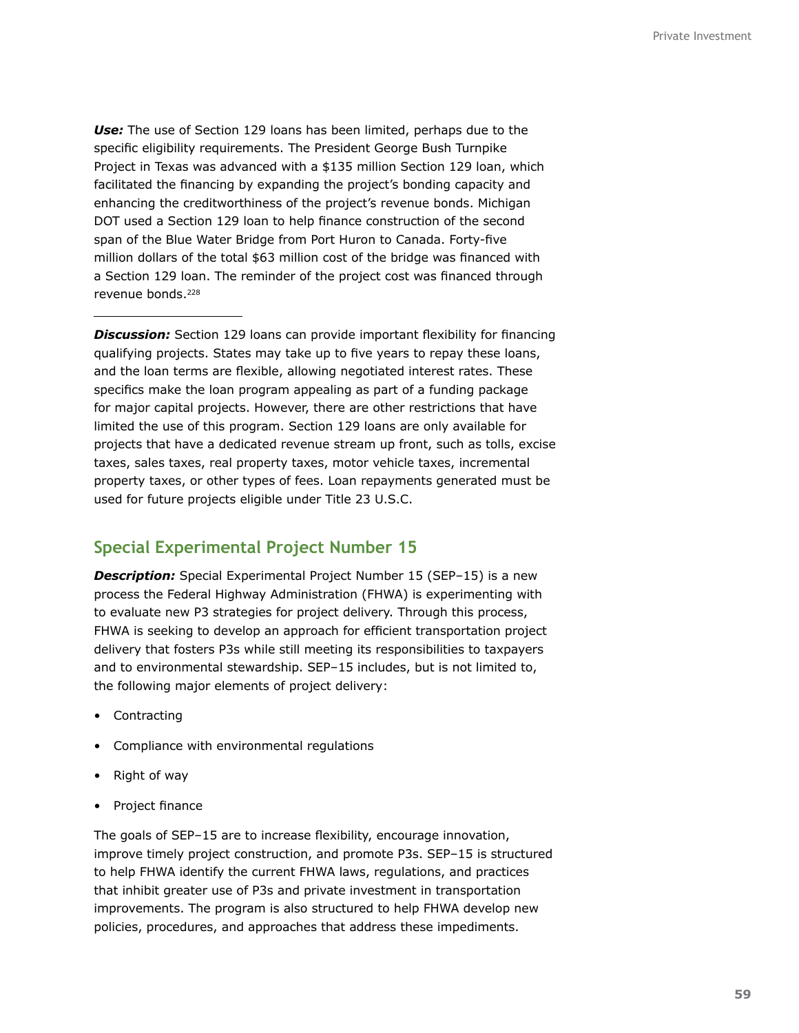***Use:*** The use of Section 129 loans has been limited, perhaps due to the specific eligibility requirements. The President George Bush Turnpike Project in Texas was advanced with a $135 million Section 129 loan, which facilitated the financing by expanding the project's bonding capacity and enhancing the creditworthiness of the project's revenue bonds. Michigan DOT used a Section 129 loan to help finance construction of the second span of the Blue Water Bridge from Port Huron to Canada. Forty-five million dollars of the total $63 million cost of the bridge was financed with a Section 129 loan. The reminder of the project cost was financed through revenue bonds.[228]

***Discussion:*** Section 129 loans can provide important flexibility for financing qualifying projects. States may take up to five years to repay these loans, and the loan terms are flexible, allowing negotiated interest rates. These specifics make the loan program appealing as part of a funding package for major capital projects. However, there are other restrictions that have limited the use of this program. Section 129 loans are only available for projects that have a dedicated revenue stream up front, such as tolls, excise taxes, sales taxes, real property taxes, motor vehicle taxes, incremental property taxes, or other types of fees. Loan repayments generated must be used for future projects eligible under Title 23 U.S.C.

## Special Experimental Project Number 15

***Description:*** Special Experimental Project Number 15 (SEP–15) is a new process the Federal Highway Administration (FHWA) is experimenting with to evaluate new P3 strategies for project delivery. Through this process, FHWA is seeking to develop an approach for efficient transportation project delivery that fosters P3s while still meeting its responsibilities to taxpayers and to environmental stewardship. SEP–15 includes, but is not limited to, the following major elements of project delivery:

- Contracting
- Compliance with environmental regulations
- Right of way
- Project finance

The goals of SEP–15 are to increase flexibility, encourage innovation, improve timely project construction, and promote P3s. SEP–15 is structured to help FHWA identify the current FHWA laws, regulations, and practices that inhibit greater use of P3s and private investment in transportation improvements. The program is also structured to help FHWA develop new policies, procedures, and approaches that address these impediments.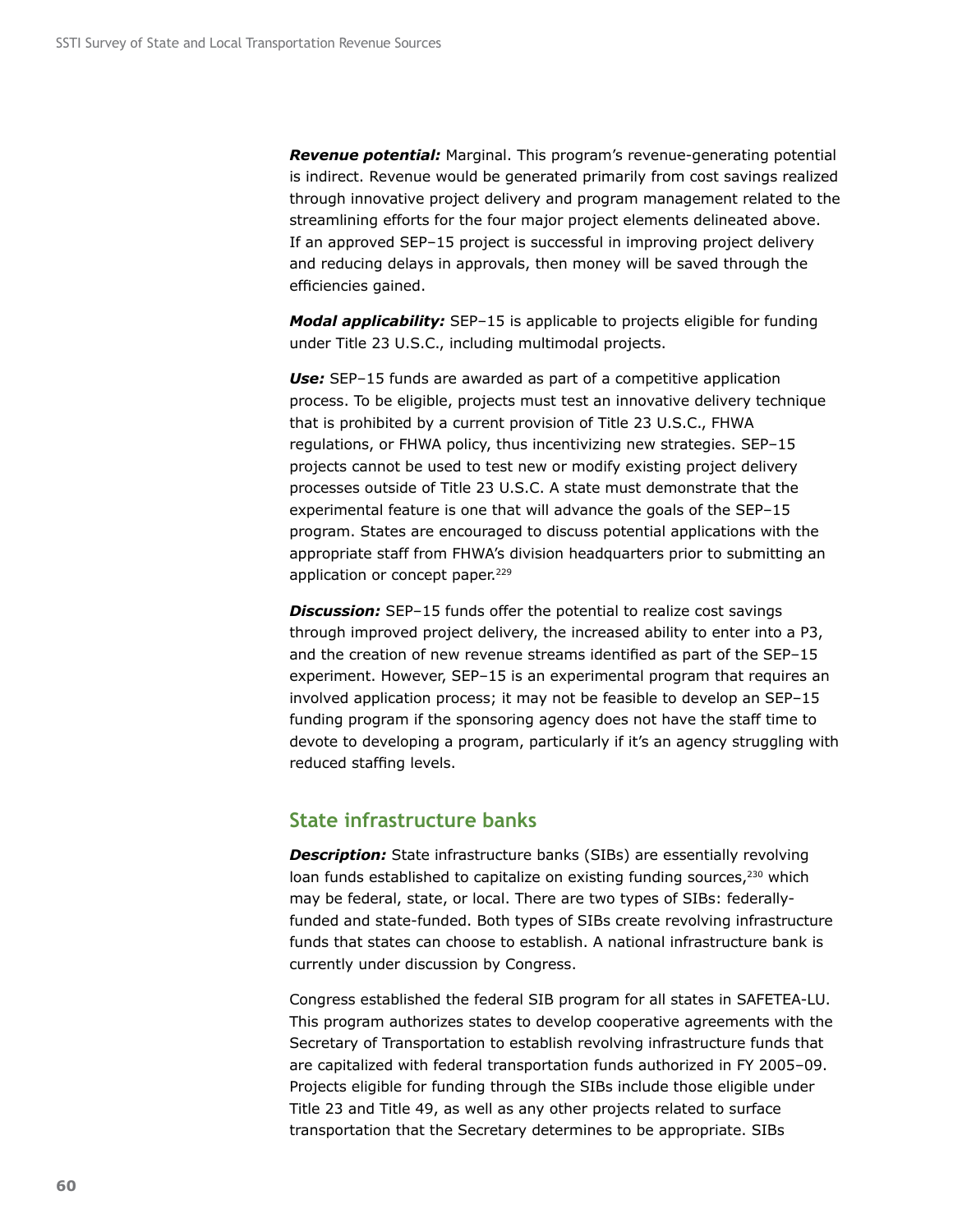***Revenue potential:*** Marginal. This program's revenue-generating potential is indirect. Revenue would be generated primarily from cost savings realized through innovative project delivery and program management related to the streamlining efforts for the four major project elements delineated above. If an approved SEP–15 project is successful in improving project delivery and reducing delays in approvals, then money will be saved through the efficiencies gained.

***Modal applicability:*** SEP–15 is applicable to projects eligible for funding under Title 23 U.S.C., including multimodal projects.

***Use:*** SEP–15 funds are awarded as part of a competitive application process. To be eligible, projects must test an innovative delivery technique that is prohibited by a current provision of Title 23 U.S.C., FHWA regulations, or FHWA policy, thus incentivizing new strategies. SEP–15 projects cannot be used to test new or modify existing project delivery processes outside of Title 23 U.S.C. A state must demonstrate that the experimental feature is one that will advance the goals of the SEP–15 program. States are encouraged to discuss potential applications with the appropriate staff from FHWA's division headquarters prior to submitting an application or concept paper.[229]

***Discussion:*** SEP–15 funds offer the potential to realize cost savings through improved project delivery, the increased ability to enter into a P3, and the creation of new revenue streams identified as part of the SEP–15 experiment. However, SEP–15 is an experimental program that requires an involved application process; it may not be feasible to develop an SEP–15 funding program if the sponsoring agency does not have the staff time to devote to developing a program, particularly if it's an agency struggling with reduced staffing levels.

## State infrastructure banks

***Description:*** State infrastructure banks (SIBs) are essentially revolving loan funds established to capitalize on existing funding sources,[230] which may be federal, state, or local. There are two types of SIBs: federally-funded and state-funded. Both types of SIBs create revolving infrastructure funds that states can choose to establish. A national infrastructure bank is currently under discussion by Congress.

Congress established the federal SIB program for all states in SAFETEA-LU. This program authorizes states to develop cooperative agreements with the Secretary of Transportation to establish revolving infrastructure funds that are capitalized with federal transportation funds authorized in FY 2005–09. Projects eligible for funding through the SIBs include those eligible under Title 23 and Title 49, as well as any other projects related to surface transportation that the Secretary determines to be appropriate. SIBs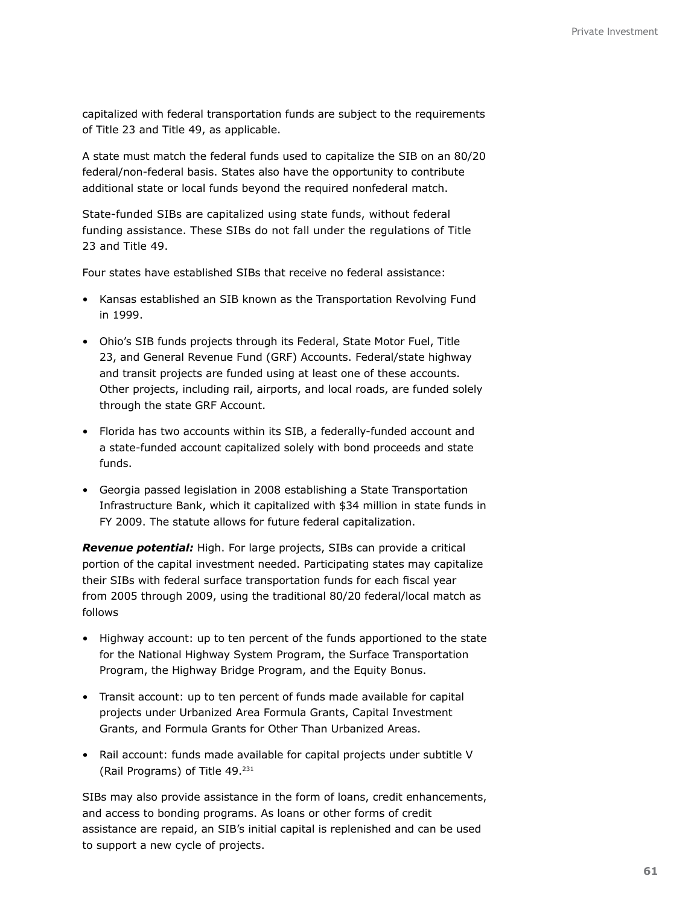capitalized with federal transportation funds are subject to the requirements of Title 23 and Title 49, as applicable.

A state must match the federal funds used to capitalize the SIB on an 80/20 federal/non-federal basis. States also have the opportunity to contribute additional state or local funds beyond the required nonfederal match.

State-funded SIBs are capitalized using state funds, without federal funding assistance. These SIBs do not fall under the regulations of Title 23 and Title 49.

Four states have established SIBs that receive no federal assistance:

- Kansas established an SIB known as the Transportation Revolving Fund in 1999.
- Ohio's SIB funds projects through its Federal, State Motor Fuel, Title 23, and General Revenue Fund (GRF) Accounts. Federal/state highway and transit projects are funded using at least one of these accounts. Other projects, including rail, airports, and local roads, are funded solely through the state GRF Account.
- Florida has two accounts within its SIB, a federally-funded account and a state-funded account capitalized solely with bond proceeds and state funds.
- Georgia passed legislation in 2008 establishing a State Transportation Infrastructure Bank, which it capitalized with $34 million in state funds in FY 2009. The statute allows for future federal capitalization.

***Revenue potential:*** High. For large projects, SIBs can provide a critical portion of the capital investment needed. Participating states may capitalize their SIBs with federal surface transportation funds for each fiscal year from 2005 through 2009, using the traditional 80/20 federal/local match as follows

- Highway account: up to ten percent of the funds apportioned to the state for the National Highway System Program, the Surface Transportation Program, the Highway Bridge Program, and the Equity Bonus.
- Transit account: up to ten percent of funds made available for capital projects under Urbanized Area Formula Grants, Capital Investment Grants, and Formula Grants for Other Than Urbanized Areas.
- Rail account: funds made available for capital projects under subtitle V (Rail Programs) of Title 49.[231]

SIBs may also provide assistance in the form of loans, credit enhancements, and access to bonding programs. As loans or other forms of credit assistance are repaid, an SIB's initial capital is replenished and can be used to support a new cycle of projects.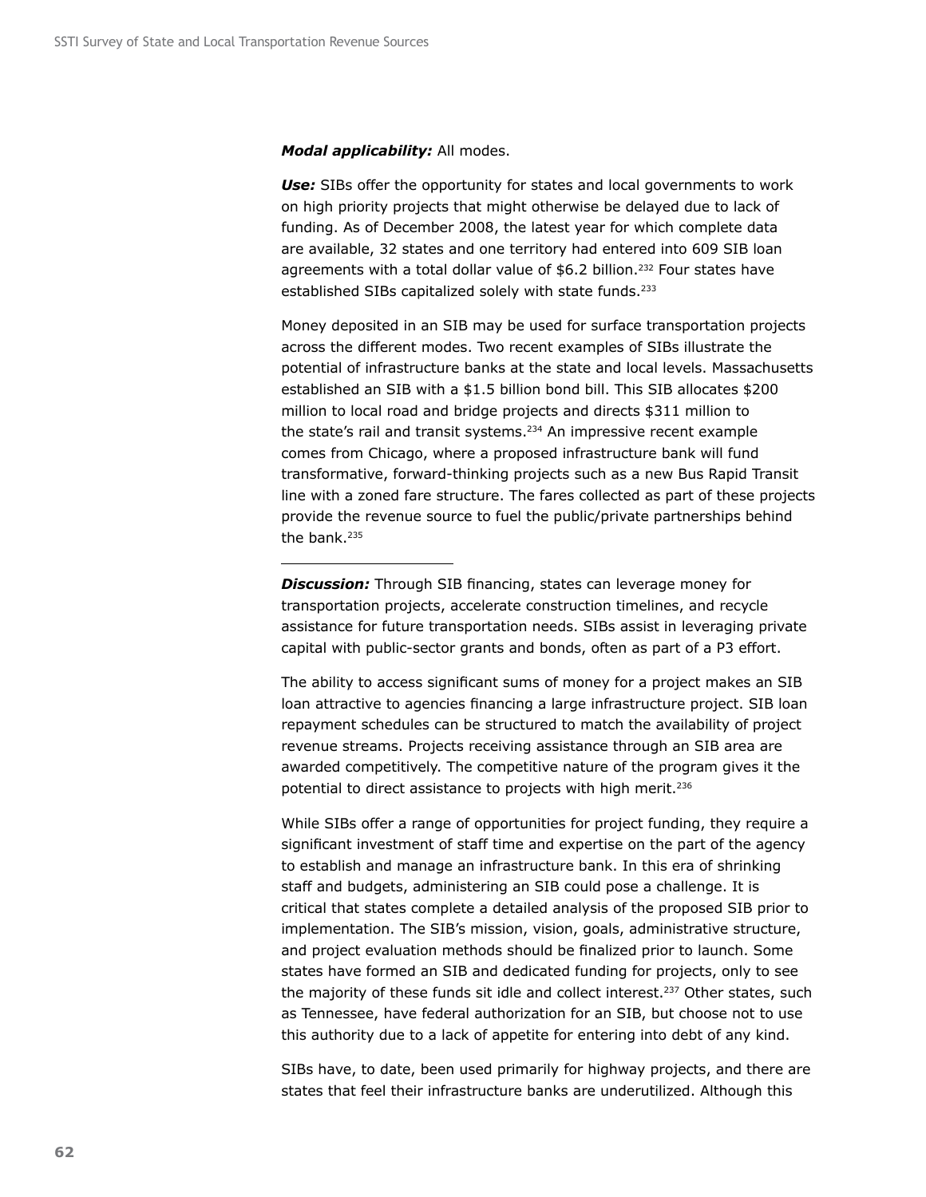***Modal applicability:*** All modes.

***Use:*** SIBs offer the opportunity for states and local governments to work on high priority projects that might otherwise be delayed due to lack of funding. As of December 2008, the latest year for which complete data are available, 32 states and one territory had entered into 609 SIB loan agreements with a total dollar value of $6.2 billion.[232] Four states have established SIBs capitalized solely with state funds.[233]

Money deposited in an SIB may be used for surface transportation projects across the different modes. Two recent examples of SIBs illustrate the potential of infrastructure banks at the state and local levels. Massachusetts established an SIB with a $1.5 billion bond bill. This SIB allocates $200 million to local road and bridge projects and directs $311 million to the state's rail and transit systems.[234] An impressive recent example comes from Chicago, where a proposed infrastructure bank will fund transformative, forward-thinking projects such as a new Bus Rapid Transit line with a zoned fare structure. The fares collected as part of these projects provide the revenue source to fuel the public/private partnerships behind the bank.[235]

---

***Discussion:*** Through SIB financing, states can leverage money for transportation projects, accelerate construction timelines, and recycle assistance for future transportation needs. SIBs assist in leveraging private capital with public-sector grants and bonds, often as part of a P3 effort.

The ability to access significant sums of money for a project makes an SIB loan attractive to agencies financing a large infrastructure project. SIB loan repayment schedules can be structured to match the availability of project revenue streams. Projects receiving assistance through an SIB area are awarded competitively. The competitive nature of the program gives it the potential to direct assistance to projects with high merit.[236]

While SIBs offer a range of opportunities for project funding, they require a significant investment of staff time and expertise on the part of the agency to establish and manage an infrastructure bank. In this era of shrinking staff and budgets, administering an SIB could pose a challenge. It is critical that states complete a detailed analysis of the proposed SIB prior to implementation. The SIB's mission, vision, goals, administrative structure, and project evaluation methods should be finalized prior to launch. Some states have formed an SIB and dedicated funding for projects, only to see the majority of these funds sit idle and collect interest.[237] Other states, such as Tennessee, have federal authorization for an SIB, but choose not to use this authority due to a lack of appetite for entering into debt of any kind.

SIBs have, to date, been used primarily for highway projects, and there are states that feel their infrastructure banks are underutilized. Although this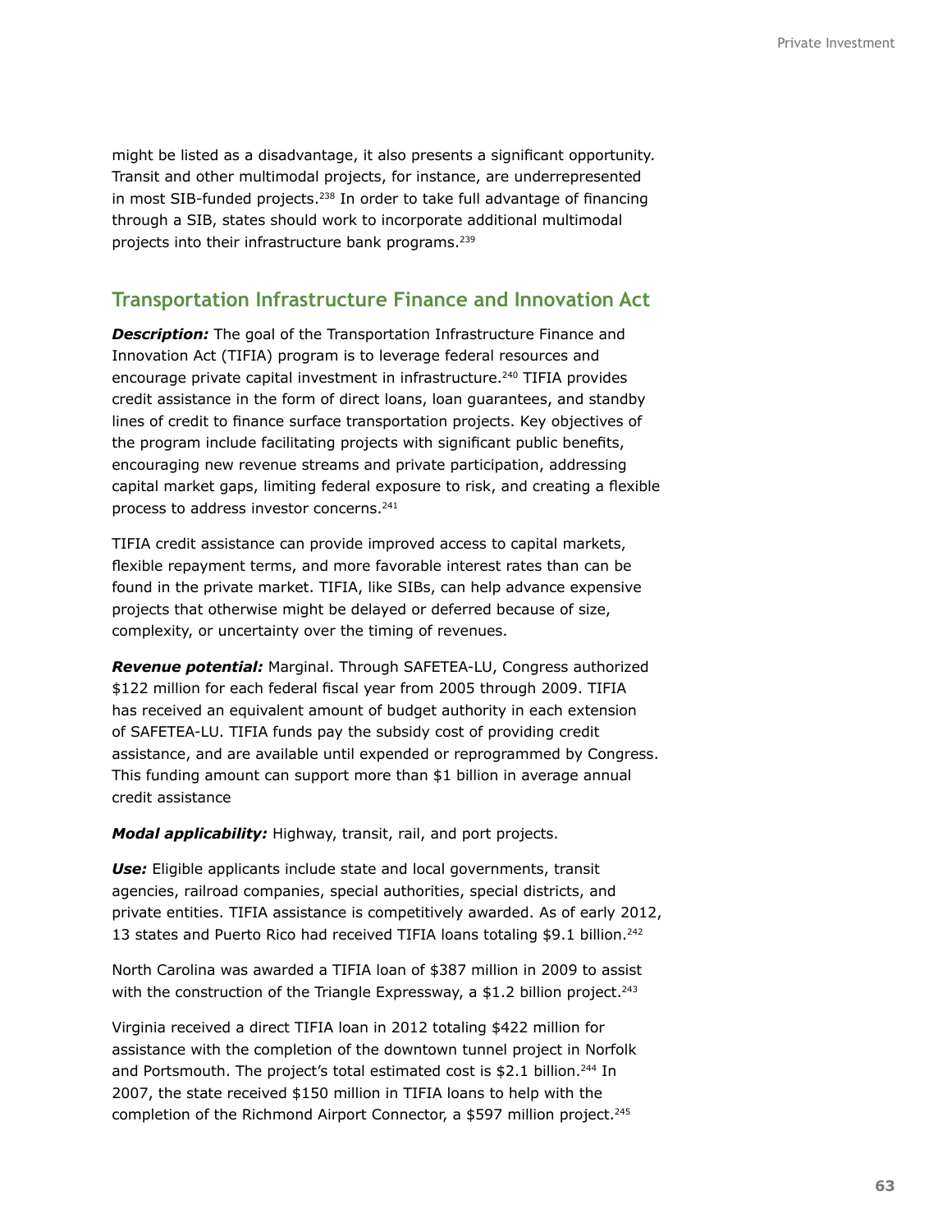might be listed as a disadvantage, it also presents a significant opportunity. Transit and other multimodal projects, for instance, are underrepresented in most SIB-funded projects.[238] In order to take full advantage of financing through a SIB, states should work to incorporate additional multimodal projects into their infrastructure bank programs.[239]

## Transportation Infrastructure Finance and Innovation Act

***Description:*** The goal of the Transportation Infrastructure Finance and Innovation Act (TIFIA) program is to leverage federal resources and encourage private capital investment in infrastructure.[240] TIFIA provides credit assistance in the form of direct loans, loan guarantees, and standby lines of credit to finance surface transportation projects. Key objectives of the program include facilitating projects with significant public benefits, encouraging new revenue streams and private participation, addressing capital market gaps, limiting federal exposure to risk, and creating a flexible process to address investor concerns.[241]

TIFIA credit assistance can provide improved access to capital markets, flexible repayment terms, and more favorable interest rates than can be found in the private market. TIFIA, like SIBs, can help advance expensive projects that otherwise might be delayed or deferred because of size, complexity, or uncertainty over the timing of revenues.

***Revenue potential:*** Marginal. Through SAFETEA-LU, Congress authorized $122 million for each federal fiscal year from 2005 through 2009. TIFIA has received an equivalent amount of budget authority in each extension of SAFETEA-LU. TIFIA funds pay the subsidy cost of providing credit assistance, and are available until expended or reprogrammed by Congress. This funding amount can support more than $1 billion in average annual credit assistance

***Modal applicability:*** Highway, transit, rail, and port projects.

***Use:*** Eligible applicants include state and local governments, transit agencies, railroad companies, special authorities, special districts, and private entities. TIFIA assistance is competitively awarded. As of early 2012, 13 states and Puerto Rico had received TIFIA loans totaling $9.1 billion.[242]

North Carolina was awarded a TIFIA loan of $387 million in 2009 to assist with the construction of the Triangle Expressway, a $1.2 billion project.[243]

Virginia received a direct TIFIA loan in 2012 totaling $422 million for assistance with the completion of the downtown tunnel project in Norfolk and Portsmouth. The project's total estimated cost is $2.1 billion.[244] In 2007, the state received $150 million in TIFIA loans to help with the completion of the Richmond Airport Connector, a $597 million project.[245]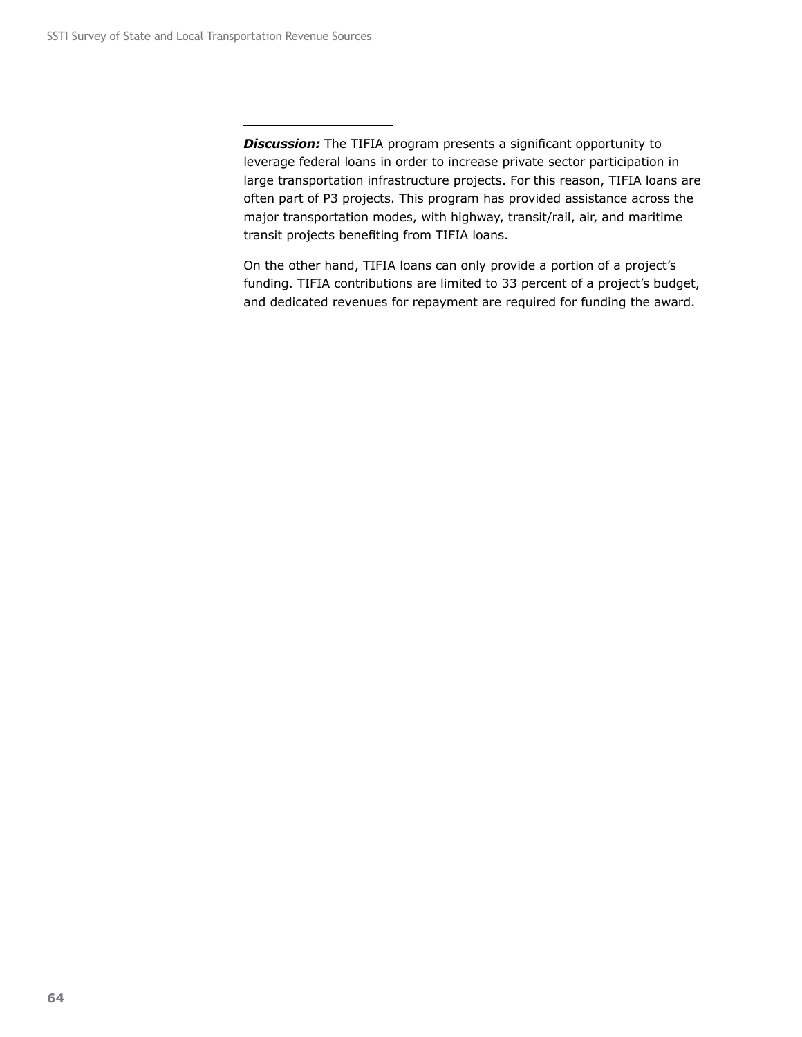***Discussion:*** The TIFIA program presents a significant opportunity to leverage federal loans in order to increase private sector participation in large transportation infrastructure projects. For this reason, TIFIA loans are often part of P3 projects. This program has provided assistance across the major transportation modes, with highway, transit/rail, air, and maritime transit projects benefiting from TIFIA loans.

On the other hand, TIFIA loans can only provide a portion of a project's funding. TIFIA contributions are limited to 33 percent of a project's budget, and dedicated revenues for repayment are required for funding the award.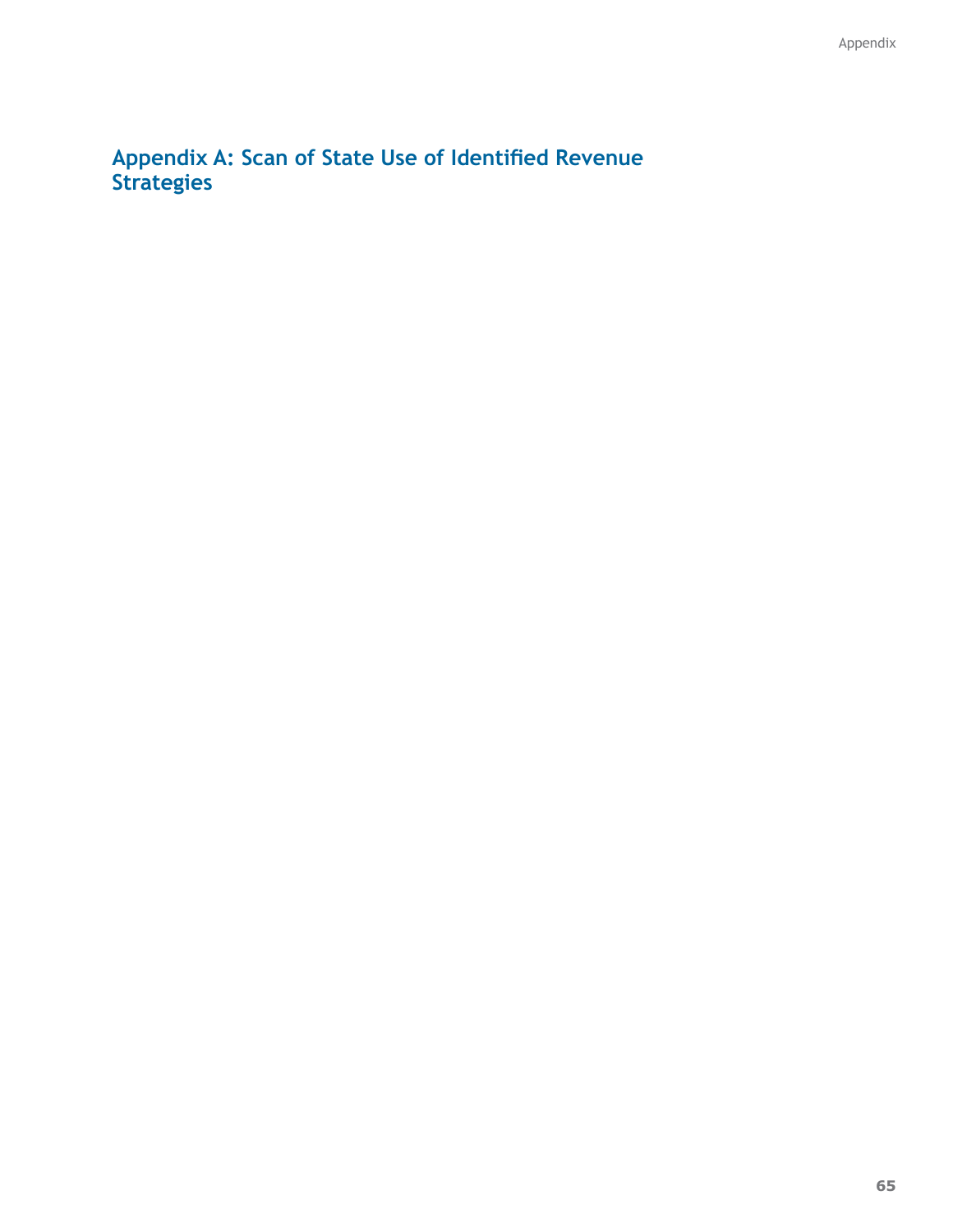## Appendix A: Scan of State Use of Identified Revenue Strategies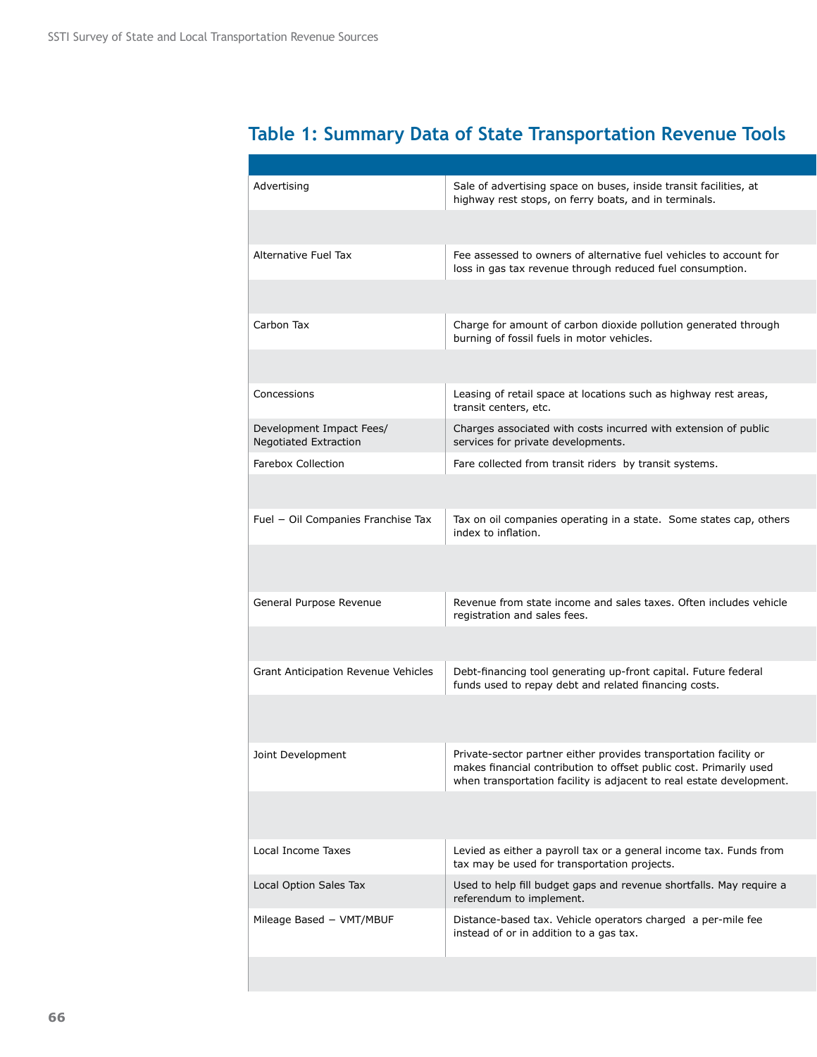## Table 1: Summary Data of State Transportation Revenue Tools

| | |
|---|---|
| Advertising | Sale of advertising space on buses, inside transit facilities, at highway rest stops, on ferry boats, and in terminals. |
| | |
| Alternative Fuel Tax | Fee assessed to owners of alternative fuel vehicles to account for loss in gas tax revenue through reduced fuel consumption. |
| | |
| Carbon Tax | Charge for amount of carbon dioxide pollution generated through burning of fossil fuels in motor vehicles. |
| | |
| Concessions | Leasing of retail space at locations such as highway rest areas, transit centers, etc. |
| Development Impact Fees/ Negotiated Extraction | Charges associated with costs incurred with extension of public services for private developments. |
| Farebox Collection | Fare collected from transit riders by transit systems. |
| | |
| Fuel – Oil Companies Franchise Tax | Tax on oil companies operating in a state. Some states cap, others index to inflation. |
| | |
| General Purpose Revenue | Revenue from state income and sales taxes. Often includes vehicle registration and sales fees. |
| | |
| Grant Anticipation Revenue Vehicles | Debt-financing tool generating up-front capital. Future federal funds used to repay debt and related financing costs. |
| | |
| Joint Development | Private-sector partner either provides transportation facility or makes financial contribution to offset public cost. Primarily used when transportation facility is adjacent to real estate development. |
| | |
| Local Income Taxes | Levied as either a payroll tax or a general income tax. Funds from tax may be used for transportation projects. |
| Local Option Sales Tax | Used to help fill budget gaps and revenue shortfalls. May require a referendum to implement. |
| Mileage Based – VMT/MBUF | Distance-based tax. Vehicle operators charged a per-mile fee instead of or in addition to a gas tax. |
| | |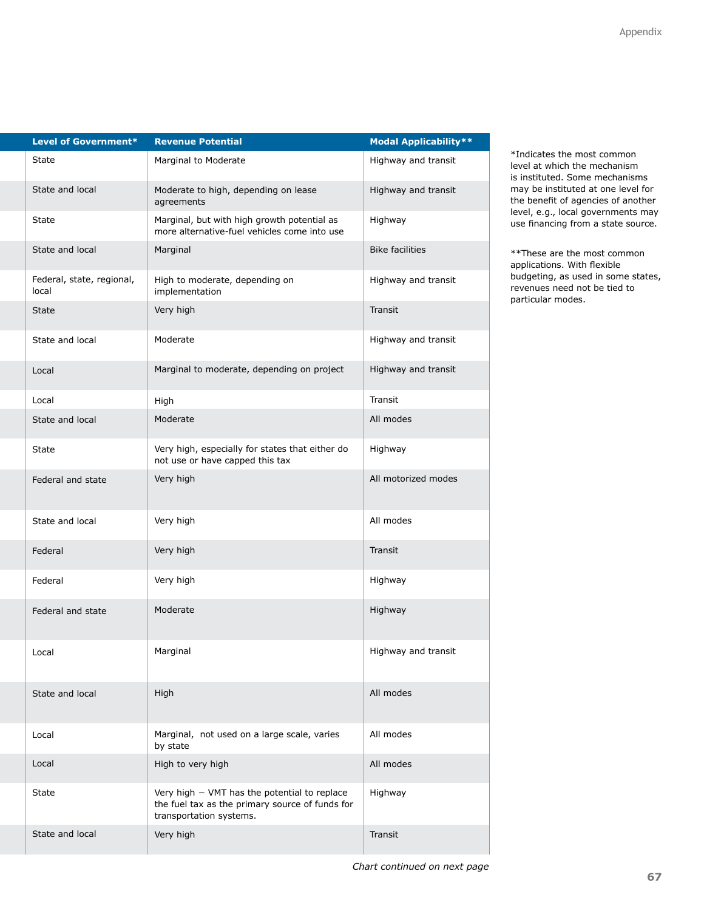| Level of Government* | Revenue Potential | Modal Applicability** |
|---|---|---|
| State | Marginal to Moderate | Highway and transit |
| State and local | Moderate to high, depending on lease agreements | Highway and transit |
| State | Marginal, but with high growth potential as more alternative-fuel vehicles come into use | Highway |
| State and local | Marginal | Bike facilities |
| Federal, state, regional, local | High to moderate, depending on implementation | Highway and transit |
| State | Very high | Transit |
| State and local | Moderate | Highway and transit |
| Local | Marginal to moderate, depending on project | Highway and transit |
| Local | High | Transit |
| State and local | Moderate | All modes |
| State | Very high, especially for states that either do not use or have capped this tax | Highway |
| Federal and state | Very high | All motorized modes |
| State and local | Very high | All modes |
| Federal | Very high | Transit |
| Federal | Very high | Highway |
| Federal and state | Moderate | Highway |
| Local | Marginal | Highway and transit |
| State and local | High | All modes |
| Local | Marginal, not used on a large scale, varies by state | All modes |
| Local | High to very high | All modes |
| State | Very high – VMT has the potential to replace the fuel tax as the primary source of funds for transportation systems. | Highway |
| State and local | Very high | Transit |

*Chart continued on next page*

*Indicates the most common level at which the mechanism is instituted. Some mechanisms may be instituted at one level for the benefit of agencies of another level, e.g., local governments may use financing from a state source.

**These are the most common applications. With flexible budgeting, as used in some states, revenues need not be tied to particular modes.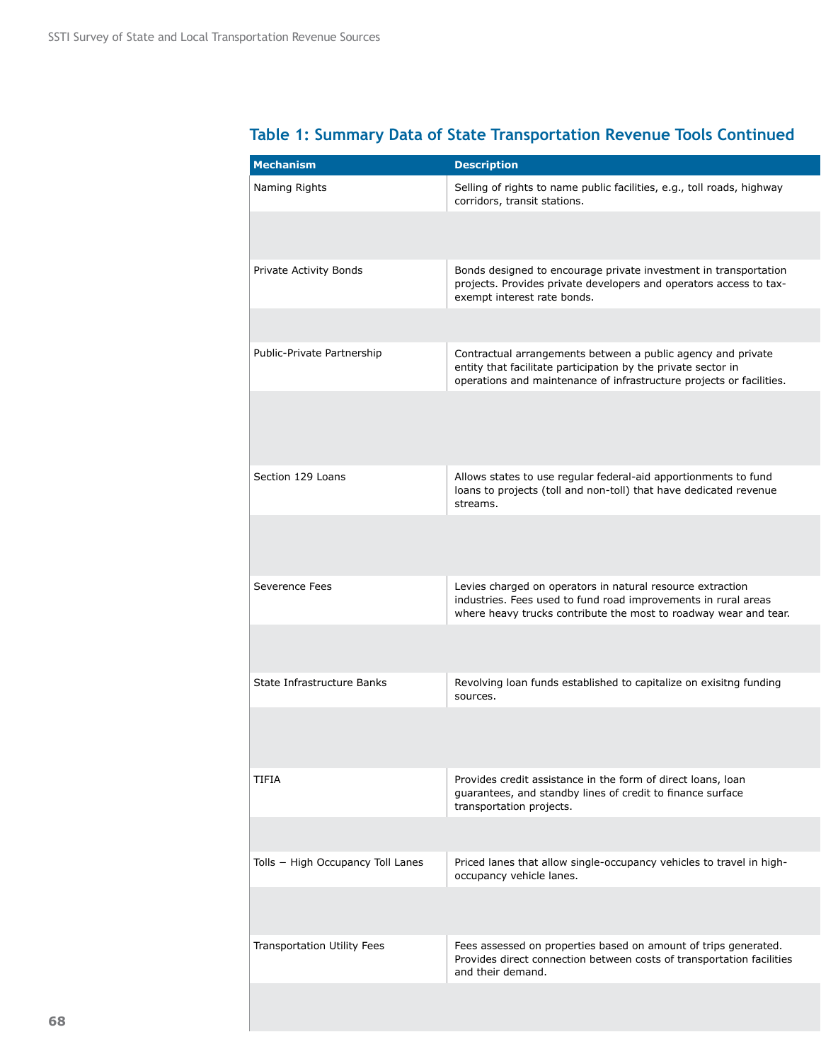## Table 1: Summary Data of State Transportation Revenue Tools Continued

| Mechanism | Description |
|---|---|
| Naming Rights | Selling of rights to name public facilities, e.g., toll roads, highway corridors, transit stations. |
| Private Activity Bonds | Bonds designed to encourage private investment in transportation projects. Provides private developers and operators access to tax-exempt interest rate bonds. |
| Public-Private Partnership | Contractual arrangements between a public agency and private entity that facilitate participation by the private sector in operations and maintenance of infrastructure projects or facilities. |
| Section 129 Loans | Allows states to use regular federal-aid apportionments to fund loans to projects (toll and non-toll) that have dedicated revenue streams. |
| Severence Fees | Levies charged on operators in natural resource extraction industries. Fees used to fund road improvements in rural areas where heavy trucks contribute the most to roadway wear and tear. |
| State Infrastructure Banks | Revolving loan funds established to capitalize on exisitng funding sources. |
| TIFIA | Provides credit assistance in the form of direct loans, loan guarantees, and standby lines of credit to finance surface transportation projects. |
| Tolls – High Occupancy Toll Lanes | Priced lanes that allow single-occupancy vehicles to travel in high-occupancy vehicle lanes. |
| Transportation Utility Fees | Fees assessed on properties based on amount of trips generated. Provides direct connection between costs of transportation facilities and their demand. |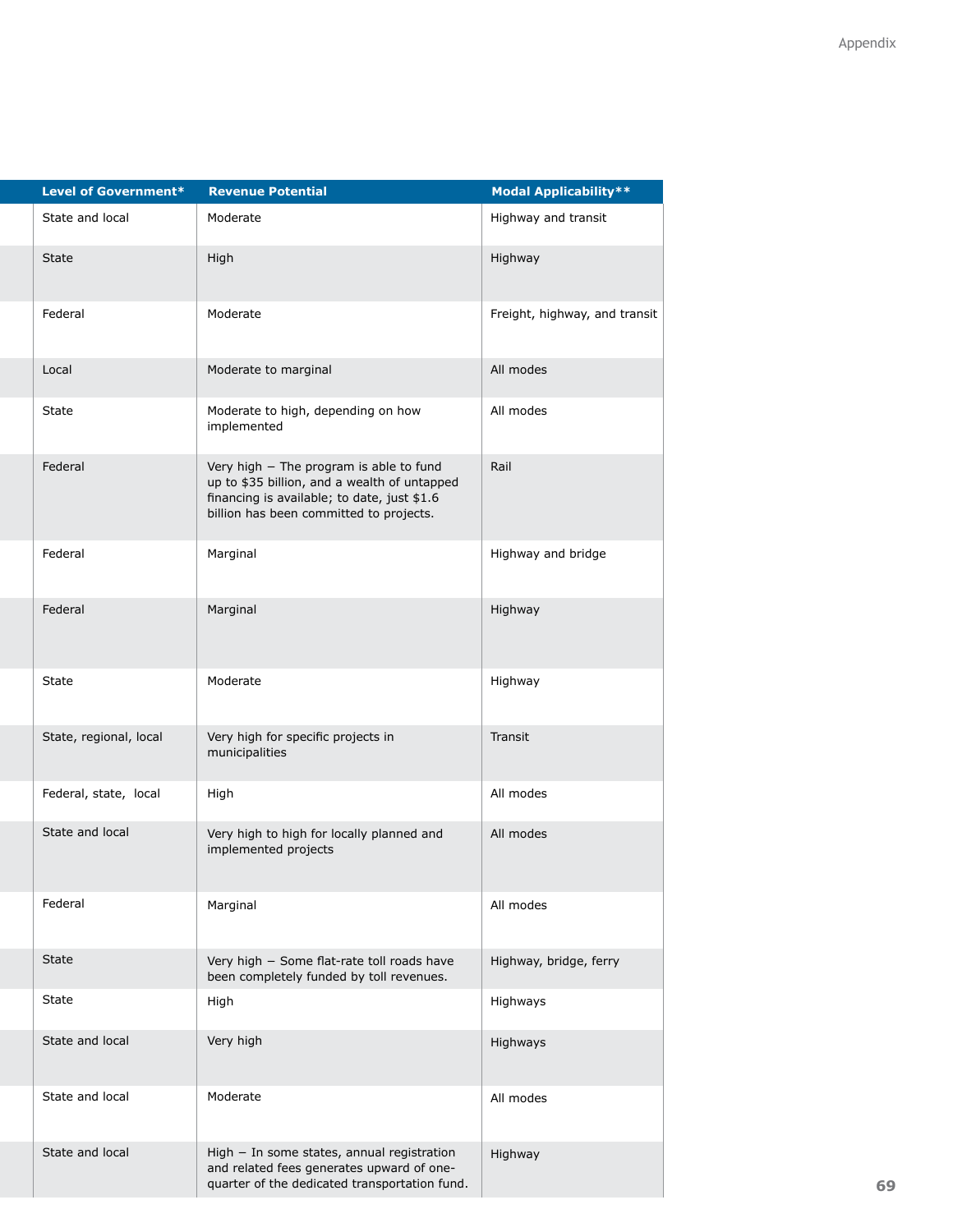| Level of Government* | Revenue Potential | Modal Applicability** |
|---|---|---|
| State and local | Moderate | Highway and transit |
| State | High | Highway |
| Federal | Moderate | Freight, highway, and transit |
| Local | Moderate to marginal | All modes |
| State | Moderate to high, depending on how implemented | All modes |
| Federal | Very high − The program is able to fund up to $35 billion, and a wealth of untapped financing is available; to date, just $1.6 billion has been committed to projects. | Rail |
| Federal | Marginal | Highway and bridge |
| Federal | Marginal | Highway |
| State | Moderate | Highway |
| State, regional, local | Very high for specific projects in municipalities | Transit |
| Federal, state, local | High | All modes |
| State and local | Very high to high for locally planned and implemented projects | All modes |
| Federal | Marginal | All modes |
| State | Very high − Some flat-rate toll roads have been completely funded by toll revenues. | Highway, bridge, ferry |
| State | High | Highways |
| State and local | Very high | Highways |
| State and local | Moderate | All modes |
| State and local | High − In some states, annual registration and related fees generates upward of one-quarter of the dedicated transportation fund. | Highway |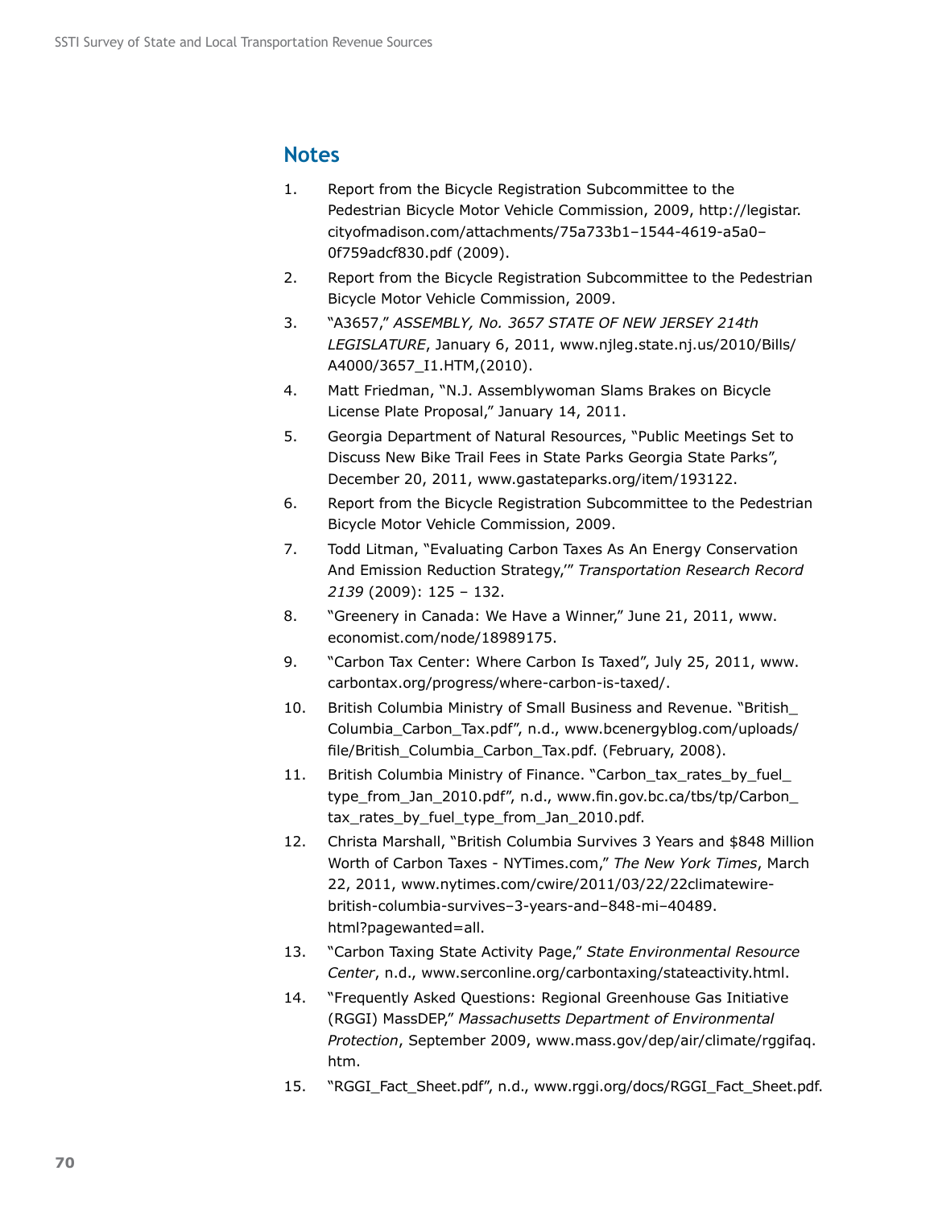## Notes

1. Report from the Bicycle Registration Subcommittee to the Pedestrian Bicycle Motor Vehicle Commission, 2009, http://legistar.cityofmadison.com/attachments/75a733b1–1544-4619-a5a0–0f759adcf830.pdf (2009).
2. Report from the Bicycle Registration Subcommittee to the Pedestrian Bicycle Motor Vehicle Commission, 2009.
3. "A3657," *ASSEMBLY, No. 3657 STATE OF NEW JERSEY 214th LEGISLATURE*, January 6, 2011, www.njleg.state.nj.us/2010/Bills/A4000/3657_I1.HTM,(2010).
4. Matt Friedman, "N.J. Assemblywoman Slams Brakes on Bicycle License Plate Proposal," January 14, 2011.
5. Georgia Department of Natural Resources, "Public Meetings Set to Discuss New Bike Trail Fees in State Parks Georgia State Parks", December 20, 2011, www.gastateparks.org/item/193122.
6. Report from the Bicycle Registration Subcommittee to the Pedestrian Bicycle Motor Vehicle Commission, 2009.
7. Todd Litman, "Evaluating Carbon Taxes As An Energy Conservation And Emission Reduction Strategy,'" *Transportation Research Record 2139* (2009): 125 – 132.
8. "Greenery in Canada: We Have a Winner," June 21, 2011, www.economist.com/node/18989175.
9. "Carbon Tax Center: Where Carbon Is Taxed", July 25, 2011, www.carbontax.org/progress/where-carbon-is-taxed/.
10. British Columbia Ministry of Small Business and Revenue. "British_Columbia_Carbon_Tax.pdf", n.d., www.bcenergyblog.com/uploads/file/British_Columbia_Carbon_Tax.pdf. (February, 2008).
11. British Columbia Ministry of Finance. "Carbon_tax_rates_by_fuel_type_from_Jan_2010.pdf", n.d., www.fin.gov.bc.ca/tbs/tp/Carbon_tax_rates_by_fuel_type_from_Jan_2010.pdf.
12. Christa Marshall, "British Columbia Survives 3 Years and $848 Million Worth of Carbon Taxes - NYTimes.com," *The New York Times*, March 22, 2011, www.nytimes.com/cwire/2011/03/22/22climatewire-british-columbia-survives–3-years-and–848-mi–40489.html?pagewanted=all.
13. "Carbon Taxing State Activity Page," *State Environmental Resource Center*, n.d., www.serconline.org/carbontaxing/stateactivity.html.
14. "Frequently Asked Questions: Regional Greenhouse Gas Initiative (RGGI) MassDEP," *Massachusetts Department of Environmental Protection*, September 2009, www.mass.gov/dep/air/climate/rggifaq.htm.
15. "RGGI_Fact_Sheet.pdf", n.d., www.rggi.org/docs/RGGI_Fact_Sheet.pdf.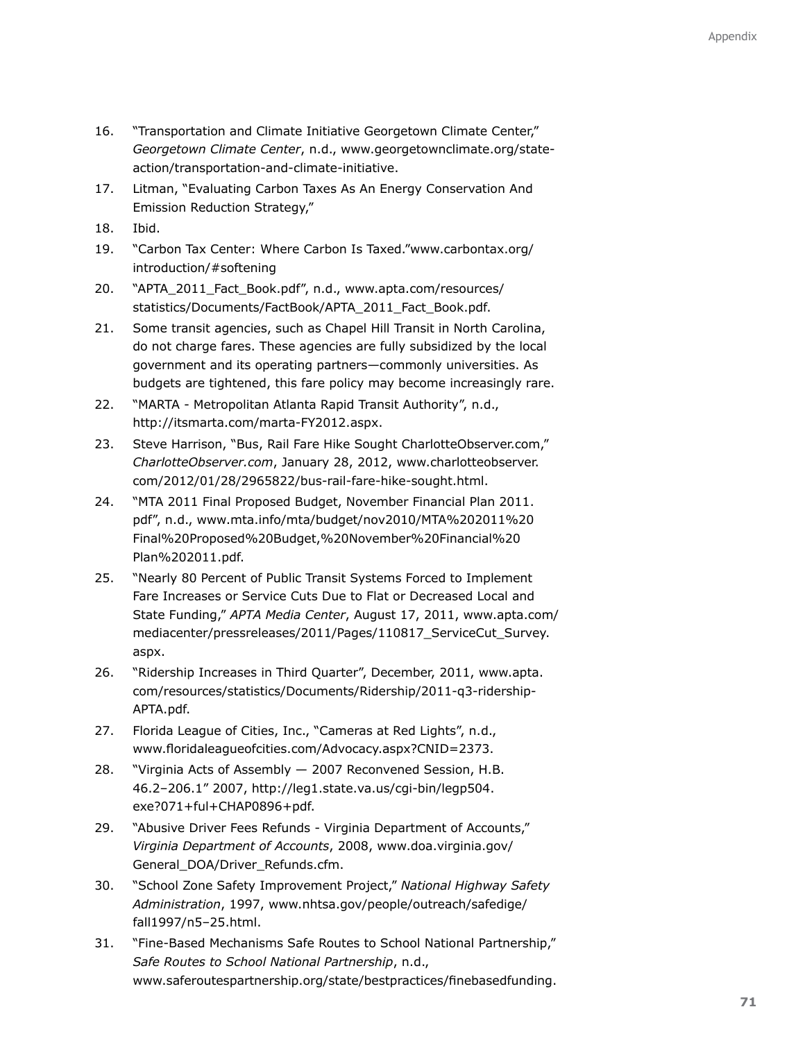16. "Transportation and Climate Initiative Georgetown Climate Center," *Georgetown Climate Center*, n.d., www.georgetownclimate.org/state-action/transportation-and-climate-initiative.
17. Litman, "Evaluating Carbon Taxes As An Energy Conservation And Emission Reduction Strategy,"
18. Ibid.
19. "Carbon Tax Center: Where Carbon Is Taxed."www.carbontax.org/introduction/#softening
20. "APTA_2011_Fact_Book.pdf", n.d., www.apta.com/resources/statistics/Documents/FactBook/APTA_2011_Fact_Book.pdf.
21. Some transit agencies, such as Chapel Hill Transit in North Carolina, do not charge fares. These agencies are fully subsidized by the local government and its operating partners—commonly universities. As budgets are tightened, this fare policy may become increasingly rare.
22. "MARTA - Metropolitan Atlanta Rapid Transit Authority", n.d., http://itsmarta.com/marta-FY2012.aspx.
23. Steve Harrison, "Bus, Rail Fare Hike Sought CharlotteObserver.com," *CharlotteObserver.com*, January 28, 2012, www.charlotteobserver.com/2012/01/28/2965822/bus-rail-fare-hike-sought.html.
24. "MTA 2011 Final Proposed Budget, November Financial Plan 2011.pdf", n.d., www.mta.info/mta/budget/nov2010/MTA%202011%20Final%20Proposed%20Budget,%20November%20Financial%20Plan%202011.pdf.
25. "Nearly 80 Percent of Public Transit Systems Forced to Implement Fare Increases or Service Cuts Due to Flat or Decreased Local and State Funding," *APTA Media Center*, August 17, 2011, www.apta.com/mediacenter/pressreleases/2011/Pages/110817_ServiceCut_Survey.aspx.
26. "Ridership Increases in Third Quarter", December, 2011, www.apta.com/resources/statistics/Documents/Ridership/2011-q3-ridership-APTA.pdf.
27. Florida League of Cities, Inc., "Cameras at Red Lights", n.d., www.floridaleagueofcities.com/Advocacy.aspx?CNID=2373.
28. "Virginia Acts of Assembly — 2007 Reconvened Session, H.B. 46.2–206.1" 2007, http://leg1.state.va.us/cgi-bin/legp504.exe?071+ful+CHAP0896+pdf.
29. "Abusive Driver Fees Refunds - Virginia Department of Accounts," *Virginia Department of Accounts*, 2008, www.doa.virginia.gov/General_DOA/Driver_Refunds.cfm.
30. "School Zone Safety Improvement Project," *National Highway Safety Administration*, 1997, www.nhtsa.gov/people/outreach/safedige/fall1997/n5–25.html.
31. "Fine-Based Mechanisms Safe Routes to School National Partnership," *Safe Routes to School National Partnership*, n.d., www.saferoutespartnership.org/state/bestpractices/finebasedfunding.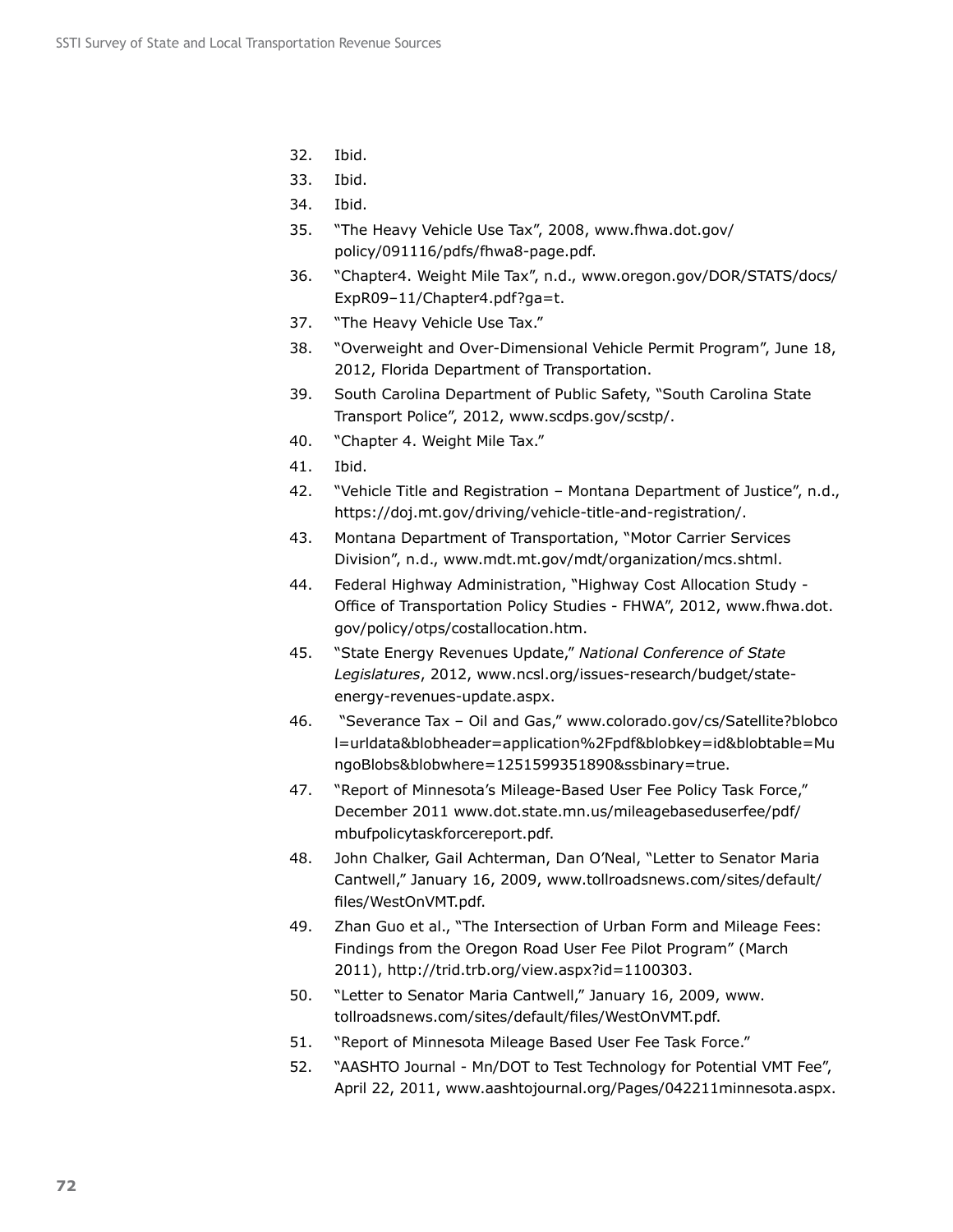32. Ibid.
33. Ibid.
34. Ibid.
35. "The Heavy Vehicle Use Tax", 2008, www.fhwa.dot.gov/policy/091116/pdfs/fhwa8-page.pdf.
36. "Chapter4. Weight Mile Tax", n.d., www.oregon.gov/DOR/STATS/docs/ExpR09–11/Chapter4.pdf?ga=t.
37. "The Heavy Vehicle Use Tax."
38. "Overweight and Over-Dimensional Vehicle Permit Program", June 18, 2012, Florida Department of Transportation.
39. South Carolina Department of Public Safety, "South Carolina State Transport Police", 2012, www.scdps.gov/scstp/.
40. "Chapter 4. Weight Mile Tax."
41. Ibid.
42. "Vehicle Title and Registration – Montana Department of Justice", n.d., https://doj.mt.gov/driving/vehicle-title-and-registration/.
43. Montana Department of Transportation, "Motor Carrier Services Division", n.d., www.mdt.mt.gov/mdt/organization/mcs.shtml.
44. Federal Highway Administration, "Highway Cost Allocation Study - Office of Transportation Policy Studies - FHWA", 2012, www.fhwa.dot.gov/policy/otps/costallocation.htm.
45. "State Energy Revenues Update," *National Conference of State Legislatures*, 2012, www.ncsl.org/issues-research/budget/state-energy-revenues-update.aspx.
46. "Severance Tax – Oil and Gas," www.colorado.gov/cs/Satellite?blobcol=urldata&blobheader=application%2Fpdf&blobkey=id&blobtable=MungoBlobs&blobwhere=1251599351890&ssbinary=true.
47. "Report of Minnesota's Mileage-Based User Fee Policy Task Force," December 2011 www.dot.state.mn.us/mileagebaseduserfee/pdf/mbufpolicytaskforcereport.pdf.
48. John Chalker, Gail Achterman, Dan O'Neal, "Letter to Senator Maria Cantwell," January 16, 2009, www.tollroadsnews.com/sites/default/files/WestOnVMT.pdf.
49. Zhan Guo et al., "The Intersection of Urban Form and Mileage Fees: Findings from the Oregon Road User Fee Pilot Program" (March 2011), http://trid.trb.org/view.aspx?id=1100303.
50. "Letter to Senator Maria Cantwell," January 16, 2009, www.tollroadsnews.com/sites/default/files/WestOnVMT.pdf.
51. "Report of Minnesota Mileage Based User Fee Task Force."
52. "AASHTO Journal - Mn/DOT to Test Technology for Potential VMT Fee", April 22, 2011, www.aashtojournal.org/Pages/042211minnesota.aspx.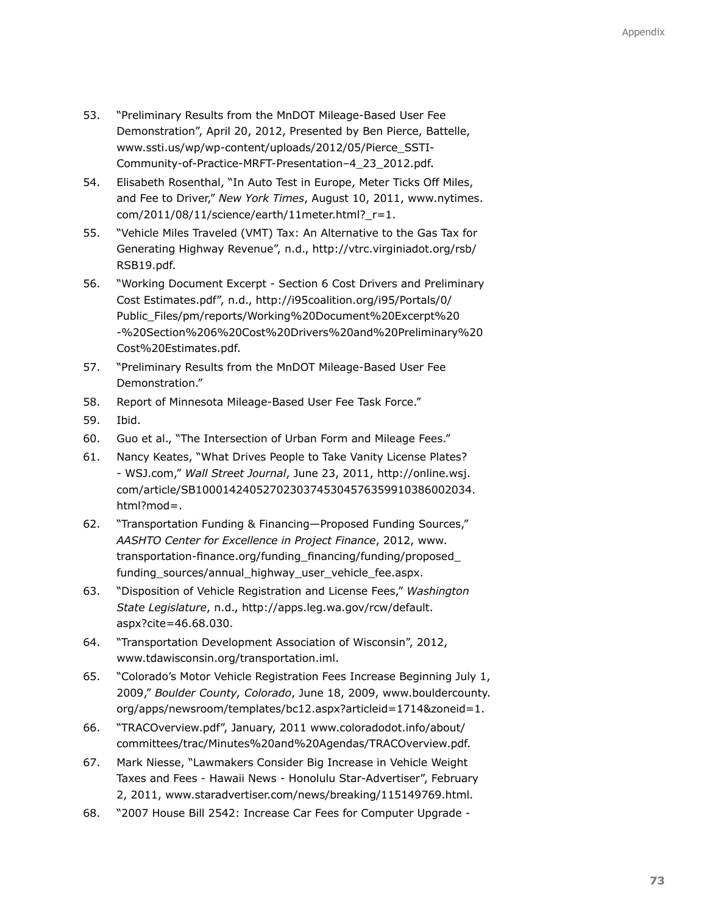53. "Preliminary Results from the MnDOT Mileage-Based User Fee Demonstration", April 20, 2012, Presented by Ben Pierce, Battelle, www.ssti.us/wp/wp-content/uploads/2012/05/Pierce_SSTI-Community-of-Practice-MRFT-Presentation–4_23_2012.pdf.
54. Elisabeth Rosenthal, "In Auto Test in Europe, Meter Ticks Off Miles, and Fee to Driver," *New York Times*, August 10, 2011, www.nytimes.com/2011/08/11/science/earth/11meter.html?_r=1.
55. "Vehicle Miles Traveled (VMT) Tax: An Alternative to the Gas Tax for Generating Highway Revenue", n.d., http://vtrc.virginiadot.org/rsb/RSB19.pdf.
56. "Working Document Excerpt - Section 6 Cost Drivers and Preliminary Cost Estimates.pdf", n.d., http://i95coalition.org/i95/Portals/0/Public_Files/pm/reports/Working%20Document%20Excerpt%20-%20Section%206%20Cost%20Drivers%20and%20Preliminary%20Cost%20Estimates.pdf.
57. "Preliminary Results from the MnDOT Mileage-Based User Fee Demonstration."
58. Report of Minnesota Mileage-Based User Fee Task Force."
59. Ibid.
60. Guo et al., "The Intersection of Urban Form and Mileage Fees."
61. Nancy Keates, "What Drives People to Take Vanity License Plates? - WSJ.com," *Wall Street Journal*, June 23, 2011, http://online.wsj.com/article/SB10001424052702303745304576359910386002034.html?mod=.
62. "Transportation Funding & Financing—Proposed Funding Sources," *AASHTO Center for Excellence in Project Finance*, 2012, www.transportation-finance.org/funding_financing/funding/proposed_funding_sources/annual_highway_user_vehicle_fee.aspx.
63. "Disposition of Vehicle Registration and License Fees," *Washington State Legislature*, n.d., http://apps.leg.wa.gov/rcw/default.aspx?cite=46.68.030.
64. "Transportation Development Association of Wisconsin", 2012, www.tdawisconsin.org/transportation.iml.
65. "Colorado's Motor Vehicle Registration Fees Increase Beginning July 1, 2009," *Boulder County, Colorado*, June 18, 2009, www.bouldercounty.org/apps/newsroom/templates/bc12.aspx?articleid=1714&zoneid=1.
66. "TRACOverview.pdf", January, 2011 www.coloradodot.info/about/committees/trac/Minutes%20and%20Agendas/TRACOverview.pdf.
67. Mark Niesse, "Lawmakers Consider Big Increase in Vehicle Weight Taxes and Fees - Hawaii News - Honolulu Star-Advertiser", February 2, 2011, www.staradvertiser.com/news/breaking/115149769.html.
68. "2007 House Bill 2542: Increase Car Fees for Computer Upgrade -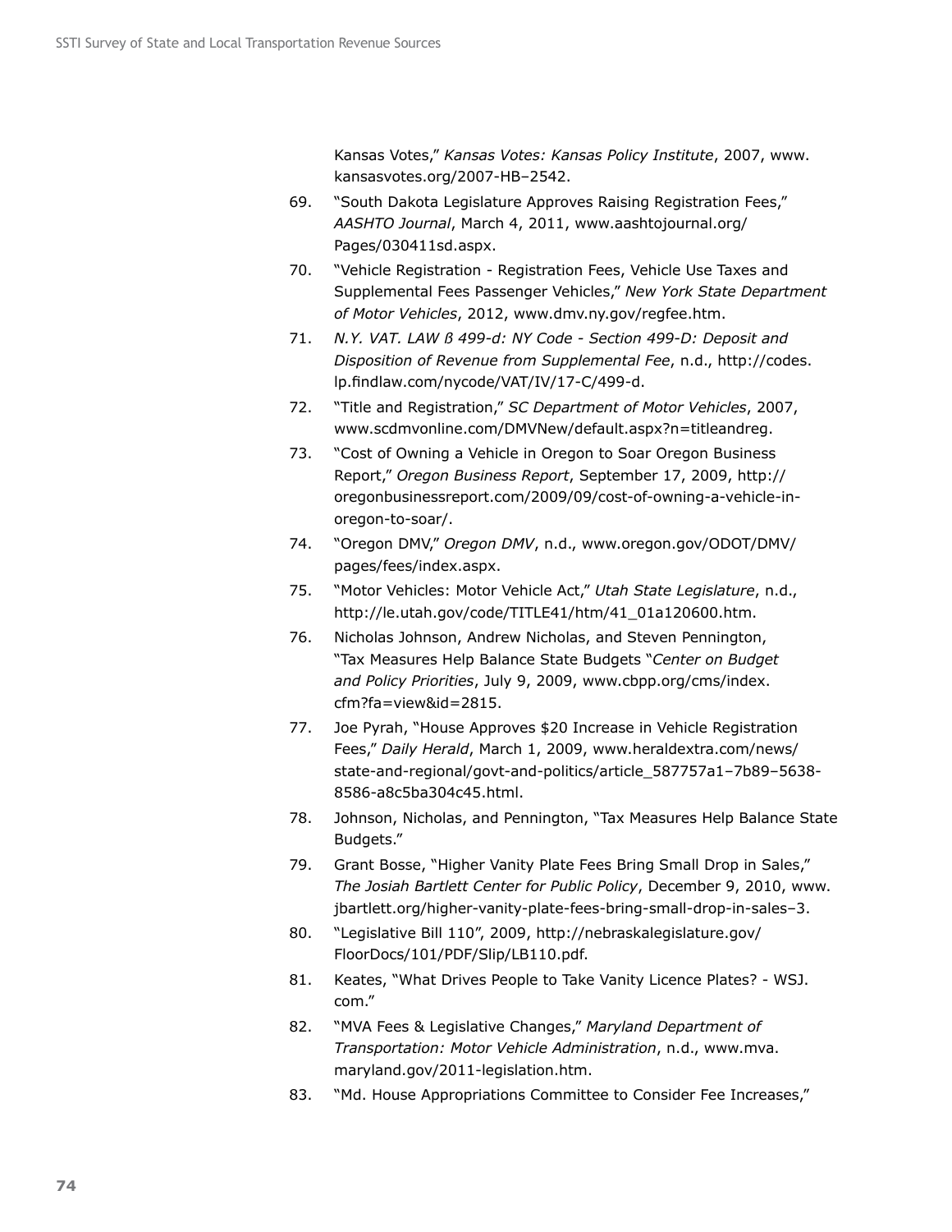Kansas Votes," *Kansas Votes: Kansas Policy Institute*, 2007, www.kansasvotes.org/2007-HB–2542.

69. "South Dakota Legislature Approves Raising Registration Fees," *AASHTO Journal*, March 4, 2011, www.aashtojournal.org/Pages/030411sd.aspx.
70. "Vehicle Registration - Registration Fees, Vehicle Use Taxes and Supplemental Fees Passenger Vehicles," *New York State Department of Motor Vehicles*, 2012, www.dmv.ny.gov/regfee.htm.
71. *N.Y. VAT. LAW ß 499-d: NY Code - Section 499-D: Deposit and Disposition of Revenue from Supplemental Fee*, n.d., http://codes.lp.findlaw.com/nycode/VAT/IV/17-C/499-d.
72. "Title and Registration," *SC Department of Motor Vehicles*, 2007, www.scdmvonline.com/DMVNew/default.aspx?n=titleandreg.
73. "Cost of Owning a Vehicle in Oregon to Soar Oregon Business Report," *Oregon Business Report*, September 17, 2009, http://oregonbusinessreport.com/2009/09/cost-of-owning-a-vehicle-in-oregon-to-soar/.
74. "Oregon DMV," *Oregon DMV*, n.d., www.oregon.gov/ODOT/DMV/pages/fees/index.aspx.
75. "Motor Vehicles: Motor Vehicle Act," *Utah State Legislature*, n.d., http://le.utah.gov/code/TITLE41/htm/41_01a120600.htm.
76. Nicholas Johnson, Andrew Nicholas, and Steven Pennington, "Tax Measures Help Balance State Budgets "*Center on Budget and Policy Priorities*, July 9, 2009, www.cbpp.org/cms/index.cfm?fa=view&id=2815.
77. Joe Pyrah, "House Approves $20 Increase in Vehicle Registration Fees," *Daily Herald*, March 1, 2009, www.heraldextra.com/news/state-and-regional/govt-and-politics/article_587757a1–7b89–5638-8586-a8c5ba304c45.html.
78. Johnson, Nicholas, and Pennington, "Tax Measures Help Balance State Budgets."
79. Grant Bosse, "Higher Vanity Plate Fees Bring Small Drop in Sales," *The Josiah Bartlett Center for Public Policy*, December 9, 2010, www.jbartlett.org/higher-vanity-plate-fees-bring-small-drop-in-sales–3.
80. "Legislative Bill 110", 2009, http://nebraskalegislature.gov/FloorDocs/101/PDF/Slip/LB110.pdf.
81. Keates, "What Drives People to Take Vanity Licence Plates? - WSJ.com."
82. "MVA Fees & Legislative Changes," *Maryland Department of Transportation: Motor Vehicle Administration*, n.d., www.mva.maryland.gov/2011-legislation.htm.
83. "Md. House Appropriations Committee to Consider Fee Increases,"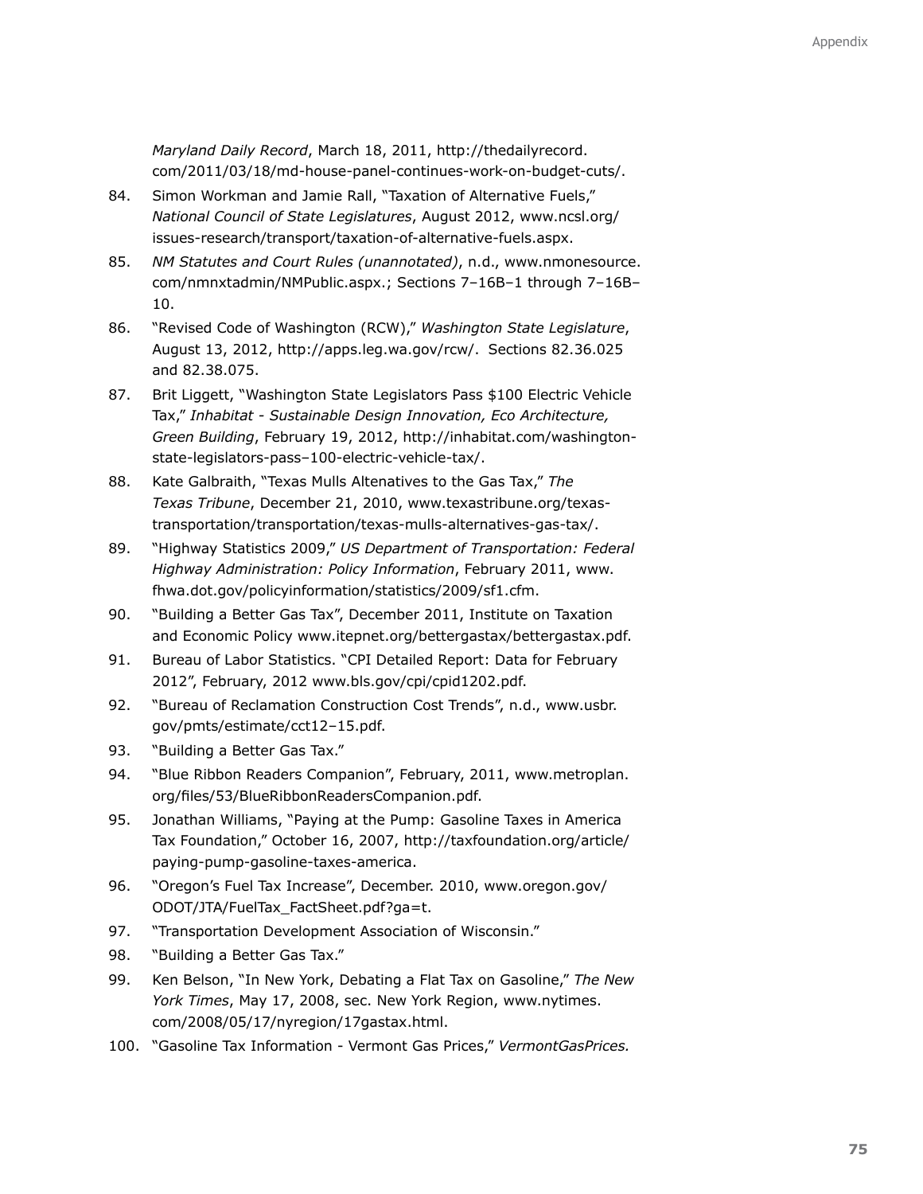*Maryland Daily Record*, March 18, 2011, http://thedailyrecord.com/2011/03/18/md-house-panel-continues-work-on-budget-cuts/.

84. Simon Workman and Jamie Rall, "Taxation of Alternative Fuels," *National Council of State Legislatures*, August 2012, www.ncsl.org/issues-research/transport/taxation-of-alternative-fuels.aspx.
85. *NM Statutes and Court Rules (unannotated)*, n.d., www.nmonesource.com/nmnxtadmin/NMPublic.aspx.; Sections 7–16B–1 through 7–16B–10.
86. "Revised Code of Washington (RCW)," *Washington State Legislature*, August 13, 2012, http://apps.leg.wa.gov/rcw/. Sections 82.36.025 and 82.38.075.
87. Brit Liggett, "Washington State Legislators Pass $100 Electric Vehicle Tax," *Inhabitat - Sustainable Design Innovation, Eco Architecture, Green Building*, February 19, 2012, http://inhabitat.com/washington-state-legislators-pass–100-electric-vehicle-tax/.
88. Kate Galbraith, "Texas Mulls Altenatives to the Gas Tax," *The Texas Tribune*, December 21, 2010, www.texastribune.org/texas-transportation/transportation/texas-mulls-alternatives-gas-tax/.
89. "Highway Statistics 2009," *US Department of Transportation: Federal Highway Administration: Policy Information*, February 2011, www.fhwa.dot.gov/policyinformation/statistics/2009/sf1.cfm.
90. "Building a Better Gas Tax", December 2011, Institute on Taxation and Economic Policy www.itepnet.org/bettergastax/bettergastax.pdf.
91. Bureau of Labor Statistics. "CPI Detailed Report: Data for February 2012", February, 2012 www.bls.gov/cpi/cpid1202.pdf.
92. "Bureau of Reclamation Construction Cost Trends", n.d., www.usbr.gov/pmts/estimate/cct12–15.pdf.
93. "Building a Better Gas Tax."
94. "Blue Ribbon Readers Companion", February, 2011, www.metroplan.org/files/53/BlueRibbonReadersCompanion.pdf.
95. Jonathan Williams, "Paying at the Pump: Gasoline Taxes in America Tax Foundation," October 16, 2007, http://taxfoundation.org/article/paying-pump-gasoline-taxes-america.
96. "Oregon's Fuel Tax Increase", December. 2010, www.oregon.gov/ODOT/JTA/FuelTax_FactSheet.pdf?ga=t.
97. "Transportation Development Association of Wisconsin."
98. "Building a Better Gas Tax."
99. Ken Belson, "In New York, Debating a Flat Tax on Gasoline," *The New York Times*, May 17, 2008, sec. New York Region, www.nytimes.com/2008/05/17/nyregion/17gastax.html.
100. "Gasoline Tax Information - Vermont Gas Prices," *VermontGasPrices.*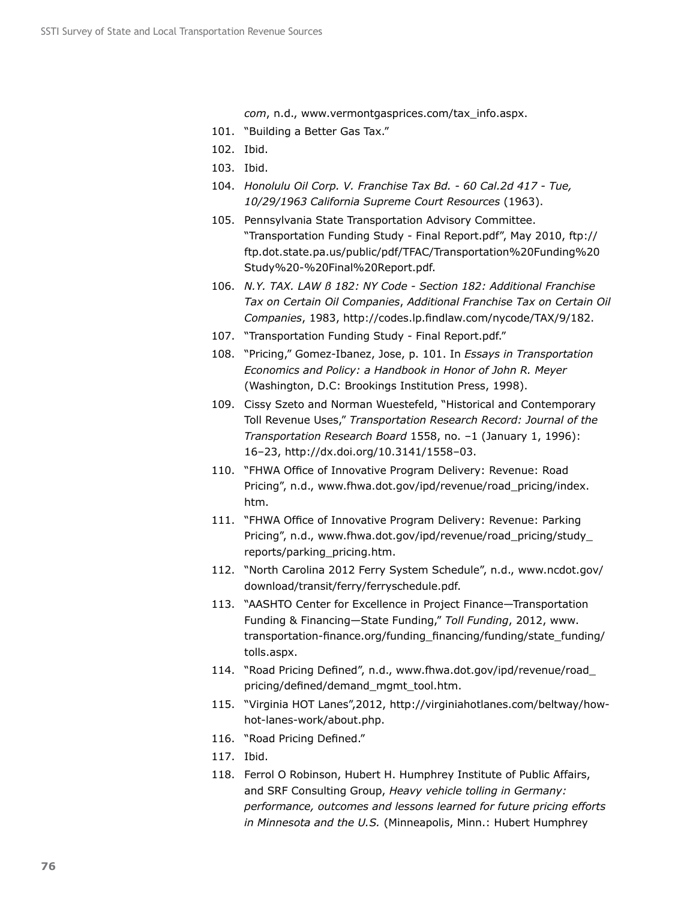*com*, n.d., www.vermontgasprices.com/tax_info.aspx.

101. "Building a Better Gas Tax."
102. Ibid.
103. Ibid.
104. *Honolulu Oil Corp. V. Franchise Tax Bd. - 60 Cal.2d 417 - Tue, 10/29/1963 California Supreme Court Resources* (1963).
105. Pennsylvania State Transportation Advisory Committee. "Transportation Funding Study - Final Report.pdf", May 2010, ftp://ftp.dot.state.pa.us/public/pdf/TFAC/Transportation%20Funding%20Study%20-%20Final%20Report.pdf.
106. *N.Y. TAX. LAW ß 182: NY Code - Section 182: Additional Franchise Tax on Certain Oil Companies*, *Additional Franchise Tax on Certain Oil Companies*, 1983, http://codes.lp.findlaw.com/nycode/TAX/9/182.
107. "Transportation Funding Study - Final Report.pdf."
108. "Pricing," Gomez-Ibanez, Jose, p. 101. In *Essays in Transportation Economics and Policy: a Handbook in Honor of John R. Meyer* (Washington, D.C: Brookings Institution Press, 1998).
109. Cissy Szeto and Norman Wuestefeld, "Historical and Contemporary Toll Revenue Uses," *Transportation Research Record: Journal of the Transportation Research Board* 1558, no. –1 (January 1, 1996): 16–23, http://dx.doi.org/10.3141/1558–03.
110. "FHWA Office of Innovative Program Delivery: Revenue: Road Pricing", n.d., www.fhwa.dot.gov/ipd/revenue/road_pricing/index.htm.
111. "FHWA Office of Innovative Program Delivery: Revenue: Parking Pricing", n.d., www.fhwa.dot.gov/ipd/revenue/road_pricing/study_reports/parking_pricing.htm.
112. "North Carolina 2012 Ferry System Schedule", n.d., www.ncdot.gov/download/transit/ferry/ferryschedule.pdf.
113. "AASHTO Center for Excellence in Project Finance—Transportation Funding & Financing—State Funding," *Toll Funding*, 2012, www.transportation-finance.org/funding_financing/funding/state_funding/tolls.aspx.
114. "Road Pricing Defined", n.d., www.fhwa.dot.gov/ipd/revenue/road_pricing/defined/demand_mgmt_tool.htm.
115. "Virginia HOT Lanes",2012, http://virginiahotlanes.com/beltway/how-hot-lanes-work/about.php.
116. "Road Pricing Defined."
117. Ibid.
118. Ferrol O Robinson, Hubert H. Humphrey Institute of Public Affairs, and SRF Consulting Group, *Heavy vehicle tolling in Germany: performance, outcomes and lessons learned for future pricing efforts in Minnesota and the U.S.* (Minneapolis, Minn.: Hubert Humphrey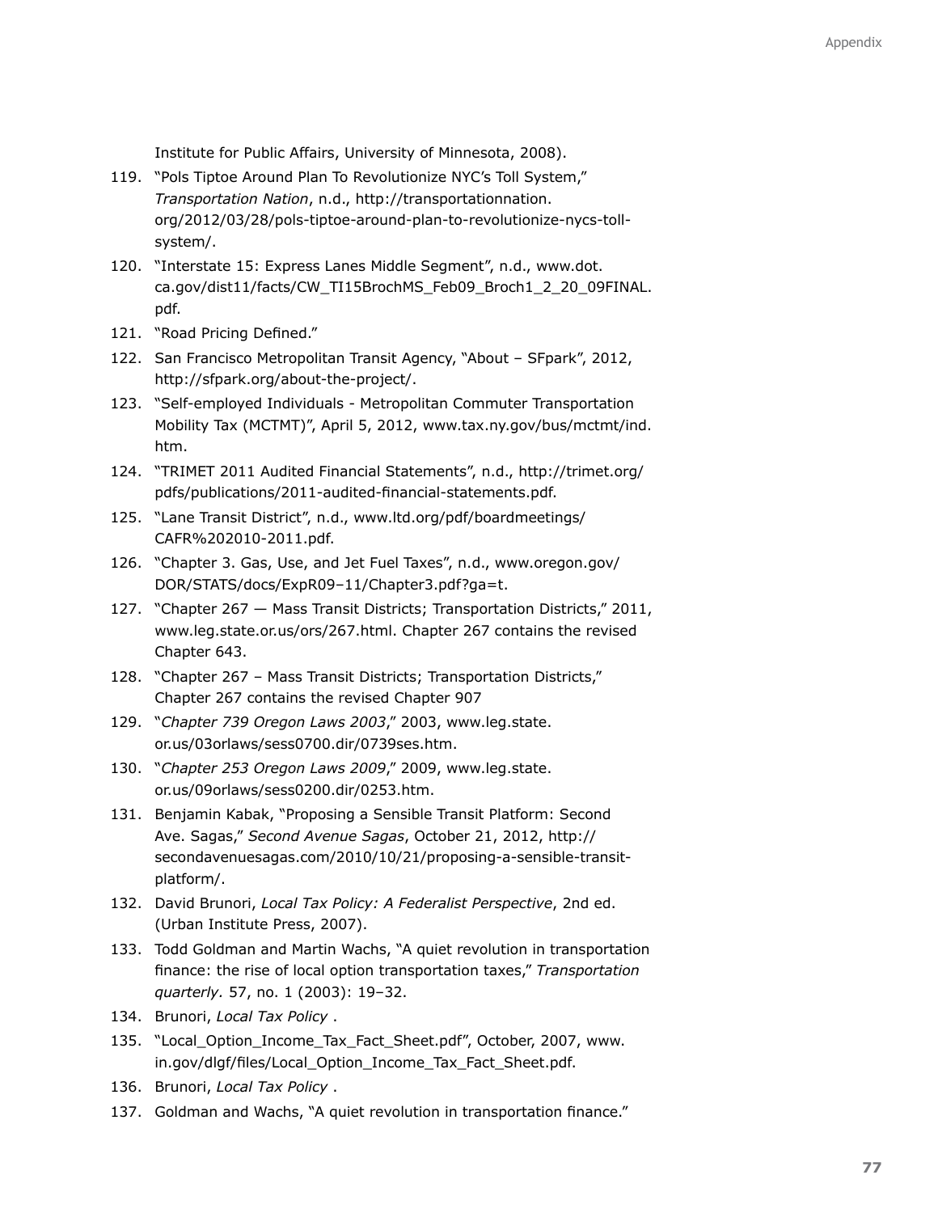Institute for Public Affairs, University of Minnesota, 2008).

119. "Pols Tiptoe Around Plan To Revolutionize NYC's Toll System," *Transportation Nation*, n.d., http://transportationnation.org/2012/03/28/pols-tiptoe-around-plan-to-revolutionize-nycs-toll-system/.
120. "Interstate 15: Express Lanes Middle Segment", n.d., www.dot.ca.gov/dist11/facts/CW_TI15BrochMS_Feb09_Broch1_2_20_09FINAL.pdf.
121. "Road Pricing Defined."
122. San Francisco Metropolitan Transit Agency, "About – SFpark", 2012, http://sfpark.org/about-the-project/.
123. "Self-employed Individuals - Metropolitan Commuter Transportation Mobility Tax (MCTMT)", April 5, 2012, www.tax.ny.gov/bus/mctmt/ind.htm.
124. "TRIMET 2011 Audited Financial Statements", n.d., http://trimet.org/pdfs/publications/2011-audited-financial-statements.pdf.
125. "Lane Transit District", n.d., www.ltd.org/pdf/boardmeetings/CAFR%202010-2011.pdf.
126. "Chapter 3. Gas, Use, and Jet Fuel Taxes", n.d., www.oregon.gov/DOR/STATS/docs/ExpR09–11/Chapter3.pdf?ga=t.
127. "Chapter 267 — Mass Transit Districts; Transportation Districts," 2011, www.leg.state.or.us/ors/267.html. Chapter 267 contains the revised Chapter 643.
128. "Chapter 267 – Mass Transit Districts; Transportation Districts," Chapter 267 contains the revised Chapter 907
129. "*Chapter 739 Oregon Laws 2003*," 2003, www.leg.state.or.us/03orlaws/sess0700.dir/0739ses.htm.
130. "*Chapter 253 Oregon Laws 2009*," 2009, www.leg.state.or.us/09orlaws/sess0200.dir/0253.htm.
131. Benjamin Kabak, "Proposing a Sensible Transit Platform: Second Ave. Sagas," *Second Avenue Sagas*, October 21, 2012, http://secondavenuesagas.com/2010/10/21/proposing-a-sensible-transit-platform/.
132. David Brunori, *Local Tax Policy: A Federalist Perspective*, 2nd ed. (Urban Institute Press, 2007).
133. Todd Goldman and Martin Wachs, "A quiet revolution in transportation finance: the rise of local option transportation taxes," *Transportation quarterly.* 57, no. 1 (2003): 19–32.
134. Brunori, *Local Tax Policy* .
135. "Local_Option_Income_Tax_Fact_Sheet.pdf", October, 2007, www.in.gov/dlgf/files/Local_Option_Income_Tax_Fact_Sheet.pdf.
136. Brunori, *Local Tax Policy* .
137. Goldman and Wachs, "A quiet revolution in transportation finance."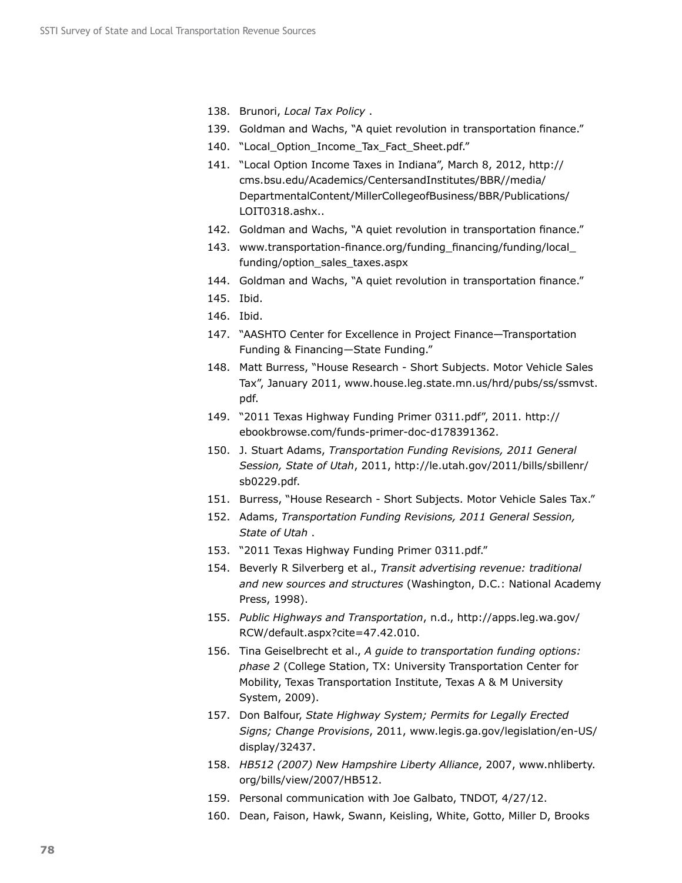138. Brunori, *Local Tax Policy* .
139. Goldman and Wachs, "A quiet revolution in transportation finance."
140. "Local_Option_Income_Tax_Fact_Sheet.pdf."
141. "Local Option Income Taxes in Indiana", March 8, 2012, http://cms.bsu.edu/Academics/CentersandInstitutes/BBR//media/DepartmentalContent/MillerCollegeofBusiness/BBR/Publications/LOIT0318.ashx..
142. Goldman and Wachs, "A quiet revolution in transportation finance."
143. www.transportation-finance.org/funding_financing/funding/local_funding/option_sales_taxes.aspx
144. Goldman and Wachs, "A quiet revolution in transportation finance."
145. Ibid.
146. Ibid.
147. "AASHTO Center for Excellence in Project Finance—Transportation Funding & Financing—State Funding."
148. Matt Burress, "House Research - Short Subjects. Motor Vehicle Sales Tax", January 2011, www.house.leg.state.mn.us/hrd/pubs/ss/ssmvst.pdf.
149. "2011 Texas Highway Funding Primer 0311.pdf", 2011. http://ebookbrowse.com/funds-primer-doc-d178391362.
150. J. Stuart Adams, *Transportation Funding Revisions, 2011 General Session, State of Utah*, 2011, http://le.utah.gov/2011/bills/sbillenr/sb0229.pdf.
151. Burress, "House Research - Short Subjects. Motor Vehicle Sales Tax."
152. Adams, *Transportation Funding Revisions, 2011 General Session, State of Utah* .
153. "2011 Texas Highway Funding Primer 0311.pdf."
154. Beverly R Silverberg et al., *Transit advertising revenue: traditional and new sources and structures* (Washington, D.C.: National Academy Press, 1998).
155. *Public Highways and Transportation*, n.d., http://apps.leg.wa.gov/RCW/default.aspx?cite=47.42.010.
156. Tina Geiselbrecht et al., *A guide to transportation funding options: phase 2* (College Station, TX: University Transportation Center for Mobility, Texas Transportation Institute, Texas A & M University System, 2009).
157. Don Balfour, *State Highway System; Permits for Legally Erected Signs; Change Provisions*, 2011, www.legis.ga.gov/legislation/en-US/display/32437.
158. *HB512 (2007) New Hampshire Liberty Alliance*, 2007, www.nhliberty.org/bills/view/2007/HB512.
159. Personal communication with Joe Galbato, TNDOT, 4/27/12.
160. Dean, Faison, Hawk, Swann, Keisling, White, Gotto, Miller D, Brooks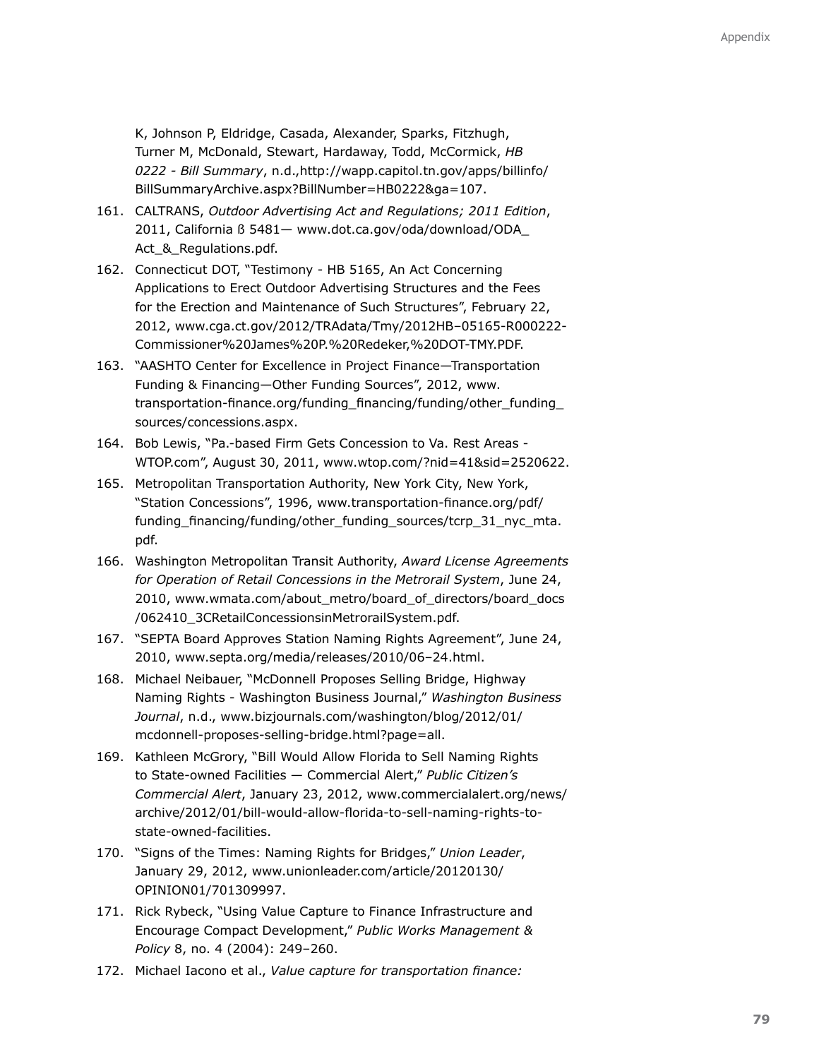K, Johnson P, Eldridge, Casada, Alexander, Sparks, Fitzhugh, Turner M, McDonald, Stewart, Hardaway, Todd, McCormick, *HB 0222 - Bill Summary*, n.d.,http://wapp.capitol.tn.gov/apps/billinfo/BillSummaryArchive.aspx?BillNumber=HB0222&ga=107.

161. CALTRANS, *Outdoor Advertising Act and Regulations; 2011 Edition*, 2011, California ß 5481— www.dot.ca.gov/oda/download/ODA_Act_&_Regulations.pdf.
162. Connecticut DOT, "Testimony - HB 5165, An Act Concerning Applications to Erect Outdoor Advertising Structures and the Fees for the Erection and Maintenance of Such Structures", February 22, 2012, www.cga.ct.gov/2012/TRAdata/Tmy/2012HB–05165-R000222-Commissioner%20James%20P.%20Redeker,%20DOT-TMY.PDF.
163. "AASHTO Center for Excellence in Project Finance—Transportation Funding & Financing—Other Funding Sources", 2012, www.transportation-finance.org/funding_financing/funding/other_funding_sources/concessions.aspx.
164. Bob Lewis, "Pa.-based Firm Gets Concession to Va. Rest Areas - WTOP.com", August 30, 2011, www.wtop.com/?nid=41&sid=2520622.
165. Metropolitan Transportation Authority, New York City, New York, "Station Concessions", 1996, www.transportation-finance.org/pdf/funding_financing/funding/other_funding_sources/tcrp_31_nyc_mta.pdf.
166. Washington Metropolitan Transit Authority, *Award License Agreements for Operation of Retail Concessions in the Metrorail System*, June 24, 2010, www.wmata.com/about_metro/board_of_directors/board_docs/062410_3CRetailConcessionsinMetrorailSystem.pdf.
167. "SEPTA Board Approves Station Naming Rights Agreement", June 24, 2010, www.septa.org/media/releases/2010/06–24.html.
168. Michael Neibauer, "McDonnell Proposes Selling Bridge, Highway Naming Rights - Washington Business Journal," *Washington Business Journal*, n.d., www.bizjournals.com/washington/blog/2012/01/mcdonnell-proposes-selling-bridge.html?page=all.
169. Kathleen McGrory, "Bill Would Allow Florida to Sell Naming Rights to State-owned Facilities — Commercial Alert," *Public Citizen's Commercial Alert*, January 23, 2012, www.commercialalert.org/news/archive/2012/01/bill-would-allow-florida-to-sell-naming-rights-to-state-owned-facilities.
170. "Signs of the Times: Naming Rights for Bridges," *Union Leader*, January 29, 2012, www.unionleader.com/article/20120130/OPINION01/701309997.
171. Rick Rybeck, "Using Value Capture to Finance Infrastructure and Encourage Compact Development," *Public Works Management & Policy* 8, no. 4 (2004): 249–260.
172. Michael Iacono et al., *Value capture for transportation finance:*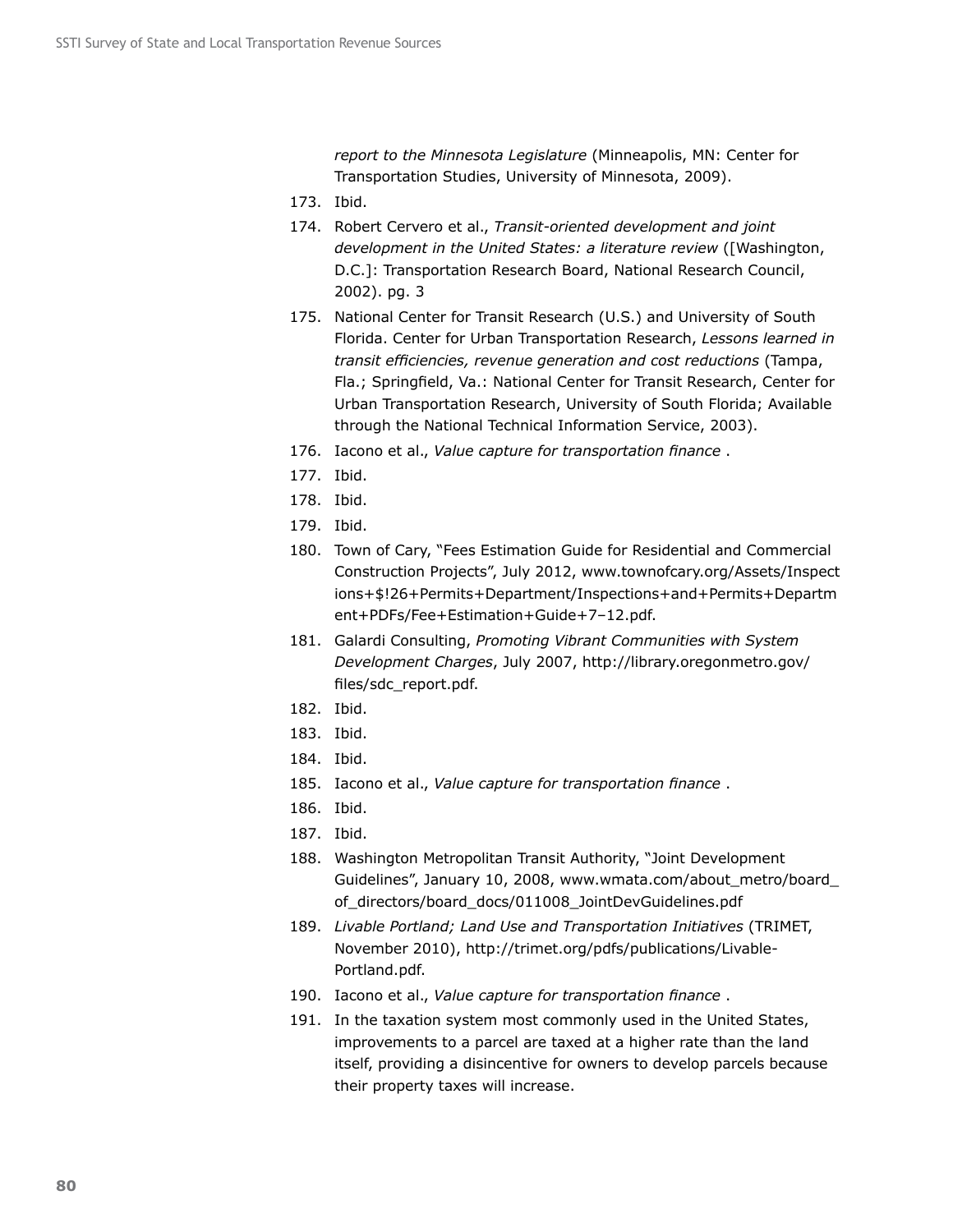*report to the Minnesota Legislature* (Minneapolis, MN: Center for Transportation Studies, University of Minnesota, 2009).

173. Ibid.
174. Robert Cervero et al., *Transit-oriented development and joint development in the United States: a literature review* ([Washington, D.C.]: Transportation Research Board, National Research Council, 2002). pg. 3
175. National Center for Transit Research (U.S.) and University of South Florida. Center for Urban Transportation Research, *Lessons learned in transit efficiencies, revenue generation and cost reductions* (Tampa, Fla.; Springfield, Va.: National Center for Transit Research, Center for Urban Transportation Research, University of South Florida; Available through the National Technical Information Service, 2003).
176. Iacono et al., *Value capture for transportation finance* .
177. Ibid.
178. Ibid.
179. Ibid.
180. Town of Cary, "Fees Estimation Guide for Residential and Commercial Construction Projects", July 2012, www.townofcary.org/Assets/Inspections+$!26+Permits+Department/Inspections+and+Permits+Department+PDFs/Fee+Estimation+Guide+7–12.pdf.
181. Galardi Consulting, *Promoting Vibrant Communities with System Development Charges*, July 2007, http://library.oregonmetro.gov/files/sdc_report.pdf.
182. Ibid.
183. Ibid.
184. Ibid.
185. Iacono et al., *Value capture for transportation finance* .
186. Ibid.
187. Ibid.
188. Washington Metropolitan Transit Authority, "Joint Development Guidelines", January 10, 2008, www.wmata.com/about_metro/board_of_directors/board_docs/011008_JointDevGuidelines.pdf
189. *Livable Portland; Land Use and Transportation Initiatives* (TRIMET, November 2010), http://trimet.org/pdfs/publications/Livable-Portland.pdf.
190. Iacono et al., *Value capture for transportation finance* .
191. In the taxation system most commonly used in the United States, improvements to a parcel are taxed at a higher rate than the land itself, providing a disincentive for owners to develop parcels because their property taxes will increase.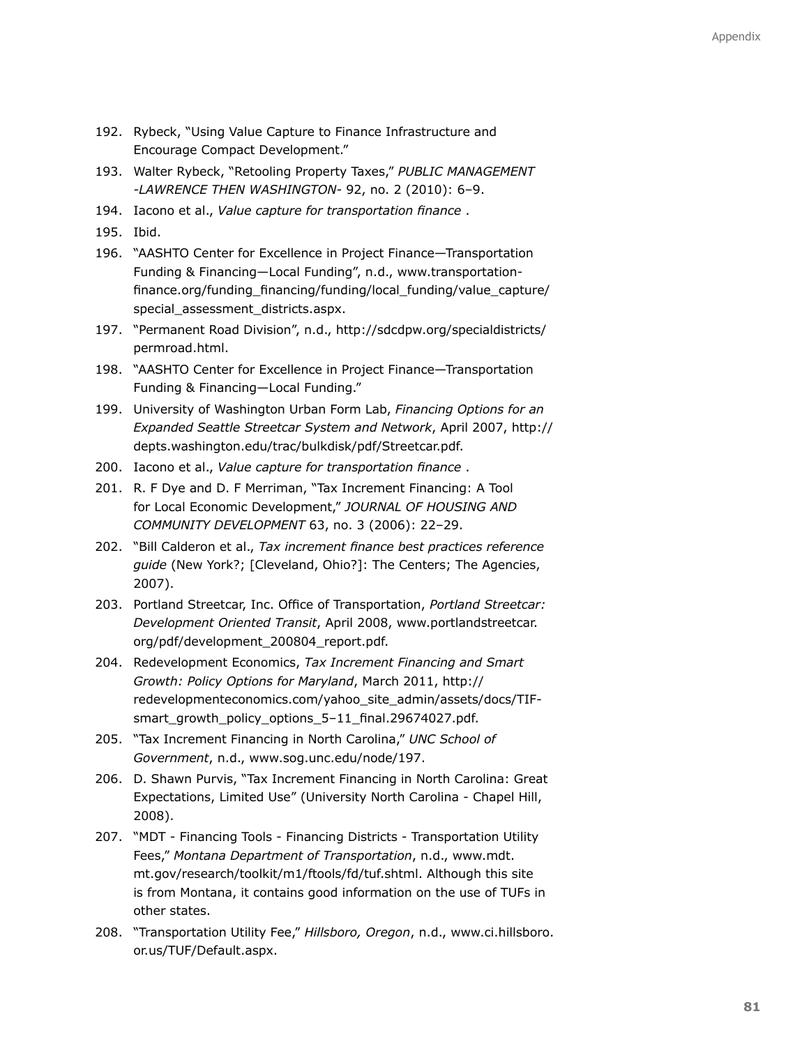192. Rybeck, "Using Value Capture to Finance Infrastructure and Encourage Compact Development."
193. Walter Rybeck, "Retooling Property Taxes," *PUBLIC MANAGEMENT -LAWRENCE THEN WASHINGTON-* 92, no. 2 (2010): 6–9.
194. Iacono et al., *Value capture for transportation finance* .
195. Ibid.
196. "AASHTO Center for Excellence in Project Finance—Transportation Funding & Financing—Local Funding", n.d., www.transportation-finance.org/funding_financing/funding/local_funding/value_capture/special_assessment_districts.aspx.
197. "Permanent Road Division", n.d., http://sdcdpw.org/specialdistricts/permroad.html.
198. "AASHTO Center for Excellence in Project Finance—Transportation Funding & Financing—Local Funding."
199. University of Washington Urban Form Lab, *Financing Options for an Expanded Seattle Streetcar System and Network*, April 2007, http://depts.washington.edu/trac/bulkdisk/pdf/Streetcar.pdf.
200. Iacono et al., *Value capture for transportation finance* .
201. R. F Dye and D. F Merriman, "Tax Increment Financing: A Tool for Local Economic Development," *JOURNAL OF HOUSING AND COMMUNITY DEVELOPMENT* 63, no. 3 (2006): 22–29.
202. "Bill Calderon et al., *Tax increment finance best practices reference guide* (New York?; [Cleveland, Ohio?]: The Centers; The Agencies, 2007).
203. Portland Streetcar, Inc. Office of Transportation, *Portland Streetcar: Development Oriented Transit*, April 2008, www.portlandstreetcar.org/pdf/development_200804_report.pdf.
204. Redevelopment Economics, *Tax Increment Financing and Smart Growth: Policy Options for Maryland*, March 2011, http://redevelopmenteconomics.com/yahoo_site_admin/assets/docs/TIF-smart_growth_policy_options_5–11_final.29674027.pdf.
205. "Tax Increment Financing in North Carolina," *UNC School of Government*, n.d., www.sog.unc.edu/node/197.
206. D. Shawn Purvis, "Tax Increment Financing in North Carolina: Great Expectations, Limited Use" (University North Carolina - Chapel Hill, 2008).
207. "MDT - Financing Tools - Financing Districts - Transportation Utility Fees," *Montana Department of Transportation*, n.d., www.mdt.mt.gov/research/toolkit/m1/ftools/fd/tuf.shtml. Although this site is from Montana, it contains good information on the use of TUFs in other states.
208. "Transportation Utility Fee," *Hillsboro, Oregon*, n.d., www.ci.hillsboro.or.us/TUF/Default.aspx.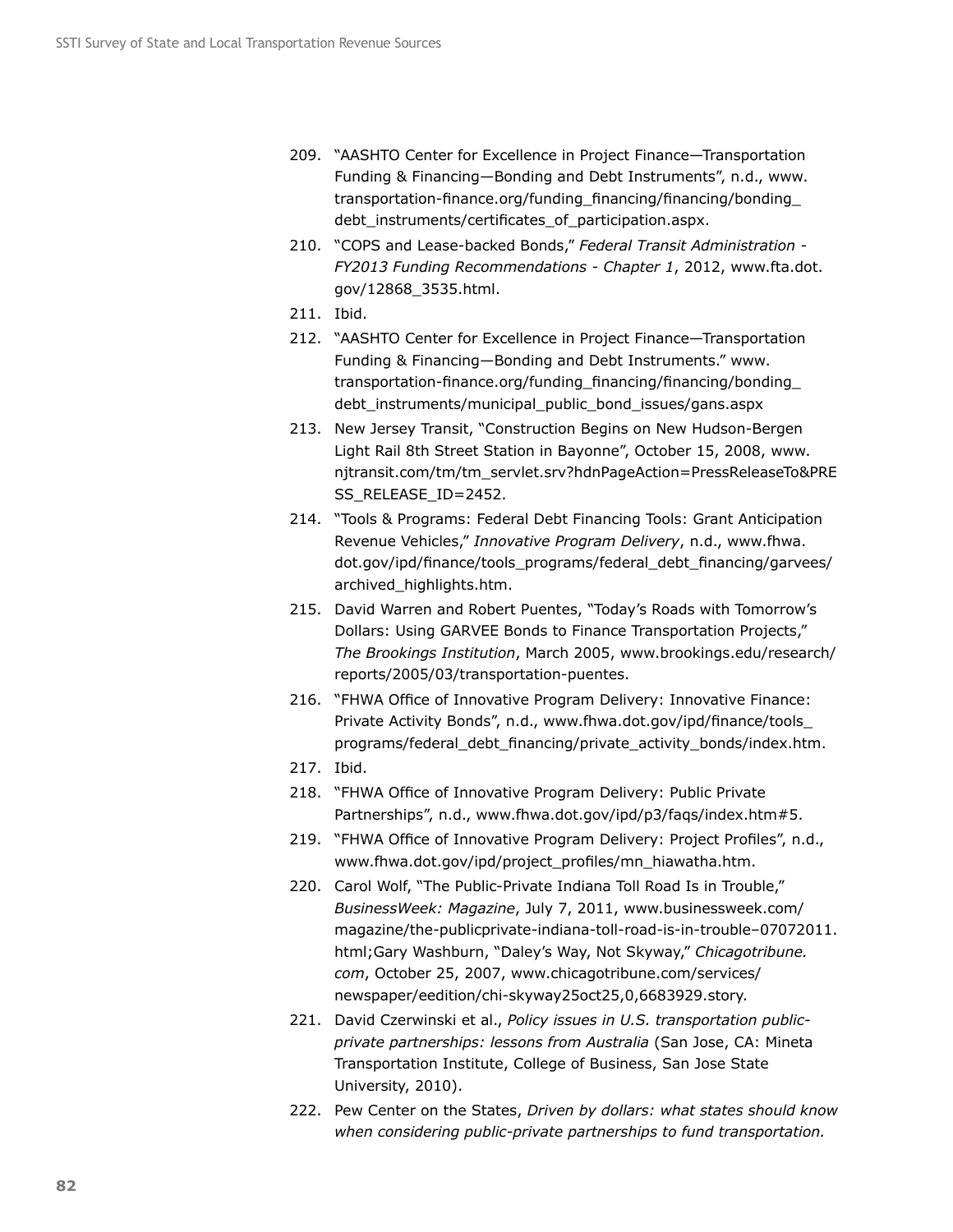209. "AASHTO Center for Excellence in Project Finance—Transportation Funding & Financing—Bonding and Debt Instruments", n.d., www.transportation-finance.org/funding_financing/financing/bonding_debt_instruments/certificates_of_participation.aspx.
210. "COPS and Lease-backed Bonds," *Federal Transit Administration - FY2013 Funding Recommendations - Chapter 1*, 2012, www.fta.dot.gov/12868_3535.html.
211. Ibid.
212. "AASHTO Center for Excellence in Project Finance—Transportation Funding & Financing—Bonding and Debt Instruments." www.transportation-finance.org/funding_financing/financing/bonding_debt_instruments/municipal_public_bond_issues/gans.aspx
213. New Jersey Transit, "Construction Begins on New Hudson-Bergen Light Rail 8th Street Station in Bayonne", October 15, 2008, www.njtransit.com/tm/tm_servlet.srv?hdnPageAction=PressReleaseTo&PRESS_RELEASE_ID=2452.
214. "Tools & Programs: Federal Debt Financing Tools: Grant Anticipation Revenue Vehicles," *Innovative Program Delivery*, n.d., www.fhwa.dot.gov/ipd/finance/tools_programs/federal_debt_financing/garvees/archived_highlights.htm.
215. David Warren and Robert Puentes, "Today's Roads with Tomorrow's Dollars: Using GARVEE Bonds to Finance Transportation Projects," *The Brookings Institution*, March 2005, www.brookings.edu/research/reports/2005/03/transportation-puentes.
216. "FHWA Office of Innovative Program Delivery: Innovative Finance: Private Activity Bonds", n.d., www.fhwa.dot.gov/ipd/finance/tools_programs/federal_debt_financing/private_activity_bonds/index.htm.
217. Ibid.
218. "FHWA Office of Innovative Program Delivery: Public Private Partnerships", n.d., www.fhwa.dot.gov/ipd/p3/faqs/index.htm#5.
219. "FHWA Office of Innovative Program Delivery: Project Profiles", n.d., www.fhwa.dot.gov/ipd/project_profiles/mn_hiawatha.htm.
220. Carol Wolf, "The Public-Private Indiana Toll Road Is in Trouble," *BusinessWeek: Magazine*, July 7, 2011, www.businessweek.com/magazine/the-publicprivate-indiana-toll-road-is-in-trouble–07072011.html;Gary Washburn, "Daley's Way, Not Skyway," *Chicagotribune.com*, October 25, 2007, www.chicagotribune.com/services/newspaper/eedition/chi-skyway25oct25,0,6683929.story.
221. David Czerwinski et al., *Policy issues in U.S. transportation public-private partnerships: lessons from Australia* (San Jose, CA: Mineta Transportation Institute, College of Business, San Jose State University, 2010).
222. Pew Center on the States, *Driven by dollars: what states should know when considering public-private partnerships to fund transportation.*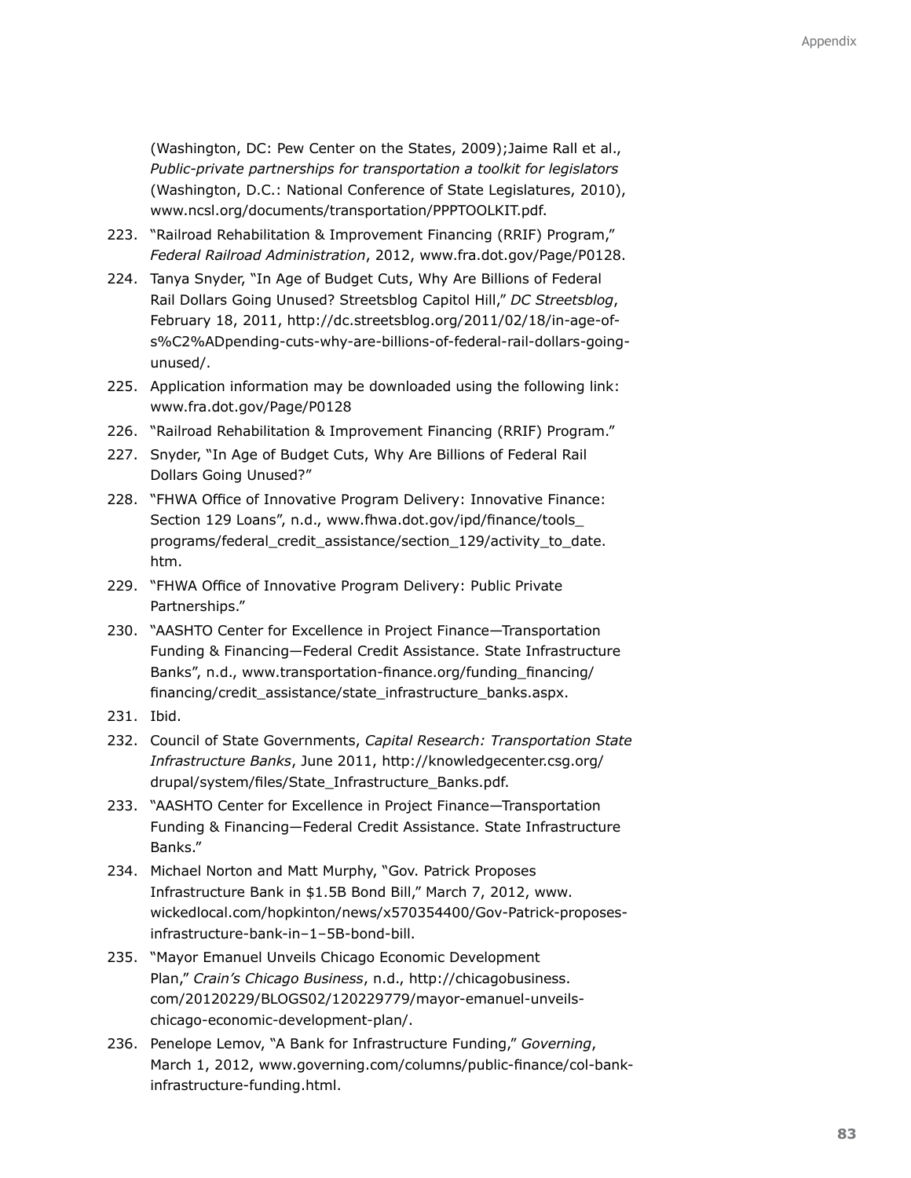(Washington, DC: Pew Center on the States, 2009);Jaime Rall et al., *Public-private partnerships for transportation a toolkit for legislators* (Washington, D.C.: National Conference of State Legislatures, 2010), www.ncsl.org/documents/transportation/PPPTOOLKIT.pdf.

223. "Railroad Rehabilitation & Improvement Financing (RRIF) Program," *Federal Railroad Administration*, 2012, www.fra.dot.gov/Page/P0128.
224. Tanya Snyder, "In Age of Budget Cuts, Why Are Billions of Federal Rail Dollars Going Unused? Streetsblog Capitol Hill," *DC Streetsblog*, February 18, 2011, http://dc.streetsblog.org/2011/02/18/in-age-of-s%C2%ADpending-cuts-why-are-billions-of-federal-rail-dollars-going-unused/.
225. Application information may be downloaded using the following link: www.fra.dot.gov/Page/P0128
226. "Railroad Rehabilitation & Improvement Financing (RRIF) Program."
227. Snyder, "In Age of Budget Cuts, Why Are Billions of Federal Rail Dollars Going Unused?"
228. "FHWA Office of Innovative Program Delivery: Innovative Finance: Section 129 Loans", n.d., www.fhwa.dot.gov/ipd/finance/tools_programs/federal_credit_assistance/section_129/activity_to_date.htm.
229. "FHWA Office of Innovative Program Delivery: Public Private Partnerships."
230. "AASHTO Center for Excellence in Project Finance—Transportation Funding & Financing—Federal Credit Assistance. State Infrastructure Banks", n.d., www.transportation-finance.org/funding_financing/financing/credit_assistance/state_infrastructure_banks.aspx.
231. Ibid.
232. Council of State Governments, *Capital Research: Transportation State Infrastructure Banks*, June 2011, http://knowledgecenter.csg.org/drupal/system/files/State_Infrastructure_Banks.pdf.
233. "AASHTO Center for Excellence in Project Finance—Transportation Funding & Financing—Federal Credit Assistance. State Infrastructure Banks."
234. Michael Norton and Matt Murphy, "Gov. Patrick Proposes Infrastructure Bank in $1.5B Bond Bill," March 7, 2012, www.wickedlocal.com/hopkinton/news/x570354400/Gov-Patrick-proposes-infrastructure-bank-in–1–5B-bond-bill.
235. "Mayor Emanuel Unveils Chicago Economic Development Plan," *Crain's Chicago Business*, n.d., http://chicagobusiness.com/20120229/BLOGS02/120229779/mayor-emanuel-unveils-chicago-economic-development-plan/.
236. Penelope Lemov, "A Bank for Infrastructure Funding," *Governing*, March 1, 2012, www.governing.com/columns/public-finance/col-bank-infrastructure-funding.html.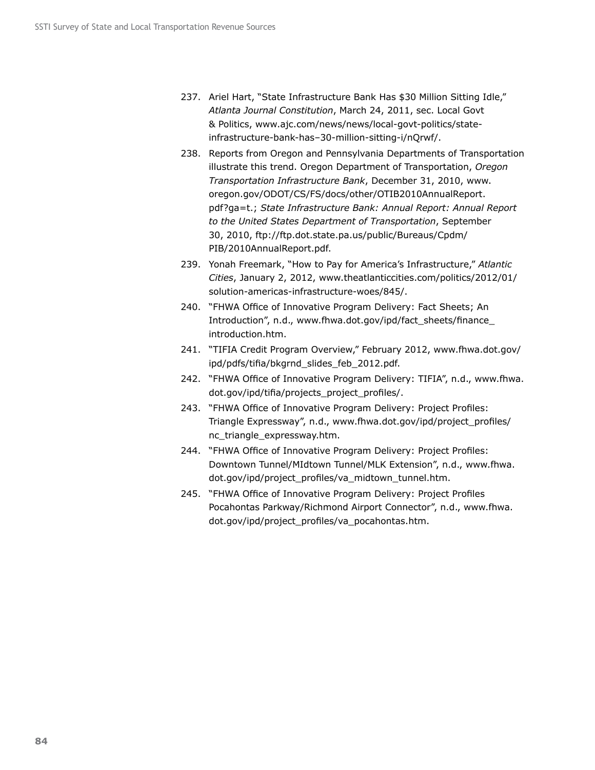237. Ariel Hart, "State Infrastructure Bank Has $30 Million Sitting Idle," *Atlanta Journal Constitution*, March 24, 2011, sec. Local Govt & Politics, www.ajc.com/news/news/local-govt-politics/state-infrastructure-bank-has–30-million-sitting-i/nQrwf/.
238. Reports from Oregon and Pennsylvania Departments of Transportation illustrate this trend. Oregon Department of Transportation, *Oregon Transportation Infrastructure Bank*, December 31, 2010, www.oregon.gov/ODOT/CS/FS/docs/other/OTIB2010AnnualReport.pdf?ga=t.; *State Infrastructure Bank: Annual Report: Annual Report to the United States Department of Transportation*, September 30, 2010, ftp://ftp.dot.state.pa.us/public/Bureaus/Cpdm/PIB/2010AnnualReport.pdf.
239. Yonah Freemark, "How to Pay for America's Infrastructure," *Atlantic Cities*, January 2, 2012, www.theatlanticcities.com/politics/2012/01/solution-americas-infrastructure-woes/845/.
240. "FHWA Office of Innovative Program Delivery: Fact Sheets; An Introduction", n.d., www.fhwa.dot.gov/ipd/fact_sheets/finance_introduction.htm.
241. "TIFIA Credit Program Overview," February 2012, www.fhwa.dot.gov/ipd/pdfs/tifia/bkgrnd_slides_feb_2012.pdf.
242. "FHWA Office of Innovative Program Delivery: TIFIA", n.d., www.fhwa.dot.gov/ipd/tifia/projects_project_profiles/.
243. "FHWA Office of Innovative Program Delivery: Project Profiles: Triangle Expressway", n.d., www.fhwa.dot.gov/ipd/project_profiles/nc_triangle_expressway.htm.
244. "FHWA Office of Innovative Program Delivery: Project Profiles: Downtown Tunnel/MIdtown Tunnel/MLK Extension", n.d., www.fhwa.dot.gov/ipd/project_profiles/va_midtown_tunnel.htm.
245. "FHWA Office of Innovative Program Delivery: Project Profiles Pocahontas Parkway/Richmond Airport Connector", n.d., www.fhwa.dot.gov/ipd/project_profiles/va_pocahontas.htm.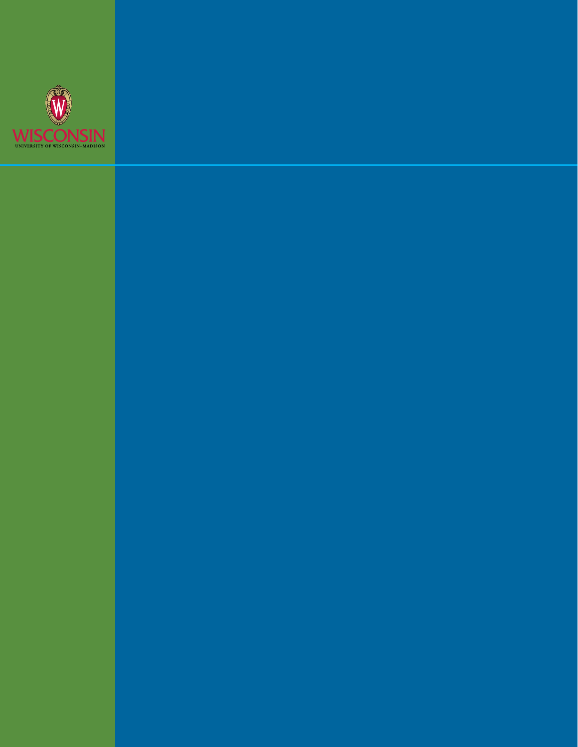WISCONSIN

UNIVERSITY OF WISCONSIN–MADISON